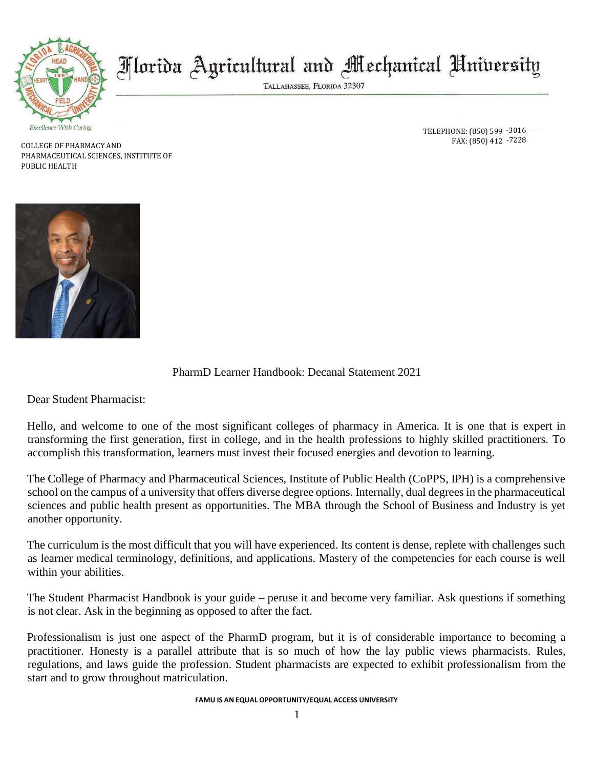# Florida Agricultural and Mechanical University

TALLAHASSEE, FLORIDA 32307

TELEPHONE: (850) 599 -3016
FAX: (850) 412 -7228

COLLEGE OF PHARMACY AND PHARMACEUTICAL SCIENCES, INSTITUTE OF PUBLIC HEALTH

## PharmD Learner Handbook: Decanal Statement 2021

Dear Student Pharmacist:

Hello, and welcome to one of the most significant colleges of pharmacy in America. It is one that is expert in transforming the first generation, first in college, and in the health professions to highly skilled practitioners. To accomplish this transformation, learners must invest their focused energies and devotion to learning.

The College of Pharmacy and Pharmaceutical Sciences, Institute of Public Health (CoPPS, IPH) is a comprehensive school on the campus of a university that offers diverse degree options. Internally, dual degrees in the pharmaceutical sciences and public health present as opportunities. The MBA through the School of Business and Industry is yet another opportunity.

The curriculum is the most difficult that you will have experienced. Its content is dense, replete with challenges such as learner medical terminology, definitions, and applications. Mastery of the competencies for each course is well within your abilities.

The Student Pharmacist Handbook is your guide – peruse it and become very familiar. Ask questions if something is not clear. Ask in the beginning as opposed to after the fact.

Professionalism is just one aspect of the PharmD program, but it is of considerable importance to becoming a practitioner. Honesty is a parallel attribute that is so much of how the lay public views pharmacists. Rules, regulations, and laws guide the profession. Student pharmacists are expected to exhibit professionalism from the start and to grow throughout matriculation.

**FAMU IS AN EQUAL OPPORTUNITY/EQUAL ACCESS UNIVERSITY**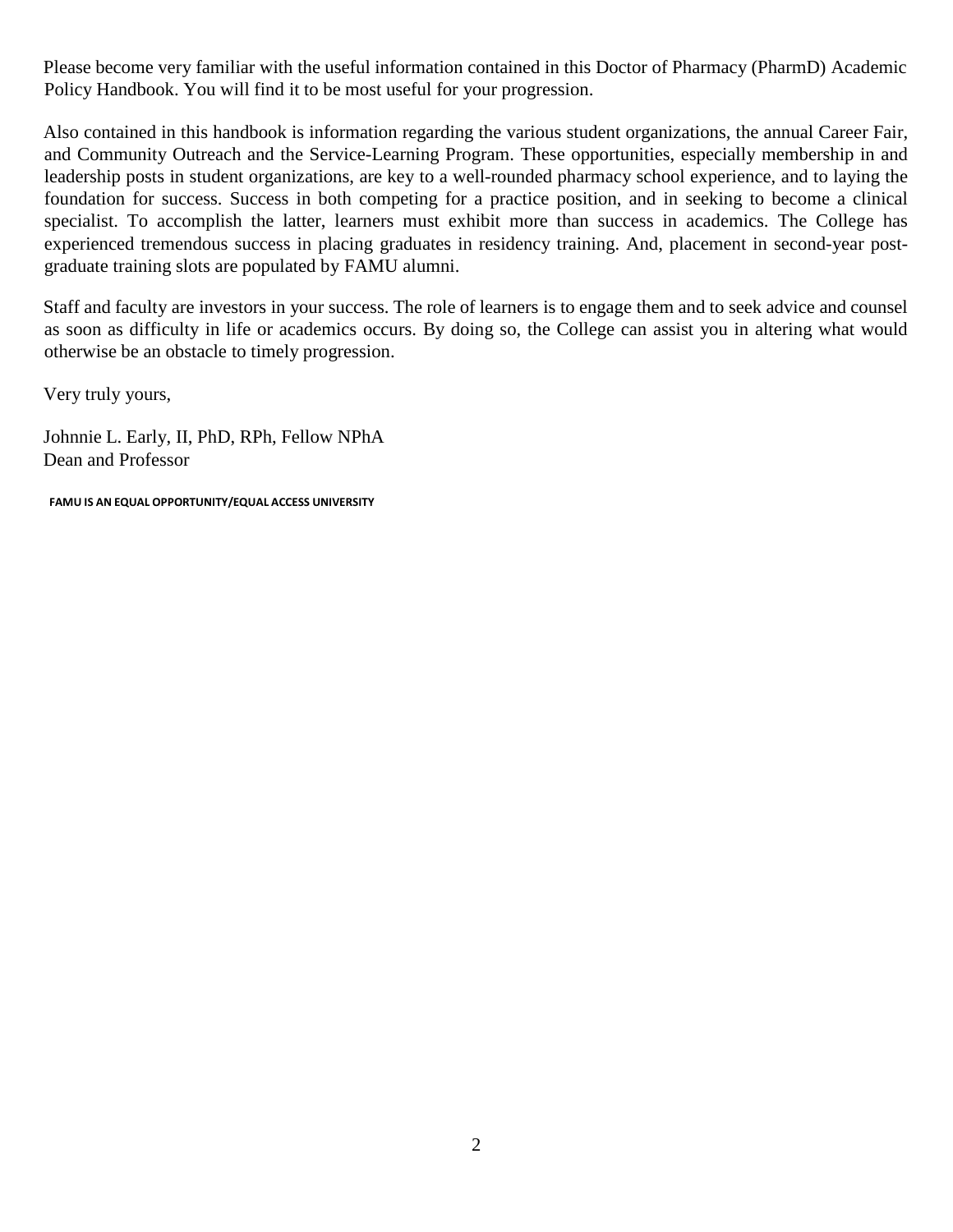Please become very familiar with the useful information contained in this Doctor of Pharmacy (PharmD) Academic Policy Handbook. You will find it to be most useful for your progression.

Also contained in this handbook is information regarding the various student organizations, the annual Career Fair, and Community Outreach and the Service-Learning Program. These opportunities, especially membership in and leadership posts in student organizations, are key to a well-rounded pharmacy school experience, and to laying the foundation for success. Success in both competing for a practice position, and in seeking to become a clinical specialist. To accomplish the latter, learners must exhibit more than success in academics. The College has experienced tremendous success in placing graduates in residency training. And, placement in second-year post-graduate training slots are populated by FAMU alumni.

Staff and faculty are investors in your success. The role of learners is to engage them and to seek advice and counsel as soon as difficulty in life or academics occurs. By doing so, the College can assist you in altering what would otherwise be an obstacle to timely progression.

Very truly yours,

Johnnie L. Early, II, PhD, RPh, Fellow NPhA
Dean and Professor

**FAMU IS AN EQUAL OPPORTUNITY/EQUAL ACCESS UNIVERSITY**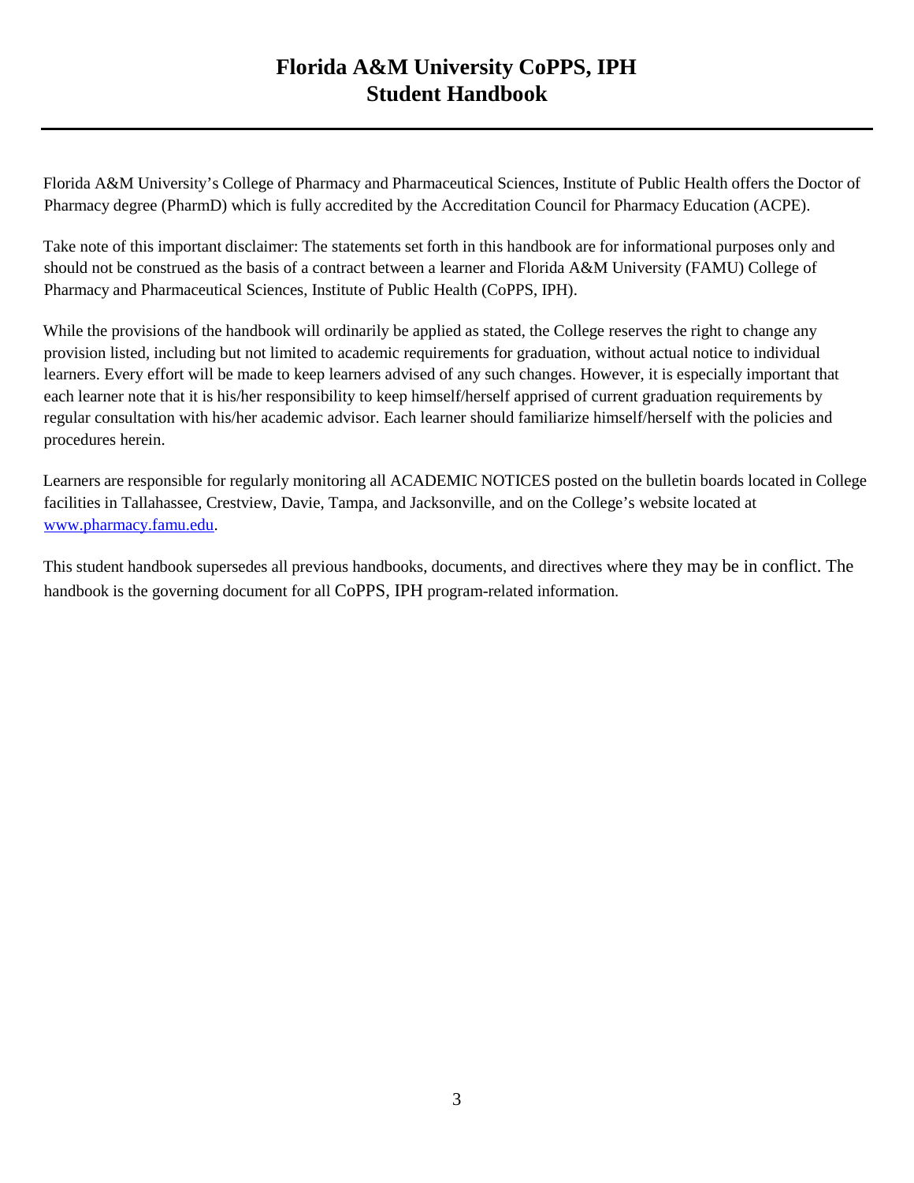# Florida A&M University CoPPS, IPH
# Student Handbook

Florida A&M University's College of Pharmacy and Pharmaceutical Sciences, Institute of Public Health offers the Doctor of Pharmacy degree (PharmD) which is fully accredited by the Accreditation Council for Pharmacy Education (ACPE).

Take note of this important disclaimer: The statements set forth in this handbook are for informational purposes only and should not be construed as the basis of a contract between a learner and Florida A&M University (FAMU) College of Pharmacy and Pharmaceutical Sciences, Institute of Public Health (CoPPS, IPH).

While the provisions of the handbook will ordinarily be applied as stated, the College reserves the right to change any provision listed, including but not limited to academic requirements for graduation, without actual notice to individual learners. Every effort will be made to keep learners advised of any such changes. However, it is especially important that each learner note that it is his/her responsibility to keep himself/herself apprised of current graduation requirements by regular consultation with his/her academic advisor. Each learner should familiarize himself/herself with the policies and procedures herein.

Learners are responsible for regularly monitoring all ACADEMIC NOTICES posted on the bulletin boards located in College facilities in Tallahassee, Crestview, Davie, Tampa, and Jacksonville, and on the College's website located at [www.pharmacy.famu.edu](http://www.pharmacy.famu.edu).

This student handbook supersedes all previous handbooks, documents, and directives where they may be in conflict. The handbook is the governing document for all CoPPS, IPH program-related information.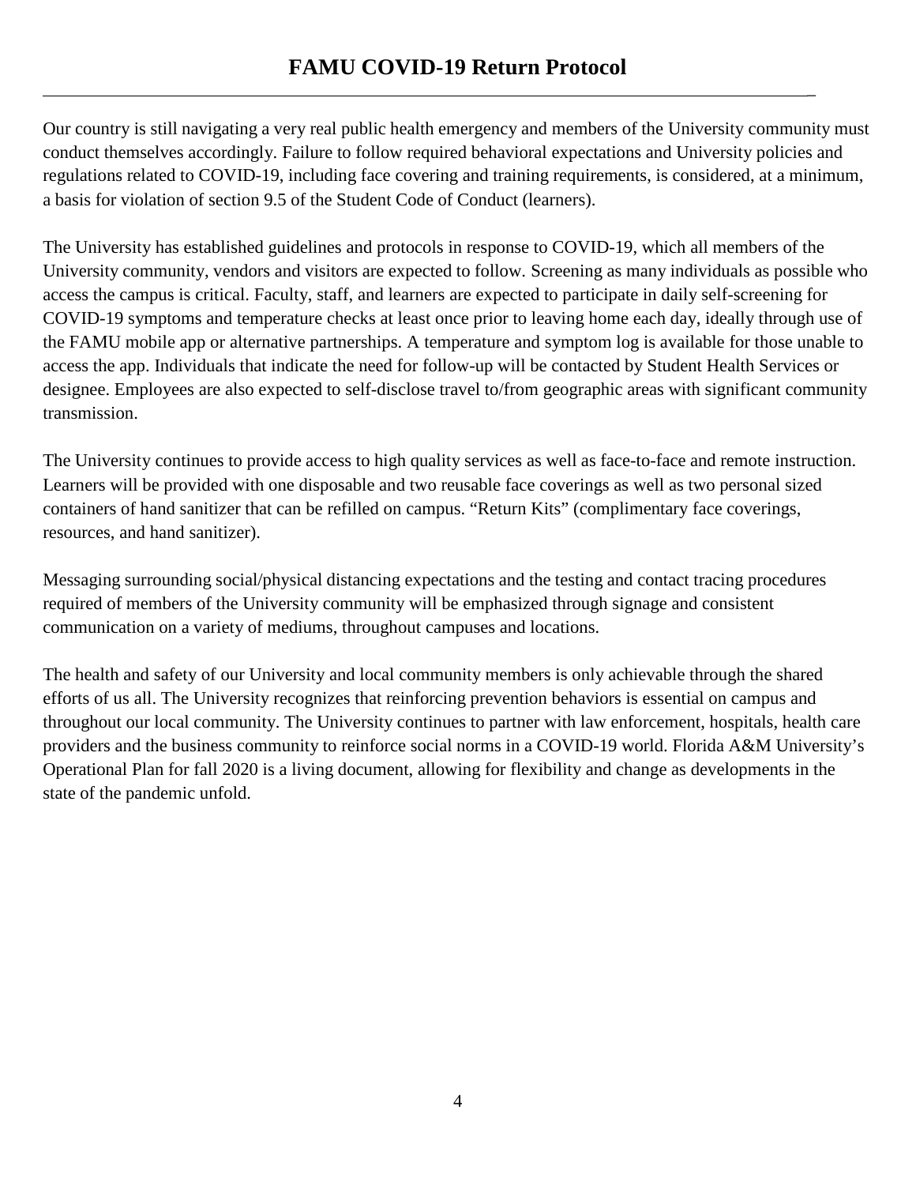# FAMU COVID-19 Return Protocol

Our country is still navigating a very real public health emergency and members of the University community must conduct themselves accordingly. Failure to follow required behavioral expectations and University policies and regulations related to COVID-19, including face covering and training requirements, is considered, at a minimum, a basis for violation of section 9.5 of the Student Code of Conduct (learners).

The University has established guidelines and protocols in response to COVID-19, which all members of the University community, vendors and visitors are expected to follow. Screening as many individuals as possible who access the campus is critical. Faculty, staff, and learners are expected to participate in daily self-screening for COVID-19 symptoms and temperature checks at least once prior to leaving home each day, ideally through use of the FAMU mobile app or alternative partnerships. A temperature and symptom log is available for those unable to access the app. Individuals that indicate the need for follow-up will be contacted by Student Health Services or designee. Employees are also expected to self-disclose travel to/from geographic areas with significant community transmission.

The University continues to provide access to high quality services as well as face-to-face and remote instruction. Learners will be provided with one disposable and two reusable face coverings as well as two personal sized containers of hand sanitizer that can be refilled on campus. "Return Kits" (complimentary face coverings, resources, and hand sanitizer).

Messaging surrounding social/physical distancing expectations and the testing and contact tracing procedures required of members of the University community will be emphasized through signage and consistent communication on a variety of mediums, throughout campuses and locations.

The health and safety of our University and local community members is only achievable through the shared efforts of us all. The University recognizes that reinforcing prevention behaviors is essential on campus and throughout our local community. The University continues to partner with law enforcement, hospitals, health care providers and the business community to reinforce social norms in a COVID-19 world. Florida A&M University's Operational Plan for fall 2020 is a living document, allowing for flexibility and change as developments in the state of the pandemic unfold.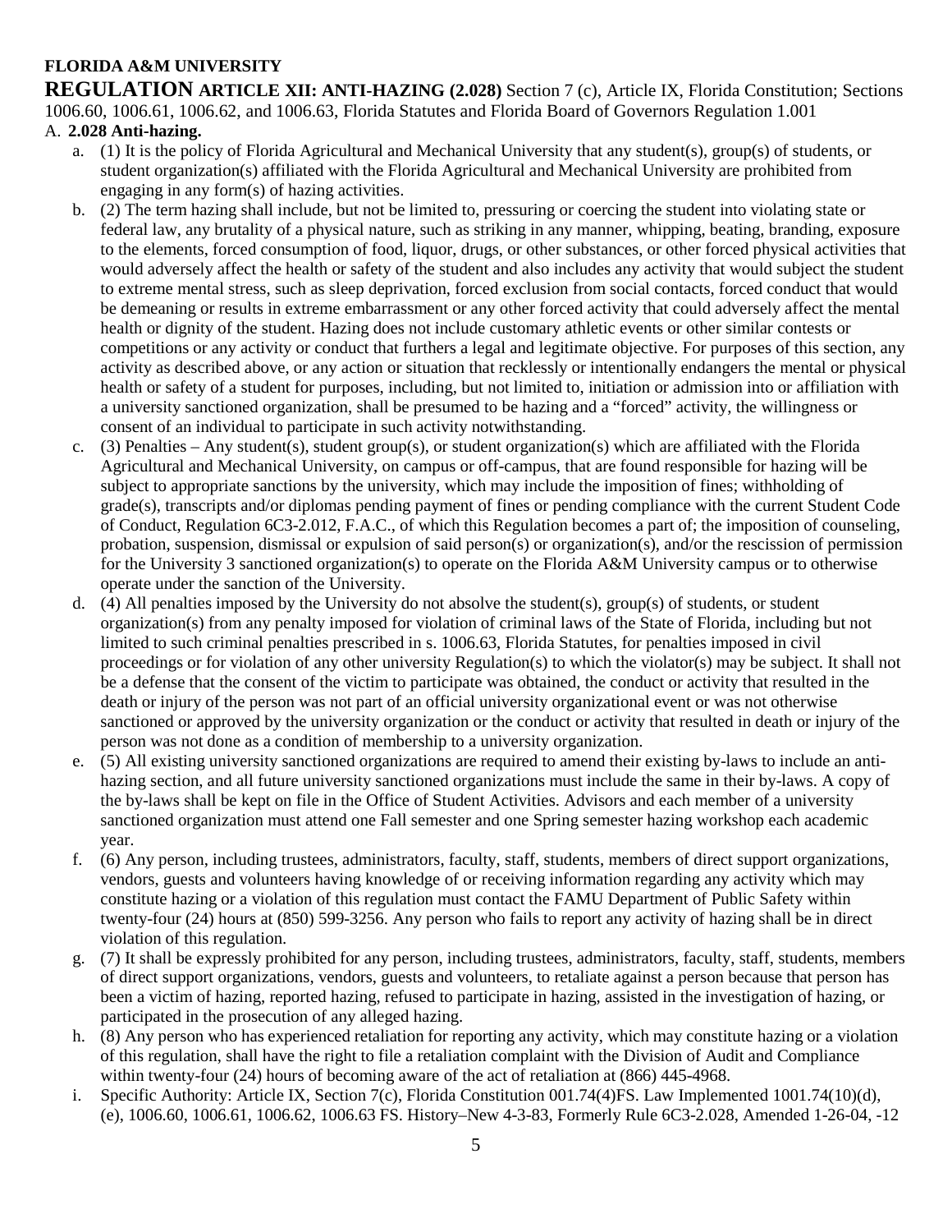**FLORIDA A&M UNIVERSITY**

**REGULATION ARTICLE XII: ANTI-HAZING (2.028)** Section 7 (c), Article IX, Florida Constitution; Sections 1006.60, 1006.61, 1006.62, and 1006.63, Florida Statutes and Florida Board of Governors Regulation 1.001

A. **2.028 Anti-hazing.**

a. (1) It is the policy of Florida Agricultural and Mechanical University that any student(s), group(s) of students, or student organization(s) affiliated with the Florida Agricultural and Mechanical University are prohibited from engaging in any form(s) of hazing activities.

b. (2) The term hazing shall include, but not be limited to, pressuring or coercing the student into violating state or federal law, any brutality of a physical nature, such as striking in any manner, whipping, beating, branding, exposure to the elements, forced consumption of food, liquor, drugs, or other substances, or other forced physical activities that would adversely affect the health or safety of the student and also includes any activity that would subject the student to extreme mental stress, such as sleep deprivation, forced exclusion from social contacts, forced conduct that would be demeaning or results in extreme embarrassment or any other forced activity that could adversely affect the mental health or dignity of the student. Hazing does not include customary athletic events or other similar contests or competitions or any activity or conduct that furthers a legal and legitimate objective. For purposes of this section, any activity as described above, or any action or situation that recklessly or intentionally endangers the mental or physical health or safety of a student for purposes, including, but not limited to, initiation or admission into or affiliation with a university sanctioned organization, shall be presumed to be hazing and a "forced" activity, the willingness or consent of an individual to participate in such activity notwithstanding.

c. (3) Penalties – Any student(s), student group(s), or student organization(s) which are affiliated with the Florida Agricultural and Mechanical University, on campus or off-campus, that are found responsible for hazing will be subject to appropriate sanctions by the university, which may include the imposition of fines; withholding of grade(s), transcripts and/or diplomas pending payment of fines or pending compliance with the current Student Code of Conduct, Regulation 6C3-2.012, F.A.C., of which this Regulation becomes a part of; the imposition of counseling, probation, suspension, dismissal or expulsion of said person(s) or organization(s), and/or the rescission of permission for the University 3 sanctioned organization(s) to operate on the Florida A&M University campus or to otherwise operate under the sanction of the University.

d. (4) All penalties imposed by the University do not absolve the student(s), group(s) of students, or student organization(s) from any penalty imposed for violation of criminal laws of the State of Florida, including but not limited to such criminal penalties prescribed in s. 1006.63, Florida Statutes, for penalties imposed in civil proceedings or for violation of any other university Regulation(s) to which the violator(s) may be subject. It shall not be a defense that the consent of the victim to participate was obtained, the conduct or activity that resulted in the death or injury of the person was not part of an official university organizational event or was not otherwise sanctioned or approved by the university organization or the conduct or activity that resulted in death or injury of the person was not done as a condition of membership to a university organization.

e. (5) All existing university sanctioned organizations are required to amend their existing by-laws to include an anti-hazing section, and all future university sanctioned organizations must include the same in their by-laws. A copy of the by-laws shall be kept on file in the Office of Student Activities. Advisors and each member of a university sanctioned organization must attend one Fall semester and one Spring semester hazing workshop each academic year.

f. (6) Any person, including trustees, administrators, faculty, staff, students, members of direct support organizations, vendors, guests and volunteers having knowledge of or receiving information regarding any activity which may constitute hazing or a violation of this regulation must contact the FAMU Department of Public Safety within twenty-four (24) hours at (850) 599-3256. Any person who fails to report any activity of hazing shall be in direct violation of this regulation.

g. (7) It shall be expressly prohibited for any person, including trustees, administrators, faculty, staff, students, members of direct support organizations, vendors, guests and volunteers, to retaliate against a person because that person has been a victim of hazing, reported hazing, refused to participate in hazing, assisted in the investigation of hazing, or participated in the prosecution of any alleged hazing.

h. (8) Any person who has experienced retaliation for reporting any activity, which may constitute hazing or a violation of this regulation, shall have the right to file a retaliation complaint with the Division of Audit and Compliance within twenty-four (24) hours of becoming aware of the act of retaliation at (866) 445-4968.

i. Specific Authority: Article IX, Section 7(c), Florida Constitution 001.74(4)FS. Law Implemented 1001.74(10)(d), (e), 1006.60, 1006.61, 1006.62, 1006.63 FS. History–New 4-3-83, Formerly Rule 6C3-2.028, Amended 1-26-04, -12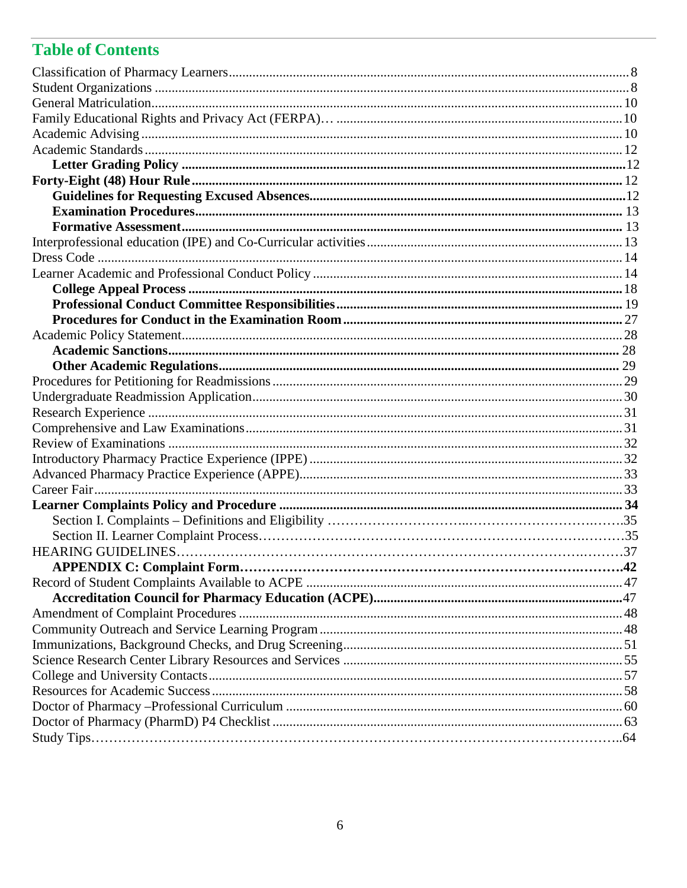## Table of Contents

Classification of Pharmacy Learners ........ 8
Student Organizations ........ 8
General Matriculation ........ 10
Family Educational Rights and Privacy Act (FERPA)… ........ 10
Academic Advising ........ 10
Academic Standards ........ 12
**Letter Grading Policy** ........ 12
**Forty-Eight (48) Hour Rule** ........ 12
**Guidelines for Requesting Excused Absences** ........ 12
**Examination Procedures** ........ 13
**Formative Assessment** ........ 13
Interprofessional education (IPE) and Co-Curricular activities ........ 13
Dress Code ........ 14
Learner Academic and Professional Conduct Policy ........ 14
**College Appeal Process** ........ 18
**Professional Conduct Committee Responsibilities** ........ 19
**Procedures for Conduct in the Examination Room** ........ 27
Academic Policy Statement ........ 28
**Academic Sanctions** ........ 28
**Other Academic Regulations** ........ 29
Procedures for Petitioning for Readmissions ........ 29
Undergraduate Readmission Application ........ 30
Research Experience ........ 31
Comprehensive and Law Examinations ........ 31
Review of Examinations ........ 32
Introductory Pharmacy Practice Experience (IPPE) ........ 32
Advanced Pharmacy Practice Experience (APPE) ........ 33
Career Fair ........ 33
**Learner Complaints Policy and Procedure** ........ **34**
Section I. Complaints – Definitions and Eligibility ........ 35
Section II. Learner Complaint Process ........ 35
HEARING GUIDELINES ........ 37
**APPENDIX C: Complaint Form** ........ **42**
Record of Student Complaints Available to ACPE ........ 47
**Accreditation Council for Pharmacy Education (ACPE)** ........ 47
Amendment of Complaint Procedures ........ 48
Community Outreach and Service Learning Program ........ 48
Immunizations, Background Checks, and Drug Screening ........ 51
Science Research Center Library Resources and Services ........ 55
College and University Contacts ........ 57
Resources for Academic Success ........ 58
Doctor of Pharmacy –Professional Curriculum ........ 60
Doctor of Pharmacy (PharmD) P4 Checklist ........ 63
Study Tips ........ 64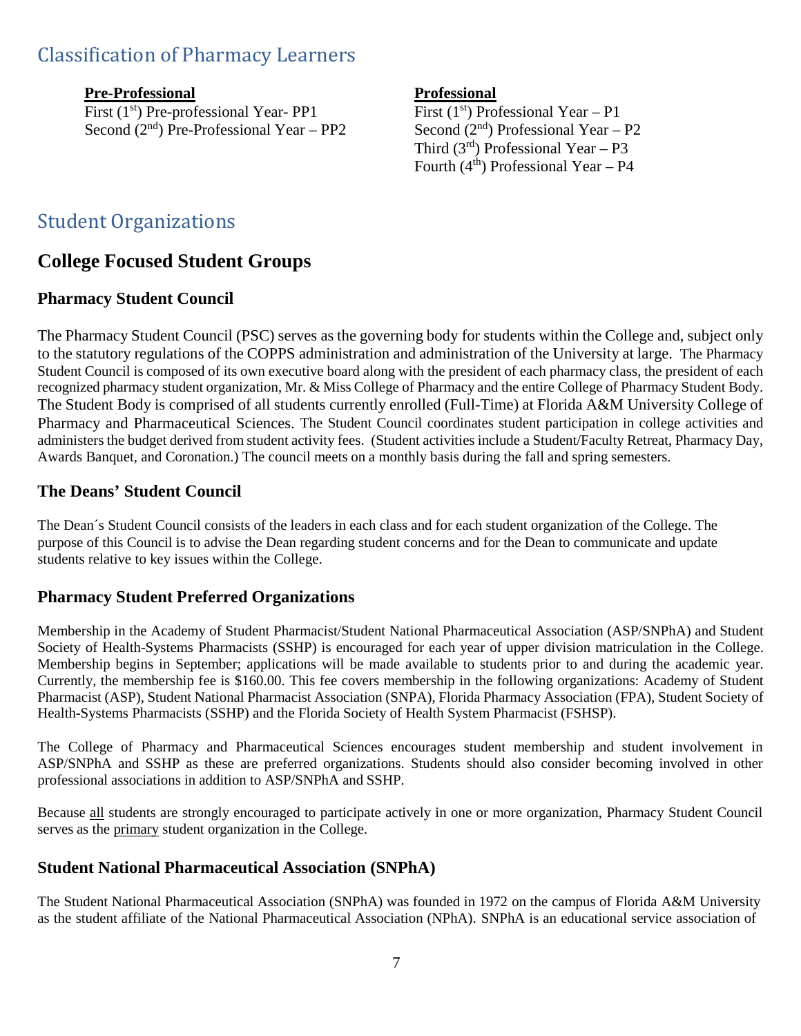## Classification of Pharmacy Learners

**Pre-Professional**

First (1st) Pre-professional Year- PP1
Second (2nd) Pre-Professional Year – PP2

**Professional**

First (1st) Professional Year – P1
Second (2nd) Professional Year – P2
Third (3rd) Professional Year – P3
Fourth (4th) Professional Year – P4

## Student Organizations

# College Focused Student Groups

### Pharmacy Student Council

The Pharmacy Student Council (PSC) serves as the governing body for students within the College and, subject only to the statutory regulations of the COPPS administration and administration of the University at large. The Pharmacy Student Council is composed of its own executive board along with the president of each pharmacy class, the president of each recognized pharmacy student organization, Mr. & Miss College of Pharmacy and the entire College of Pharmacy Student Body. The Student Body is comprised of all students currently enrolled (Full-Time) at Florida A&M University College of Pharmacy and Pharmaceutical Sciences. The Student Council coordinates student participation in college activities and administers the budget derived from student activity fees. (Student activities include a Student/Faculty Retreat, Pharmacy Day, Awards Banquet, and Coronation.) The council meets on a monthly basis during the fall and spring semesters.

### The Deans' Student Council

The Dean´s Student Council consists of the leaders in each class and for each student organization of the College. The purpose of this Council is to advise the Dean regarding student concerns and for the Dean to communicate and update students relative to key issues within the College.

### Pharmacy Student Preferred Organizations

Membership in the Academy of Student Pharmacist/Student National Pharmaceutical Association (ASP/SNPhA) and Student Society of Health-Systems Pharmacists (SSHP) is encouraged for each year of upper division matriculation in the College. Membership begins in September; applications will be made available to students prior to and during the academic year. Currently, the membership fee is $160.00. This fee covers membership in the following organizations: Academy of Student Pharmacist (ASP), Student National Pharmacist Association (SNPA), Florida Pharmacy Association (FPA), Student Society of Health-Systems Pharmacists (SSHP) and the Florida Society of Health System Pharmacist (FSHSP).

The College of Pharmacy and Pharmaceutical Sciences encourages student membership and student involvement in ASP/SNPhA and SSHP as these are preferred organizations. Students should also consider becoming involved in other professional associations in addition to ASP/SNPhA and SSHP.

Because all students are strongly encouraged to participate actively in one or more organization, Pharmacy Student Council serves as the primary student organization in the College.

### Student National Pharmaceutical Association (SNPhA)

The Student National Pharmaceutical Association (SNPhA) was founded in 1972 on the campus of Florida A&M University as the student affiliate of the National Pharmaceutical Association (NPhA). SNPhA is an educational service association of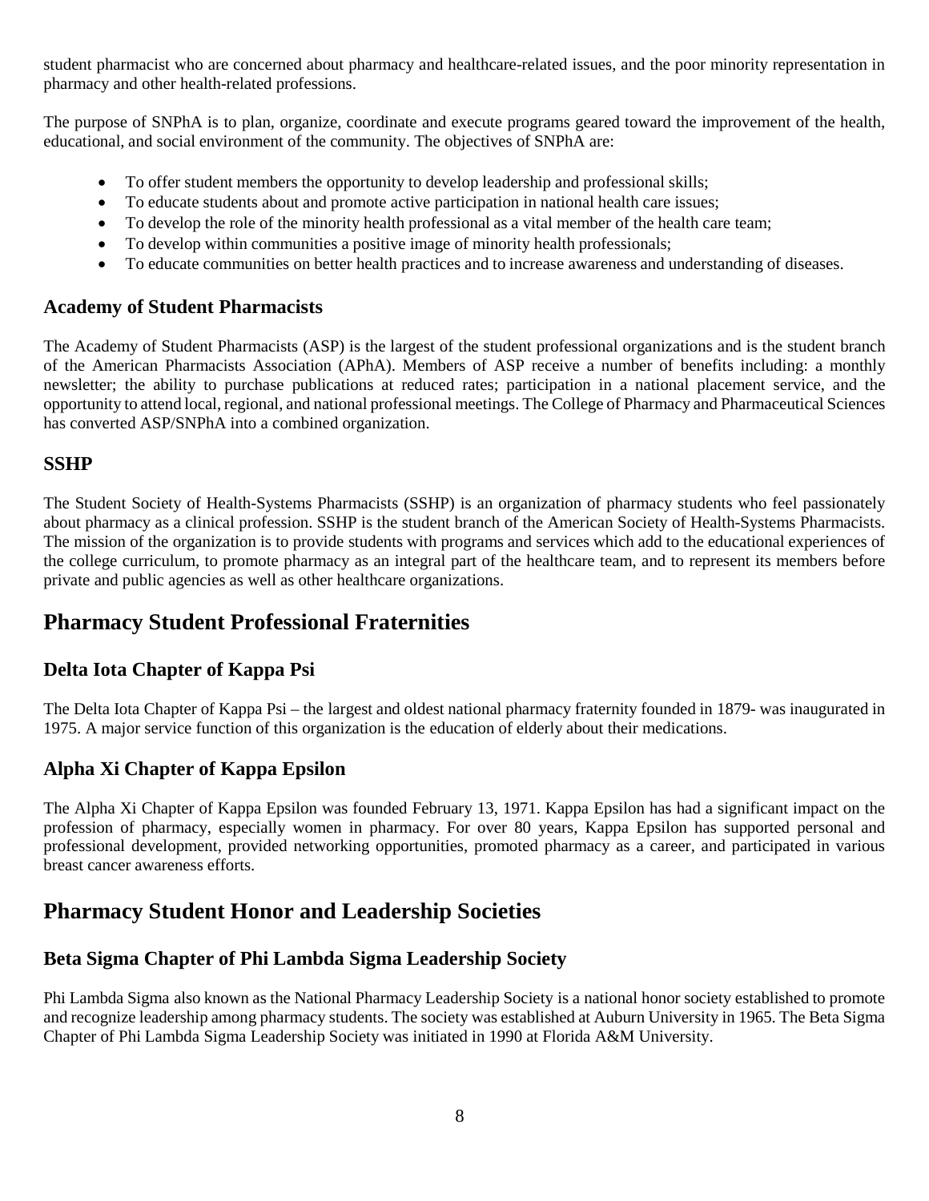student pharmacist who are concerned about pharmacy and healthcare-related issues, and the poor minority representation in pharmacy and other health-related professions.

The purpose of SNPhA is to plan, organize, coordinate and execute programs geared toward the improvement of the health, educational, and social environment of the community. The objectives of SNPhA are:

- To offer student members the opportunity to develop leadership and professional skills;
- To educate students about and promote active participation in national health care issues;
- To develop the role of the minority health professional as a vital member of the health care team;
- To develop within communities a positive image of minority health professionals;
- To educate communities on better health practices and to increase awareness and understanding of diseases.

### Academy of Student Pharmacists

The Academy of Student Pharmacists (ASP) is the largest of the student professional organizations and is the student branch of the American Pharmacists Association (APhA). Members of ASP receive a number of benefits including: a monthly newsletter; the ability to purchase publications at reduced rates; participation in a national placement service, and the opportunity to attend local, regional, and national professional meetings. The College of Pharmacy and Pharmaceutical Sciences has converted ASP/SNPhA into a combined organization.

### SSHP

The Student Society of Health-Systems Pharmacists (SSHP) is an organization of pharmacy students who feel passionately about pharmacy as a clinical profession. SSHP is the student branch of the American Society of Health-Systems Pharmacists. The mission of the organization is to provide students with programs and services which add to the educational experiences of the college curriculum, to promote pharmacy as an integral part of the healthcare team, and to represent its members before private and public agencies as well as other healthcare organizations.

## Pharmacy Student Professional Fraternities

### Delta Iota Chapter of Kappa Psi

The Delta Iota Chapter of Kappa Psi – the largest and oldest national pharmacy fraternity founded in 1879- was inaugurated in 1975. A major service function of this organization is the education of elderly about their medications.

### Alpha Xi Chapter of Kappa Epsilon

The Alpha Xi Chapter of Kappa Epsilon was founded February 13, 1971. Kappa Epsilon has had a significant impact on the profession of pharmacy, especially women in pharmacy. For over 80 years, Kappa Epsilon has supported personal and professional development, provided networking opportunities, promoted pharmacy as a career, and participated in various breast cancer awareness efforts.

## Pharmacy Student Honor and Leadership Societies

### Beta Sigma Chapter of Phi Lambda Sigma Leadership Society

Phi Lambda Sigma also known as the National Pharmacy Leadership Society is a national honor society established to promote and recognize leadership among pharmacy students. The society was established at Auburn University in 1965. The Beta Sigma Chapter of Phi Lambda Sigma Leadership Society was initiated in 1990 at Florida A&M University.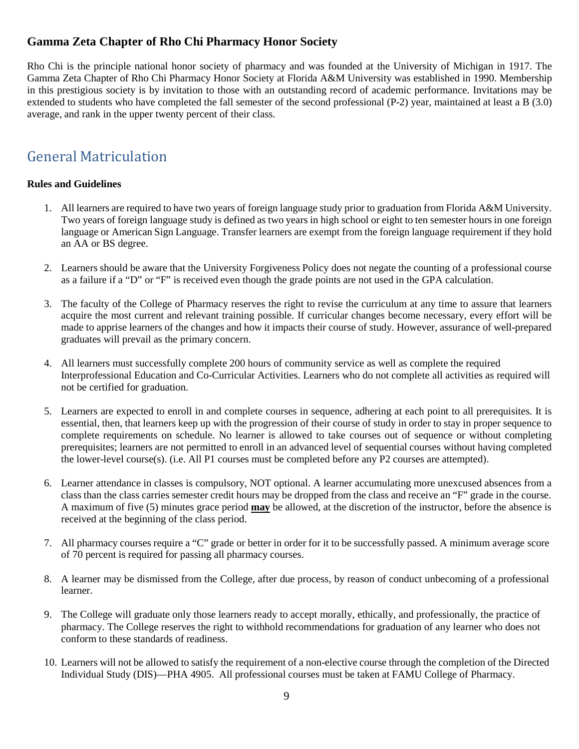### Gamma Zeta Chapter of Rho Chi Pharmacy Honor Society

Rho Chi is the principle national honor society of pharmacy and was founded at the University of Michigan in 1917. The Gamma Zeta Chapter of Rho Chi Pharmacy Honor Society at Florida A&M University was established in 1990. Membership in this prestigious society is by invitation to those with an outstanding record of academic performance. Invitations may be extended to students who have completed the fall semester of the second professional (P-2) year, maintained at least a B (3.0) average, and rank in the upper twenty percent of their class.

## General Matriculation

**Rules and Guidelines**

1. All learners are required to have two years of foreign language study prior to graduation from Florida A&M University. Two years of foreign language study is defined as two years in high school or eight to ten semester hours in one foreign language or American Sign Language. Transfer learners are exempt from the foreign language requirement if they hold an AA or BS degree.

2. Learners should be aware that the University Forgiveness Policy does not negate the counting of a professional course as a failure if a "D" or "F" is received even though the grade points are not used in the GPA calculation.

3. The faculty of the College of Pharmacy reserves the right to revise the curriculum at any time to assure that learners acquire the most current and relevant training possible. If curricular changes become necessary, every effort will be made to apprise learners of the changes and how it impacts their course of study. However, assurance of well-prepared graduates will prevail as the primary concern.

4. All learners must successfully complete 200 hours of community service as well as complete the required Interprofessional Education and Co-Curricular Activities. Learners who do not complete all activities as required will not be certified for graduation.

5. Learners are expected to enroll in and complete courses in sequence, adhering at each point to all prerequisites. It is essential, then, that learners keep up with the progression of their course of study in order to stay in proper sequence to complete requirements on schedule. No learner is allowed to take courses out of sequence or without completing prerequisites; learners are not permitted to enroll in an advanced level of sequential courses without having completed the lower-level course(s). (i.e. All P1 courses must be completed before any P2 courses are attempted).

6. Learner attendance in classes is compulsory, NOT optional. A learner accumulating more unexcused absences from a class than the class carries semester credit hours may be dropped from the class and receive an "F" grade in the course. A maximum of five (5) minutes grace period **may** be allowed, at the discretion of the instructor, before the absence is received at the beginning of the class period.

7. All pharmacy courses require a "C" grade or better in order for it to be successfully passed. A minimum average score of 70 percent is required for passing all pharmacy courses.

8. A learner may be dismissed from the College, after due process, by reason of conduct unbecoming of a professional learner.

9. The College will graduate only those learners ready to accept morally, ethically, and professionally, the practice of pharmacy. The College reserves the right to withhold recommendations for graduation of any learner who does not conform to these standards of readiness.

10. Learners will not be allowed to satisfy the requirement of a non-elective course through the completion of the Directed Individual Study (DIS)—PHA 4905. All professional courses must be taken at FAMU College of Pharmacy.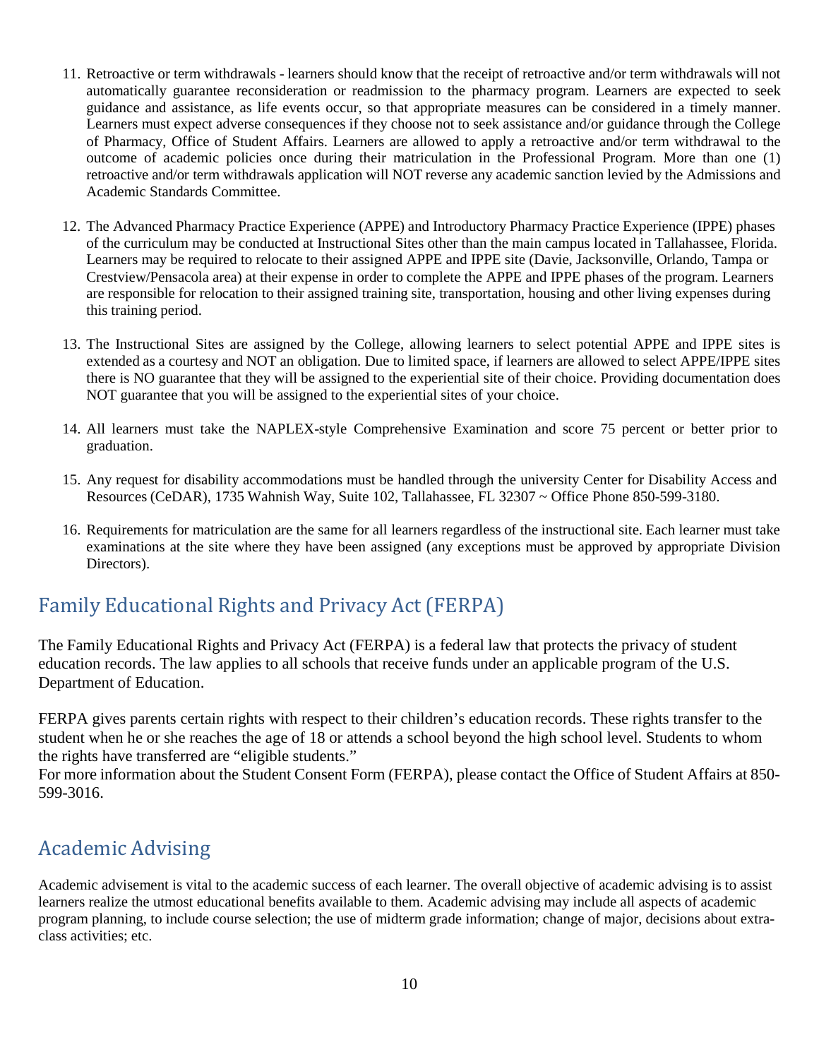11. Retroactive or term withdrawals - learners should know that the receipt of retroactive and/or term withdrawals will not automatically guarantee reconsideration or readmission to the pharmacy program. Learners are expected to seek guidance and assistance, as life events occur, so that appropriate measures can be considered in a timely manner. Learners must expect adverse consequences if they choose not to seek assistance and/or guidance through the College of Pharmacy, Office of Student Affairs. Learners are allowed to apply a retroactive and/or term withdrawal to the outcome of academic policies once during their matriculation in the Professional Program. More than one (1) retroactive and/or term withdrawals application will NOT reverse any academic sanction levied by the Admissions and Academic Standards Committee.

12. The Advanced Pharmacy Practice Experience (APPE) and Introductory Pharmacy Practice Experience (IPPE) phases of the curriculum may be conducted at Instructional Sites other than the main campus located in Tallahassee, Florida. Learners may be required to relocate to their assigned APPE and IPPE site (Davie, Jacksonville, Orlando, Tampa or Crestview/Pensacola area) at their expense in order to complete the APPE and IPPE phases of the program. Learners are responsible for relocation to their assigned training site, transportation, housing and other living expenses during this training period.

13. The Instructional Sites are assigned by the College, allowing learners to select potential APPE and IPPE sites is extended as a courtesy and NOT an obligation. Due to limited space, if learners are allowed to select APPE/IPPE sites there is NO guarantee that they will be assigned to the experiential site of their choice. Providing documentation does NOT guarantee that you will be assigned to the experiential sites of your choice.

14. All learners must take the NAPLEX-style Comprehensive Examination and score 75 percent or better prior to graduation.

15. Any request for disability accommodations must be handled through the university Center for Disability Access and Resources (CeDAR), 1735 Wahnish Way, Suite 102, Tallahassee, FL 32307 ~ Office Phone 850-599-3180.

16. Requirements for matriculation are the same for all learners regardless of the instructional site. Each learner must take examinations at the site where they have been assigned (any exceptions must be approved by appropriate Division Directors).

## Family Educational Rights and Privacy Act (FERPA)

The Family Educational Rights and Privacy Act (FERPA) is a federal law that protects the privacy of student education records. The law applies to all schools that receive funds under an applicable program of the U.S. Department of Education.

FERPA gives parents certain rights with respect to their children's education records. These rights transfer to the student when he or she reaches the age of 18 or attends a school beyond the high school level. Students to whom the rights have transferred are "eligible students."
For more information about the Student Consent Form (FERPA), please contact the Office of Student Affairs at 850-599-3016.

## Academic Advising

Academic advisement is vital to the academic success of each learner. The overall objective of academic advising is to assist learners realize the utmost educational benefits available to them. Academic advising may include all aspects of academic program planning, to include course selection; the use of midterm grade information; change of major, decisions about extra-class activities; etc.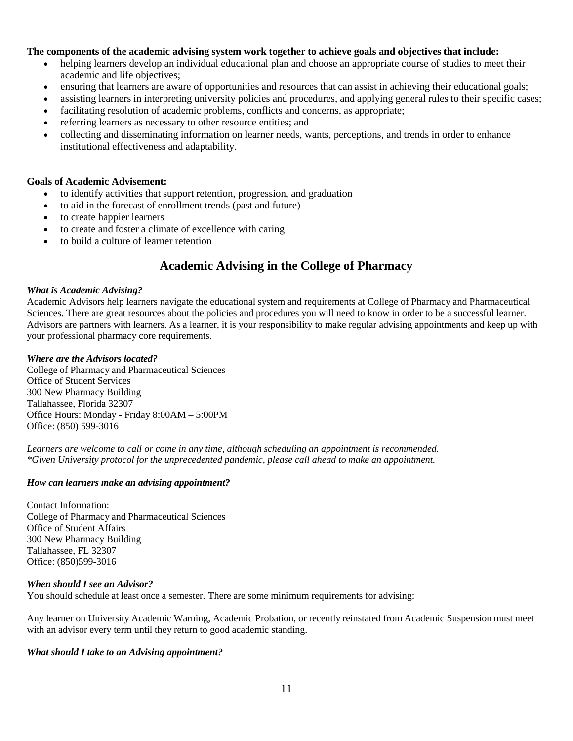**The components of the academic advising system work together to achieve goals and objectives that include:**

- helping learners develop an individual educational plan and choose an appropriate course of studies to meet their academic and life objectives;
- ensuring that learners are aware of opportunities and resources that can assist in achieving their educational goals;
- assisting learners in interpreting university policies and procedures, and applying general rules to their specific cases;
- facilitating resolution of academic problems, conflicts and concerns, as appropriate;
- referring learners as necessary to other resource entities; and
- collecting and disseminating information on learner needs, wants, perceptions, and trends in order to enhance institutional effectiveness and adaptability.

**Goals of Academic Advisement:**

- to identify activities that support retention, progression, and graduation
- to aid in the forecast of enrollment trends (past and future)
- to create happier learners
- to create and foster a climate of excellence with caring
- to build a culture of learner retention

## Academic Advising in the College of Pharmacy

***What is Academic Advising?***

Academic Advisors help learners navigate the educational system and requirements at College of Pharmacy and Pharmaceutical Sciences. There are great resources about the policies and procedures you will need to know in order to be a successful learner. Advisors are partners with learners. As a learner, it is your responsibility to make regular advising appointments and keep up with your professional pharmacy core requirements.

***Where are the Advisors located?***

College of Pharmacy and Pharmaceutical Sciences
Office of Student Services
300 New Pharmacy Building
Tallahassee, Florida 32307
Office Hours: Monday - Friday 8:00AM – 5:00PM
Office: (850) 599-3016

*Learners are welcome to call or come in any time, although scheduling an appointment is recommended.*
*\*Given University protocol for the unprecedented pandemic, please call ahead to make an appointment.*

***How can learners make an advising appointment?***

Contact Information:
College of Pharmacy and Pharmaceutical Sciences
Office of Student Affairs
300 New Pharmacy Building
Tallahassee, FL 32307
Office: (850)599-3016

***When should I see an Advisor?***

You should schedule at least once a semester. There are some minimum requirements for advising:

Any learner on University Academic Warning, Academic Probation, or recently reinstated from Academic Suspension must meet with an advisor every term until they return to good academic standing.

***What should I take to an Advising appointment?***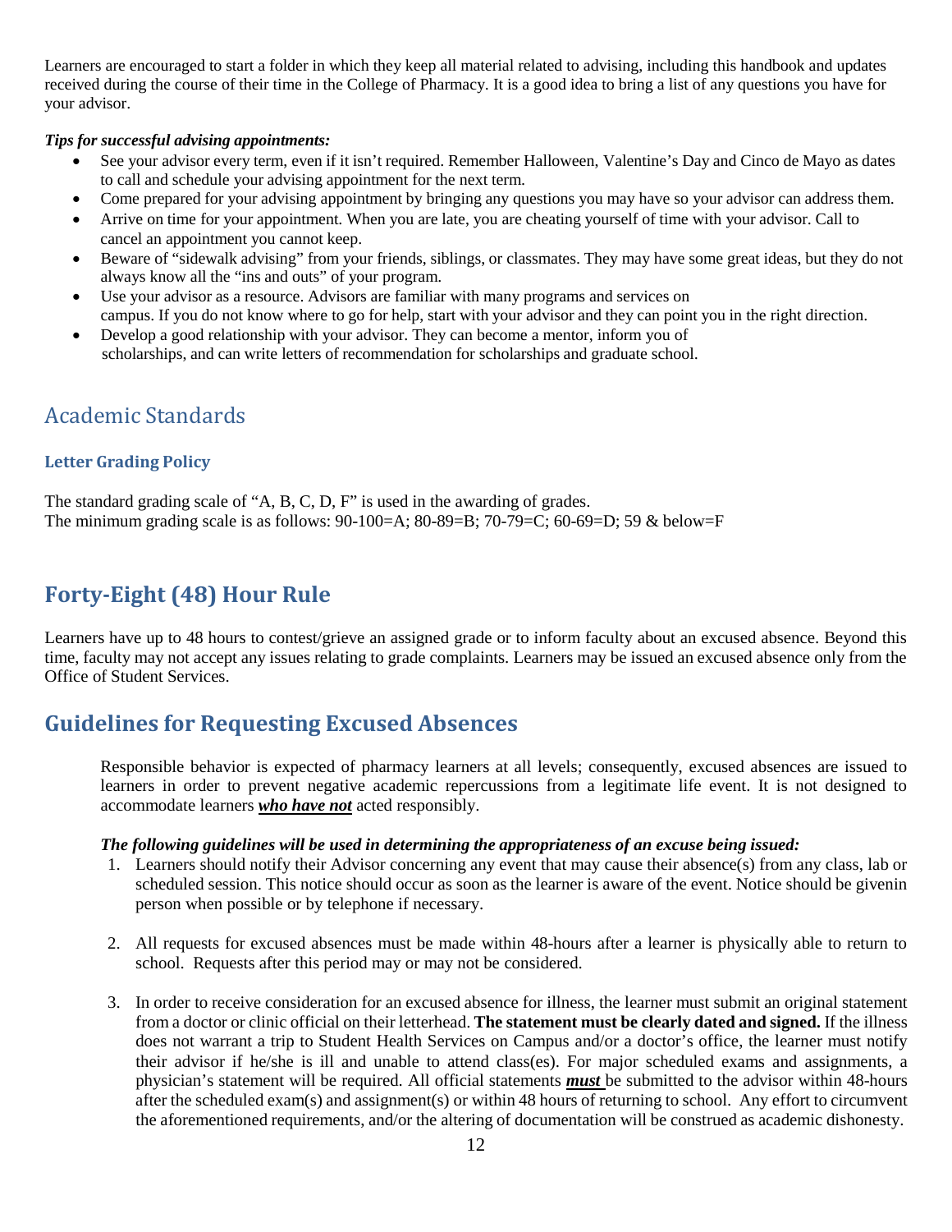Learners are encouraged to start a folder in which they keep all material related to advising, including this handbook and updates received during the course of their time in the College of Pharmacy. It is a good idea to bring a list of any questions you have for your advisor.

***Tips for successful advising appointments:***

- See your advisor every term, even if it isn't required. Remember Halloween, Valentine's Day and Cinco de Mayo as dates to call and schedule your advising appointment for the next term.
- Come prepared for your advising appointment by bringing any questions you may have so your advisor can address them.
- Arrive on time for your appointment. When you are late, you are cheating yourself of time with your advisor. Call to cancel an appointment you cannot keep.
- Beware of "sidewalk advising" from your friends, siblings, or classmates. They may have some great ideas, but they do not always know all the "ins and outs" of your program.
- Use your advisor as a resource. Advisors are familiar with many programs and services on campus. If you do not know where to go for help, start with your advisor and they can point you in the right direction.
- Develop a good relationship with your advisor. They can become a mentor, inform you of scholarships, and can write letters of recommendation for scholarships and graduate school.

## Academic Standards

### Letter Grading Policy

The standard grading scale of "A, B, C, D, F" is used in the awarding of grades.
The minimum grading scale is as follows: 90-100=A; 80-89=B; 70-79=C; 60-69=D; 59 & below=F

## Forty-Eight (48) Hour Rule

Learners have up to 48 hours to contest/grieve an assigned grade or to inform faculty about an excused absence. Beyond this time, faculty may not accept any issues relating to grade complaints. Learners may be issued an excused absence only from the Office of Student Services.

## Guidelines for Requesting Excused Absences

Responsible behavior is expected of pharmacy learners at all levels; consequently, excused absences are issued to learners in order to prevent negative academic repercussions from a legitimate life event. It is not designed to accommodate learners ***who have not*** acted responsibly.

***The following guidelines will be used in determining the appropriateness of an excuse being issued:***

1. Learners should notify their Advisor concerning any event that may cause their absence(s) from any class, lab or scheduled session. This notice should occur as soon as the learner is aware of the event. Notice should be givenin person when possible or by telephone if necessary.

2. All requests for excused absences must be made within 48-hours after a learner is physically able to return to school. Requests after this period may or may not be considered.

3. In order to receive consideration for an excused absence for illness, the learner must submit an original statement from a doctor or clinic official on their letterhead. **The statement must be clearly dated and signed.** If the illness does not warrant a trip to Student Health Services on Campus and/or a doctor's office, the learner must notify their advisor if he/she is ill and unable to attend class(es). For major scheduled exams and assignments, a physician's statement will be required. All official statements ***must*** be submitted to the advisor within 48-hours after the scheduled exam(s) and assignment(s) or within 48 hours of returning to school. Any effort to circumvent the aforementioned requirements, and/or the altering of documentation will be construed as academic dishonesty.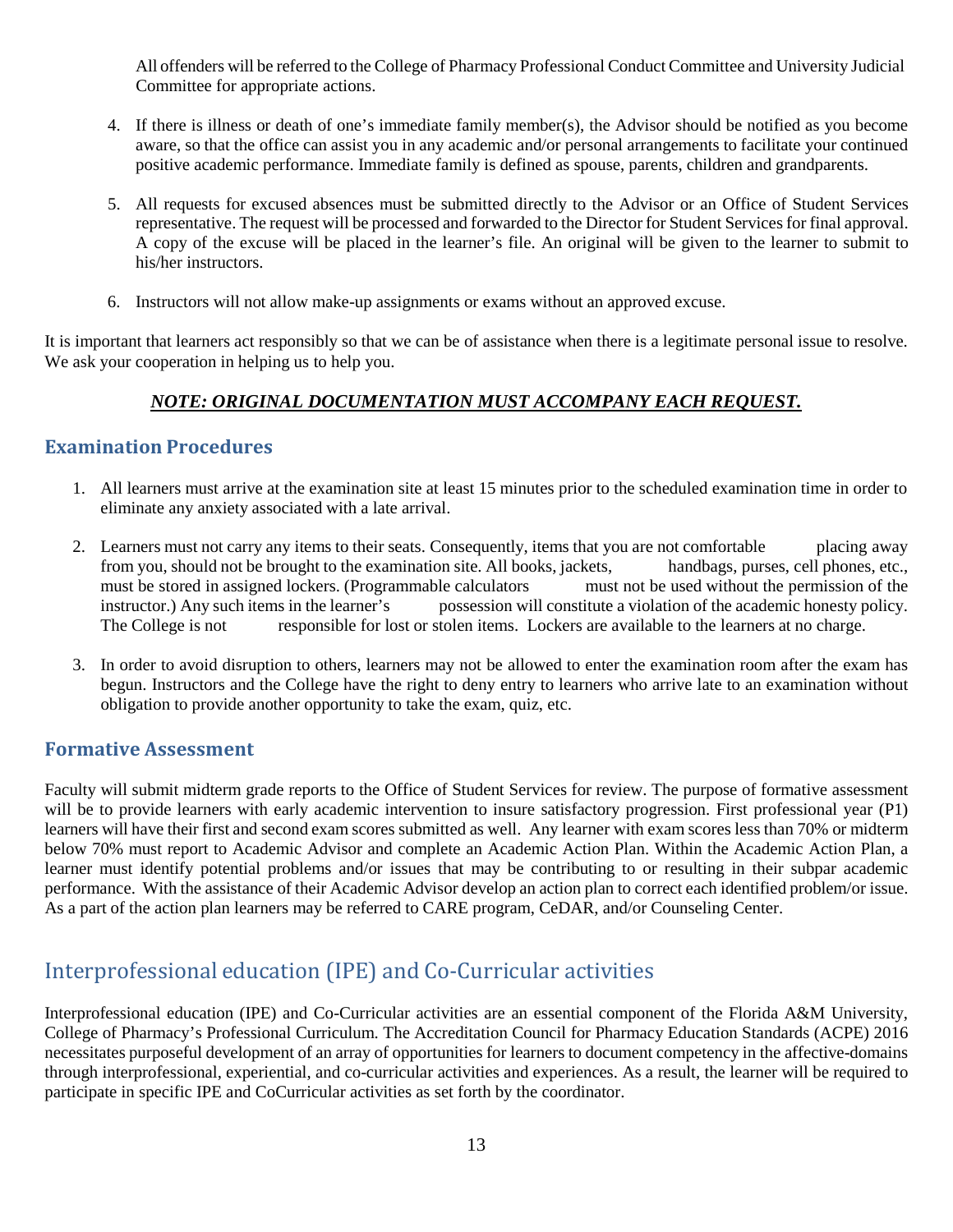All offenders will be referred to the College of Pharmacy Professional Conduct Committee and University Judicial Committee for appropriate actions.

4. If there is illness or death of one's immediate family member(s), the Advisor should be notified as you become aware, so that the office can assist you in any academic and/or personal arrangements to facilitate your continued positive academic performance. Immediate family is defined as spouse, parents, children and grandparents.

5. All requests for excused absences must be submitted directly to the Advisor or an Office of Student Services representative. The request will be processed and forwarded to the Director for Student Services for final approval. A copy of the excuse will be placed in the learner's file. An original will be given to the learner to submit to his/her instructors.

6. Instructors will not allow make-up assignments or exams without an approved excuse.

It is important that learners act responsibly so that we can be of assistance when there is a legitimate personal issue to resolve. We ask your cooperation in helping us to help you.

***NOTE: ORIGINAL DOCUMENTATION MUST ACCOMPANY EACH REQUEST.***

## Examination Procedures

1. All learners must arrive at the examination site at least 15 minutes prior to the scheduled examination time in order to eliminate any anxiety associated with a late arrival.

2. Learners must not carry any items to their seats. Consequently, items that you are not comfortable placing away from you, should not be brought to the examination site. All books, jackets, handbags, purses, cell phones, etc., must be stored in assigned lockers. (Programmable calculators must not be used without the permission of the instructor.) Any such items in the learner's possession will constitute a violation of the academic honesty policy. The College is not responsible for lost or stolen items. Lockers are available to the learners at no charge.

3. In order to avoid disruption to others, learners may not be allowed to enter the examination room after the exam has begun. Instructors and the College have the right to deny entry to learners who arrive late to an examination without obligation to provide another opportunity to take the exam, quiz, etc.

## Formative Assessment

Faculty will submit midterm grade reports to the Office of Student Services for review. The purpose of formative assessment will be to provide learners with early academic intervention to insure satisfactory progression. First professional year (P1) learners will have their first and second exam scores submitted as well. Any learner with exam scores less than 70% or midterm below 70% must report to Academic Advisor and complete an Academic Action Plan. Within the Academic Action Plan, a learner must identify potential problems and/or issues that may be contributing to or resulting in their subpar academic performance. With the assistance of their Academic Advisor develop an action plan to correct each identified problem/or issue. As a part of the action plan learners may be referred to CARE program, CeDAR, and/or Counseling Center.

# Interprofessional education (IPE) and Co-Curricular activities

Interprofessional education (IPE) and Co-Curricular activities are an essential component of the Florida A&M University, College of Pharmacy's Professional Curriculum. The Accreditation Council for Pharmacy Education Standards (ACPE) 2016 necessitates purposeful development of an array of opportunities for learners to document competency in the affective-domains through interprofessional, experiential, and co-curricular activities and experiences. As a result, the learner will be required to participate in specific IPE and CoCurricular activities as set forth by the coordinator.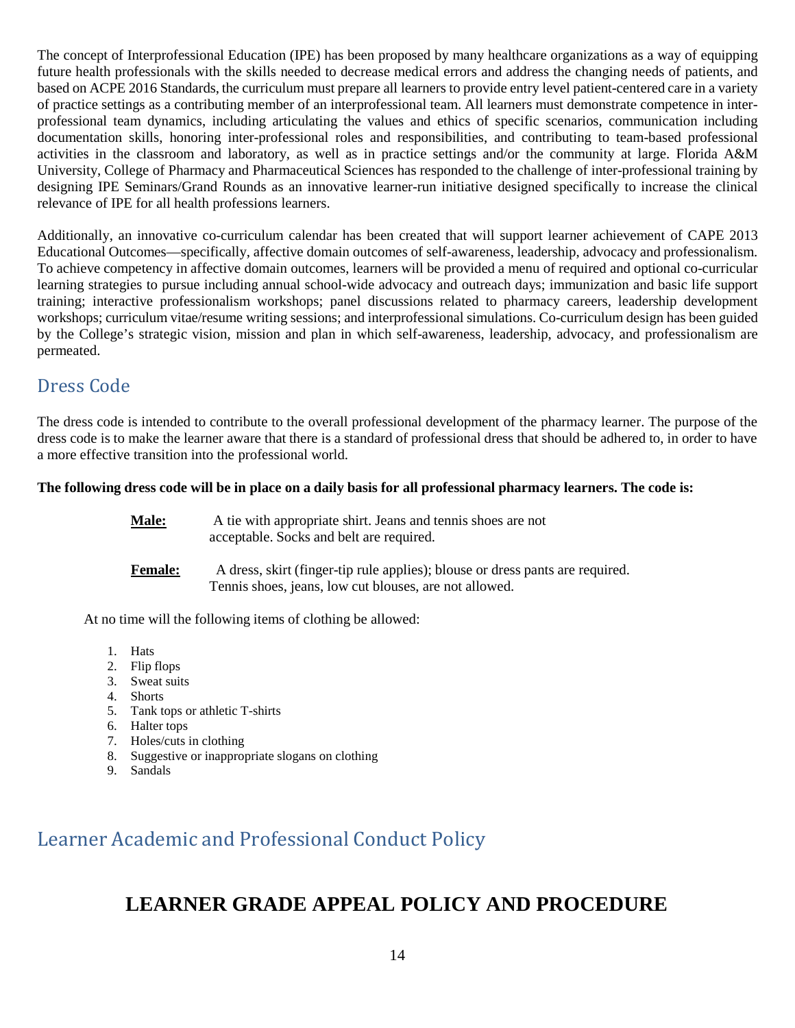The concept of Interprofessional Education (IPE) has been proposed by many healthcare organizations as a way of equipping future health professionals with the skills needed to decrease medical errors and address the changing needs of patients, and based on ACPE 2016 Standards, the curriculum must prepare all learners to provide entry level patient-centered care in a variety of practice settings as a contributing member of an interprofessional team. All learners must demonstrate competence in inter-professional team dynamics, including articulating the values and ethics of specific scenarios, communication including documentation skills, honoring inter-professional roles and responsibilities, and contributing to team-based professional activities in the classroom and laboratory, as well as in practice settings and/or the community at large. Florida A&M University, College of Pharmacy and Pharmaceutical Sciences has responded to the challenge of inter-professional training by designing IPE Seminars/Grand Rounds as an innovative learner-run initiative designed specifically to increase the clinical relevance of IPE for all health professions learners.

Additionally, an innovative co-curriculum calendar has been created that will support learner achievement of CAPE 2013 Educational Outcomes—specifically, affective domain outcomes of self-awareness, leadership, advocacy and professionalism. To achieve competency in affective domain outcomes, learners will be provided a menu of required and optional co-curricular learning strategies to pursue including annual school-wide advocacy and outreach days; immunization and basic life support training; interactive professionalism workshops; panel discussions related to pharmacy careers, leadership development workshops; curriculum vitae/resume writing sessions; and interprofessional simulations. Co-curriculum design has been guided by the College's strategic vision, mission and plan in which self-awareness, leadership, advocacy, and professionalism are permeated.

## Dress Code

The dress code is intended to contribute to the overall professional development of the pharmacy learner. The purpose of the dress code is to make the learner aware that there is a standard of professional dress that should be adhered to, in order to have a more effective transition into the professional world.

**The following dress code will be in place on a daily basis for all professional pharmacy learners. The code is:**

**Male:** A tie with appropriate shirt. Jeans and tennis shoes are not acceptable. Socks and belt are required.

**Female:** A dress, skirt (finger-tip rule applies); blouse or dress pants are required. Tennis shoes, jeans, low cut blouses, are not allowed.

At no time will the following items of clothing be allowed:

1. Hats
2. Flip flops
3. Sweat suits
4. Shorts
5. Tank tops or athletic T-shirts
6. Halter tops
7. Holes/cuts in clothing
8. Suggestive or inappropriate slogans on clothing
9. Sandals

## Learner Academic and Professional Conduct Policy

# LEARNER GRADE APPEAL POLICY AND PROCEDURE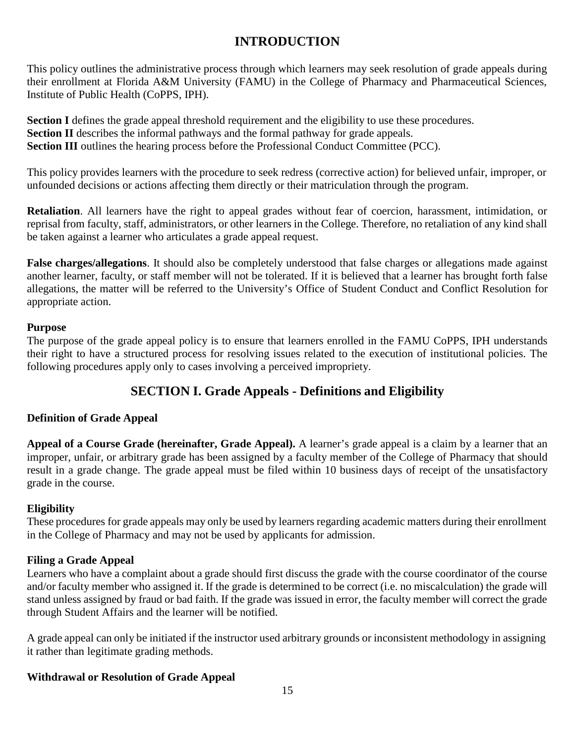# INTRODUCTION

This policy outlines the administrative process through which learners may seek resolution of grade appeals during their enrollment at Florida A&M University (FAMU) in the College of Pharmacy and Pharmaceutical Sciences, Institute of Public Health (CoPPS, IPH).

**Section I** defines the grade appeal threshold requirement and the eligibility to use these procedures.
**Section II** describes the informal pathways and the formal pathway for grade appeals.
**Section III** outlines the hearing process before the Professional Conduct Committee (PCC).

This policy provides learners with the procedure to seek redress (corrective action) for believed unfair, improper, or unfounded decisions or actions affecting them directly or their matriculation through the program.

**Retaliation**. All learners have the right to appeal grades without fear of coercion, harassment, intimidation, or reprisal from faculty, staff, administrators, or other learners in the College. Therefore, no retaliation of any kind shall be taken against a learner who articulates a grade appeal request.

**False charges/allegations**. It should also be completely understood that false charges or allegations made against another learner, faculty, or staff member will not be tolerated. If it is believed that a learner has brought forth false allegations, the matter will be referred to the University's Office of Student Conduct and Conflict Resolution for appropriate action.

### Purpose

The purpose of the grade appeal policy is to ensure that learners enrolled in the FAMU CoPPS, IPH understands their right to have a structured process for resolving issues related to the execution of institutional policies. The following procedures apply only to cases involving a perceived impropriety.

## SECTION I. Grade Appeals - Definitions and Eligibility

### Definition of Grade Appeal

**Appeal of a Course Grade (hereinafter, Grade Appeal).** A learner's grade appeal is a claim by a learner that an improper, unfair, or arbitrary grade has been assigned by a faculty member of the College of Pharmacy that should result in a grade change. The grade appeal must be filed within 10 business days of receipt of the unsatisfactory grade in the course.

### Eligibility

These procedures for grade appeals may only be used by learners regarding academic matters during their enrollment in the College of Pharmacy and may not be used by applicants for admission.

### Filing a Grade Appeal

Learners who have a complaint about a grade should first discuss the grade with the course coordinator of the course and/or faculty member who assigned it. If the grade is determined to be correct (i.e. no miscalculation) the grade will stand unless assigned by fraud or bad faith. If the grade was issued in error, the faculty member will correct the grade through Student Affairs and the learner will be notified.

A grade appeal can only be initiated if the instructor used arbitrary grounds or inconsistent methodology in assigning it rather than legitimate grading methods.

### Withdrawal or Resolution of Grade Appeal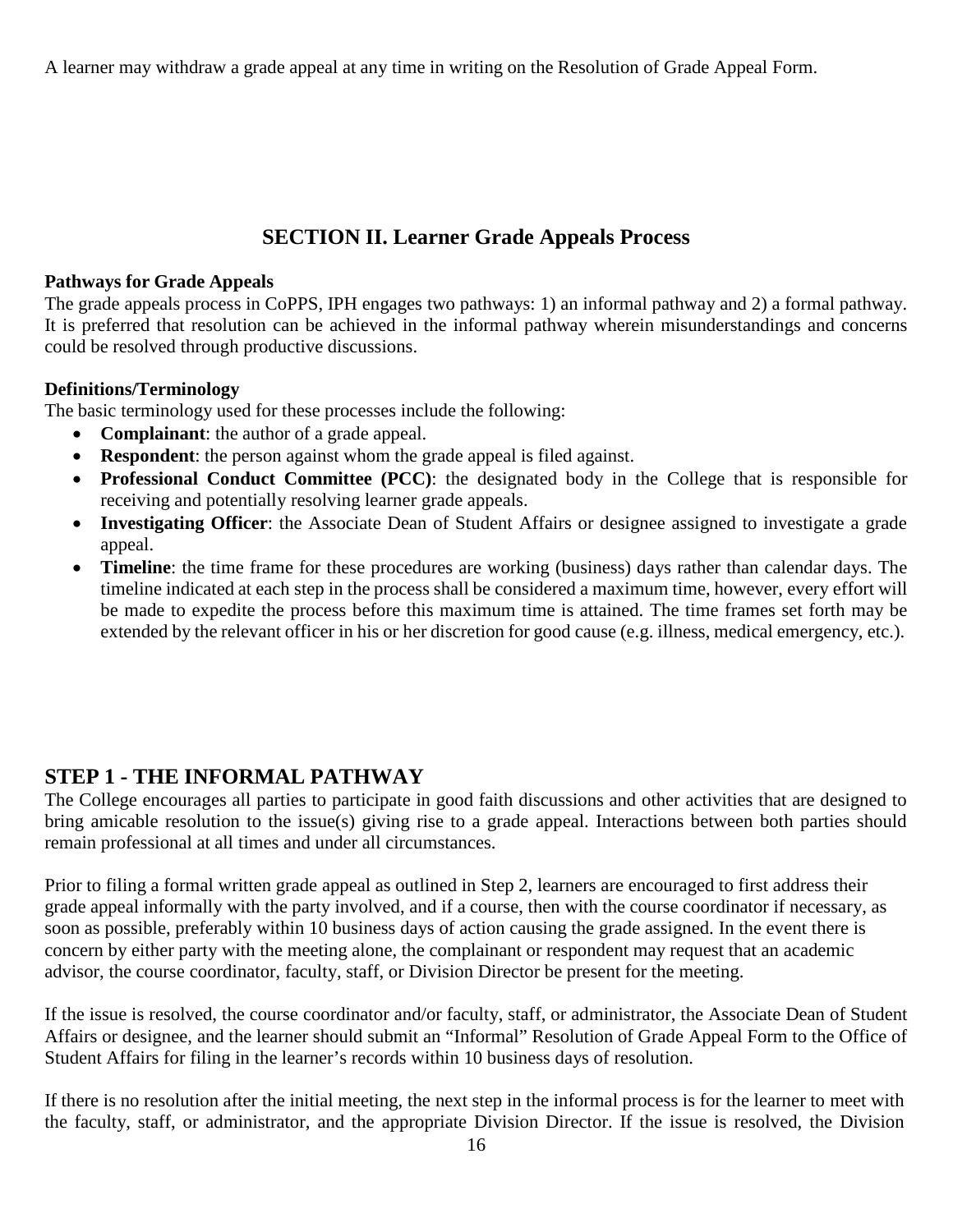A learner may withdraw a grade appeal at any time in writing on the Resolution of Grade Appeal Form.

## SECTION II. Learner Grade Appeals Process

**Pathways for Grade Appeals**

The grade appeals process in CoPPS, IPH engages two pathways: 1) an informal pathway and 2) a formal pathway. It is preferred that resolution can be achieved in the informal pathway wherein misunderstandings and concerns could be resolved through productive discussions.

**Definitions/Terminology**

The basic terminology used for these processes include the following:

- **Complainant**: the author of a grade appeal.
- **Respondent**: the person against whom the grade appeal is filed against.
- **Professional Conduct Committee (PCC)**: the designated body in the College that is responsible for receiving and potentially resolving learner grade appeals.
- **Investigating Officer**: the Associate Dean of Student Affairs or designee assigned to investigate a grade appeal.
- **Timeline**: the time frame for these procedures are working (business) days rather than calendar days. The timeline indicated at each step in the process shall be considered a maximum time, however, every effort will be made to expedite the process before this maximum time is attained. The time frames set forth may be extended by the relevant officer in his or her discretion for good cause (e.g. illness, medical emergency, etc.).

## STEP 1 - THE INFORMAL PATHWAY

The College encourages all parties to participate in good faith discussions and other activities that are designed to bring amicable resolution to the issue(s) giving rise to a grade appeal. Interactions between both parties should remain professional at all times and under all circumstances.

Prior to filing a formal written grade appeal as outlined in Step 2, learners are encouraged to first address their grade appeal informally with the party involved, and if a course, then with the course coordinator if necessary, as soon as possible, preferably within 10 business days of action causing the grade assigned. In the event there is concern by either party with the meeting alone, the complainant or respondent may request that an academic advisor, the course coordinator, faculty, staff, or Division Director be present for the meeting.

If the issue is resolved, the course coordinator and/or faculty, staff, or administrator, the Associate Dean of Student Affairs or designee, and the learner should submit an "Informal" Resolution of Grade Appeal Form to the Office of Student Affairs for filing in the learner's records within 10 business days of resolution.

If there is no resolution after the initial meeting, the next step in the informal process is for the learner to meet with the faculty, staff, or administrator, and the appropriate Division Director. If the issue is resolved, the Division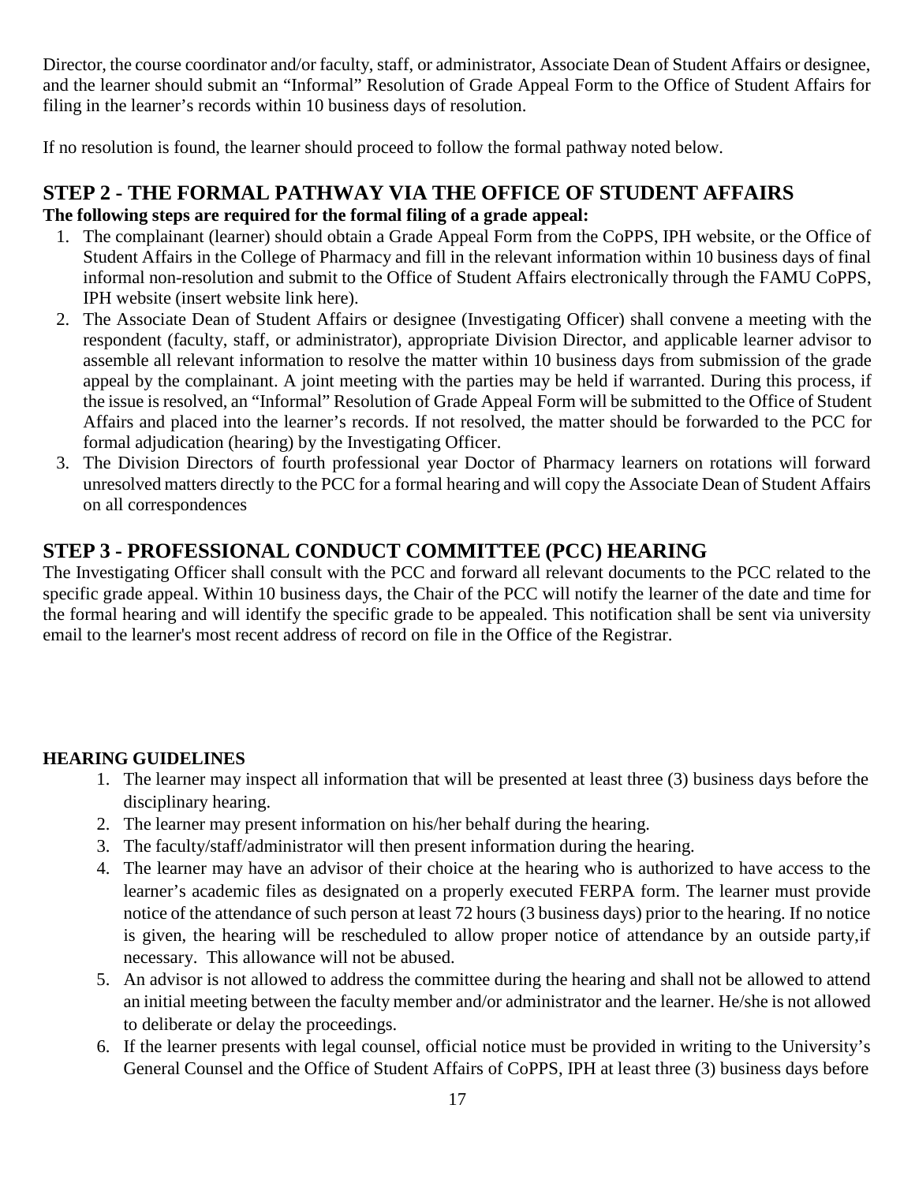Director, the course coordinator and/or faculty, staff, or administrator, Associate Dean of Student Affairs or designee, and the learner should submit an "Informal" Resolution of Grade Appeal Form to the Office of Student Affairs for filing in the learner's records within 10 business days of resolution.

If no resolution is found, the learner should proceed to follow the formal pathway noted below.

## STEP 2 - THE FORMAL PATHWAY VIA THE OFFICE OF STUDENT AFFAIRS

**The following steps are required for the formal filing of a grade appeal:**

1. The complainant (learner) should obtain a Grade Appeal Form from the CoPPS, IPH website, or the Office of Student Affairs in the College of Pharmacy and fill in the relevant information within 10 business days of final informal non-resolution and submit to the Office of Student Affairs electronically through the FAMU CoPPS, IPH website (insert website link here).
2. The Associate Dean of Student Affairs or designee (Investigating Officer) shall convene a meeting with the respondent (faculty, staff, or administrator), appropriate Division Director, and applicable learner advisor to assemble all relevant information to resolve the matter within 10 business days from submission of the grade appeal by the complainant. A joint meeting with the parties may be held if warranted. During this process, if the issue is resolved, an "Informal" Resolution of Grade Appeal Form will be submitted to the Office of Student Affairs and placed into the learner's records. If not resolved, the matter should be forwarded to the PCC for formal adjudication (hearing) by the Investigating Officer.
3. The Division Directors of fourth professional year Doctor of Pharmacy learners on rotations will forward unresolved matters directly to the PCC for a formal hearing and will copy the Associate Dean of Student Affairs on all correspondences

## STEP 3 - PROFESSIONAL CONDUCT COMMITTEE (PCC) HEARING

The Investigating Officer shall consult with the PCC and forward all relevant documents to the PCC related to the specific grade appeal. Within 10 business days, the Chair of the PCC will notify the learner of the date and time for the formal hearing and will identify the specific grade to be appealed. This notification shall be sent via university email to the learner's most recent address of record on file in the Office of the Registrar.

**HEARING GUIDELINES**

1. The learner may inspect all information that will be presented at least three (3) business days before the disciplinary hearing.
2. The learner may present information on his/her behalf during the hearing.
3. The faculty/staff/administrator will then present information during the hearing.
4. The learner may have an advisor of their choice at the hearing who is authorized to have access to the learner's academic files as designated on a properly executed FERPA form. The learner must provide notice of the attendance of such person at least 72 hours (3 business days) prior to the hearing. If no notice is given, the hearing will be rescheduled to allow proper notice of attendance by an outside party,if necessary. This allowance will not be abused.
5. An advisor is not allowed to address the committee during the hearing and shall not be allowed to attend an initial meeting between the faculty member and/or administrator and the learner. He/she is not allowed to deliberate or delay the proceedings.
6. If the learner presents with legal counsel, official notice must be provided in writing to the University's General Counsel and the Office of Student Affairs of CoPPS, IPH at least three (3) business days before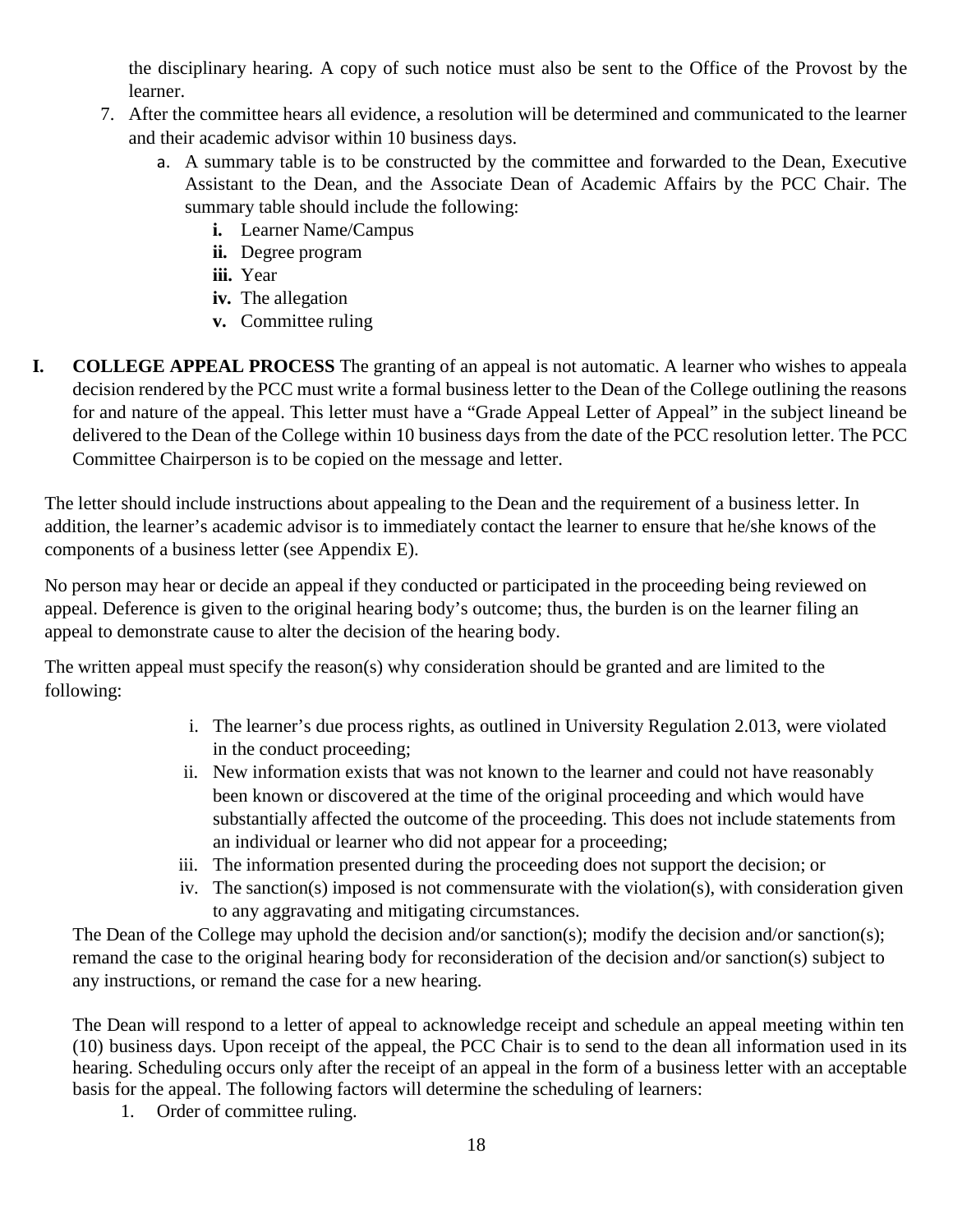the disciplinary hearing. A copy of such notice must also be sent to the Office of the Provost by the learner.

7. After the committee hears all evidence, a resolution will be determined and communicated to the learner and their academic advisor within 10 business days.
   a. A summary table is to be constructed by the committee and forwarded to the Dean, Executive Assistant to the Dean, and the Associate Dean of Academic Affairs by the PCC Chair. The summary table should include the following:
      **i.** Learner Name/Campus
      **ii.** Degree program
      **iii.** Year
      **iv.** The allegation
      **v.** Committee ruling

**I. COLLEGE APPEAL PROCESS** The granting of an appeal is not automatic. A learner who wishes to appeala decision rendered by the PCC must write a formal business letter to the Dean of the College outlining the reasons for and nature of the appeal. This letter must have a "Grade Appeal Letter of Appeal" in the subject lineand be delivered to the Dean of the College within 10 business days from the date of the PCC resolution letter. The PCC Committee Chairperson is to be copied on the message and letter.

The letter should include instructions about appealing to the Dean and the requirement of a business letter. In addition, the learner's academic advisor is to immediately contact the learner to ensure that he/she knows of the components of a business letter (see Appendix E).

No person may hear or decide an appeal if they conducted or participated in the proceeding being reviewed on appeal. Deference is given to the original hearing body's outcome; thus, the burden is on the learner filing an appeal to demonstrate cause to alter the decision of the hearing body.

The written appeal must specify the reason(s) why consideration should be granted and are limited to the following:

i. The learner's due process rights, as outlined in University Regulation 2.013, were violated in the conduct proceeding;
ii. New information exists that was not known to the learner and could not have reasonably been known or discovered at the time of the original proceeding and which would have substantially affected the outcome of the proceeding. This does not include statements from an individual or learner who did not appear for a proceeding;
iii. The information presented during the proceeding does not support the decision; or
iv. The sanction(s) imposed is not commensurate with the violation(s), with consideration given to any aggravating and mitigating circumstances.

The Dean of the College may uphold the decision and/or sanction(s); modify the decision and/or sanction(s); remand the case to the original hearing body for reconsideration of the decision and/or sanction(s) subject to any instructions, or remand the case for a new hearing.

The Dean will respond to a letter of appeal to acknowledge receipt and schedule an appeal meeting within ten (10) business days. Upon receipt of the appeal, the PCC Chair is to send to the dean all information used in its hearing. Scheduling occurs only after the receipt of an appeal in the form of a business letter with an acceptable basis for the appeal. The following factors will determine the scheduling of learners:

1. Order of committee ruling.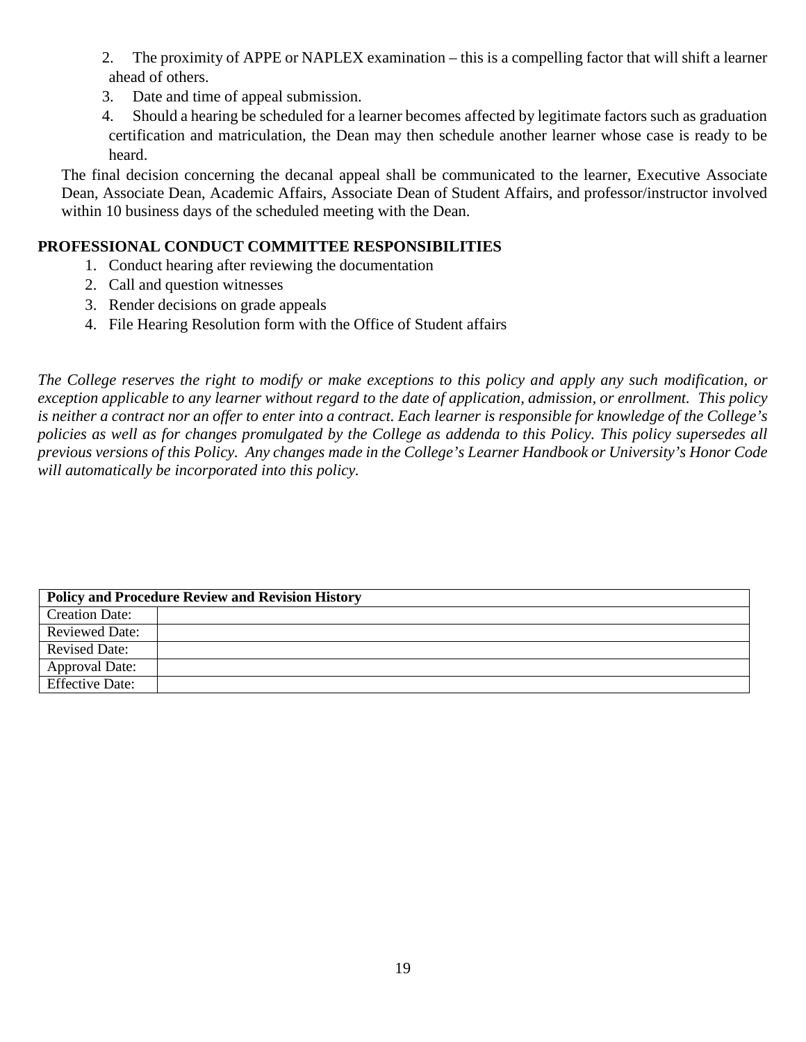2. The proximity of APPE or NAPLEX examination – this is a compelling factor that will shift a learner ahead of others.
3. Date and time of appeal submission.
4. Should a hearing be scheduled for a learner becomes affected by legitimate factors such as graduation certification and matriculation, the Dean may then schedule another learner whose case is ready to be heard.

The final decision concerning the decanal appeal shall be communicated to the learner, Executive Associate Dean, Associate Dean, Academic Affairs, Associate Dean of Student Affairs, and professor/instructor involved within 10 business days of the scheduled meeting with the Dean.

**PROFESSIONAL CONDUCT COMMITTEE RESPONSIBILITIES**

1. Conduct hearing after reviewing the documentation
2. Call and question witnesses
3. Render decisions on grade appeals
4. File Hearing Resolution form with the Office of Student affairs

*The College reserves the right to modify or make exceptions to this policy and apply any such modification, or exception applicable to any learner without regard to the date of application, admission, or enrollment. This policy is neither a contract nor an offer to enter into a contract. Each learner is responsible for knowledge of the College's policies as well as for changes promulgated by the College as addenda to this Policy. This policy supersedes all previous versions of this Policy. Any changes made in the College's Learner Handbook or University's Honor Code will automatically be incorporated into this policy.*

| **Policy and Procedure Review and Revision History** | |
| --- | --- |
| Creation Date: | |
| Reviewed Date: | |
| Revised Date: | |
| Approval Date: | |
| Effective Date: | |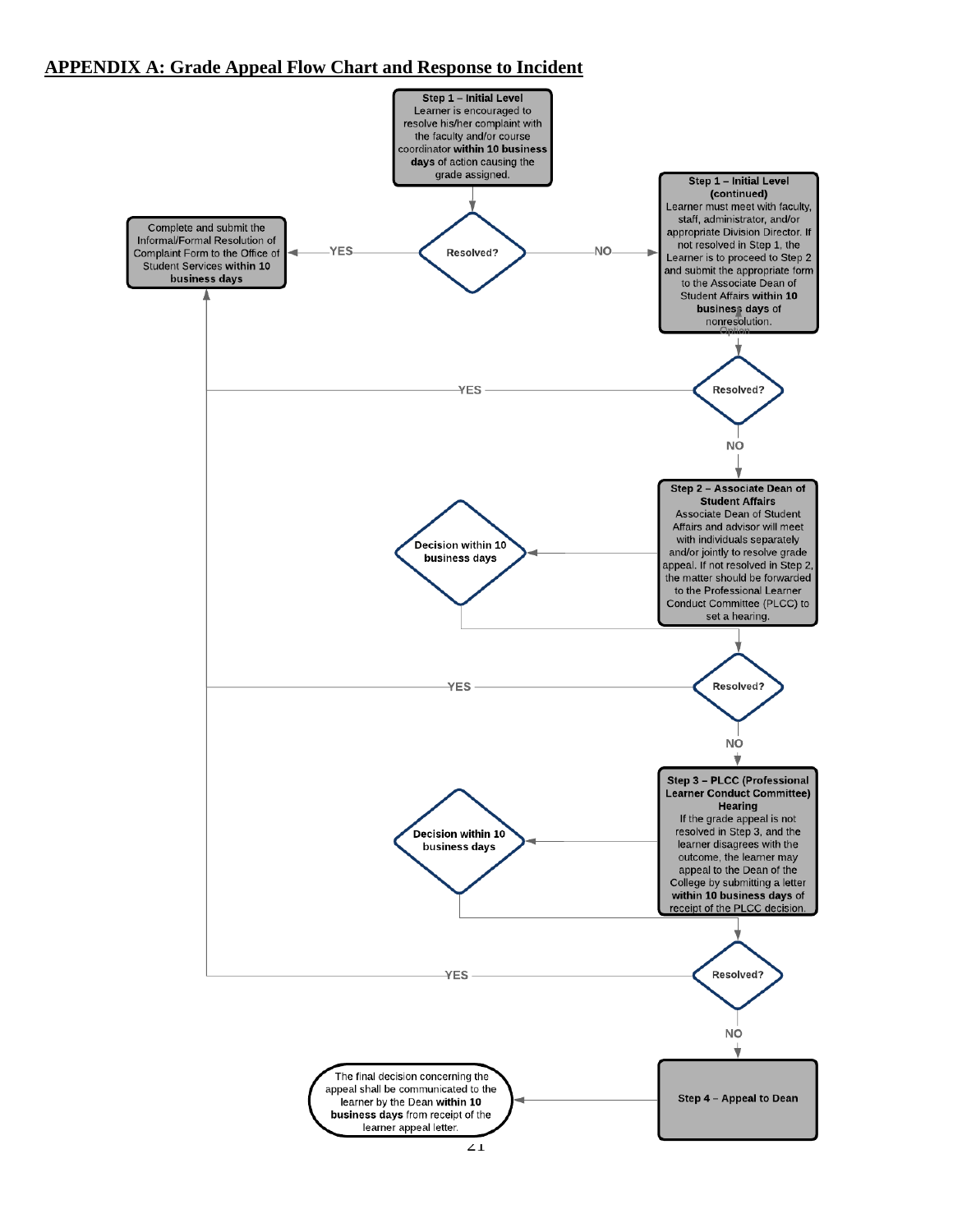## APPENDIX A: Grade Appeal Flow Chart and Response to Incident

**Step 1 – Initial Level**
Learner is encouraged to resolve his/her complaint with the faculty and/or course coordinator **within 10 business days** of action causing the grade assigned.

Resolved?
- YES → Complete and submit the Informal/Formal Resolution of Complaint Form to the Office of Student Services **within 10 business days**
- NO → Step 1 – Initial Level (continued)

**Step 1 – Initial Level (continued)**
Learner must meet with faculty, staff, administrator, and/or appropriate Division Director. If not resolved in Step 1, the Learner is to proceed to Step 2 and submit the appropriate form to the Associate Dean of Student Affairs **within 10 business days** of nonresolution.

Resolved?
- YES → Complete and submit the Informal/Formal Resolution of Complaint Form to the Office of Student Services **within 10 business days**
- NO → Step 2

**Step 2 – Associate Dean of Student Affairs**
Associate Dean of Student Affairs and advisor will meet with individuals separately and/or jointly to resolve grade appeal. If not resolved in Step 2, the matter should be forwarded to the Professional Learner Conduct Committee (PLCC) to set a hearing.

Decision within 10 business days

Resolved?
- YES → Complete and submit the Informal/Formal Resolution of Complaint Form to the Office of Student Services **within 10 business days**
- NO → Step 3

**Step 3 – PLCC (Professional Learner Conduct Committee) Hearing**
If the grade appeal is not resolved in Step 3, and the learner disagrees with the outcome, the learner may appeal to the Dean of the College by submitting a letter **within 10 business days** of receipt of the PLCC decision.

Decision within 10 business days

Resolved?
- YES → Complete and submit the Informal/Formal Resolution of Complaint Form to the Office of Student Services **within 10 business days**
- NO → Step 4

**Step 4 – Appeal to Dean**

The final decision concerning the appeal shall be communicated to the learner by the Dean **within 10 business days** from receipt of the learner appeal letter.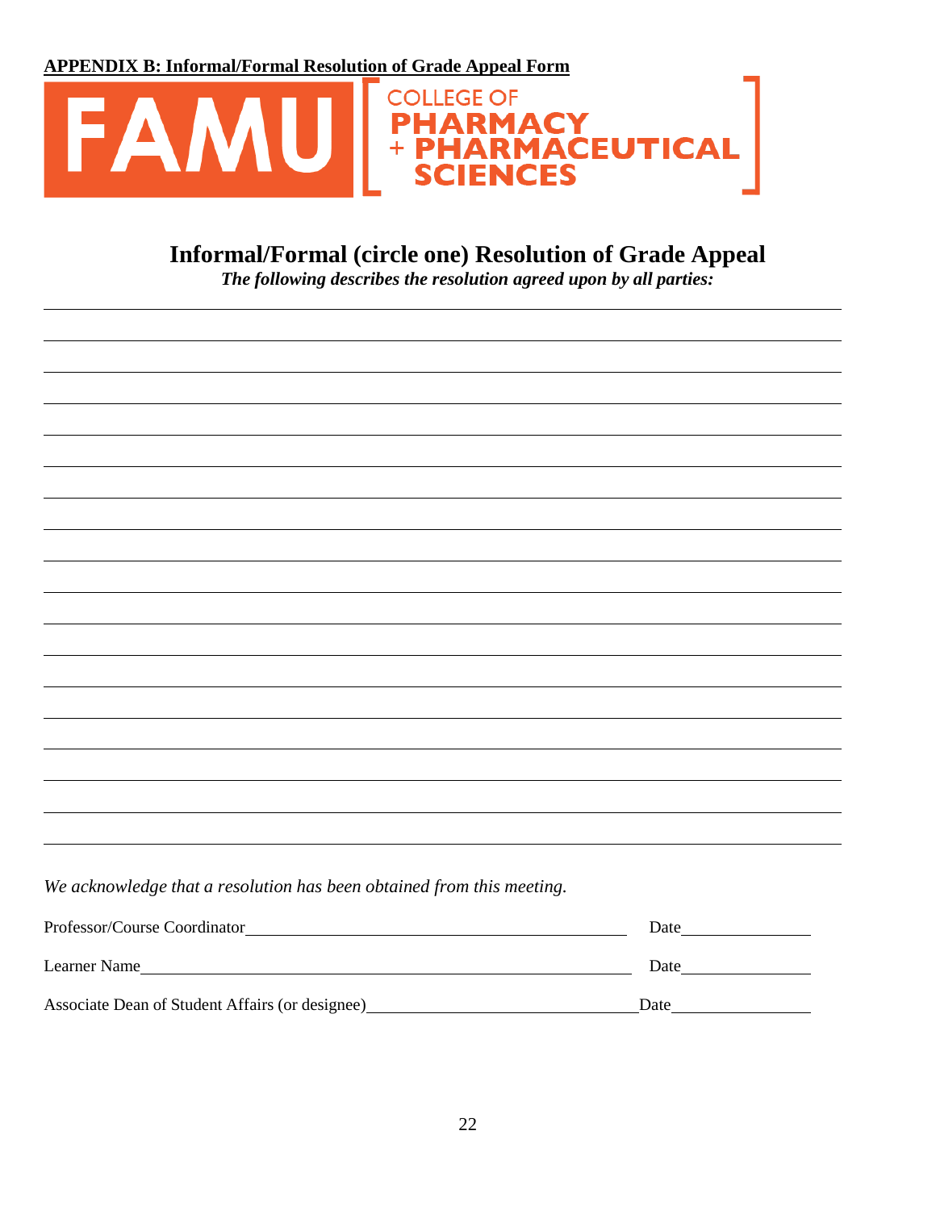**APPENDIX B: Informal/Formal Resolution of Grade Appeal Form**

FAMU COLLEGE OF PHARMACY + PHARMACEUTICAL SCIENCES

## Informal/Formal (circle one) Resolution of Grade Appeal

***The following describes the resolution agreed upon by all parties:***

______________________________________________________________________________

______________________________________________________________________________

______________________________________________________________________________

______________________________________________________________________________

______________________________________________________________________________

______________________________________________________________________________

______________________________________________________________________________

______________________________________________________________________________

______________________________________________________________________________

______________________________________________________________________________

______________________________________________________________________________

______________________________________________________________________________

______________________________________________________________________________

______________________________________________________________________________

______________________________________________________________________________

______________________________________________________________________________

______________________________________________________________________________

*We acknowledge that a resolution has been obtained from this meeting.*

Professor/Course Coordinator______________________________________ Date______________

Learner Name______________________________________________ Date______________

Associate Dean of Student Affairs (or designee)____________________________Date______________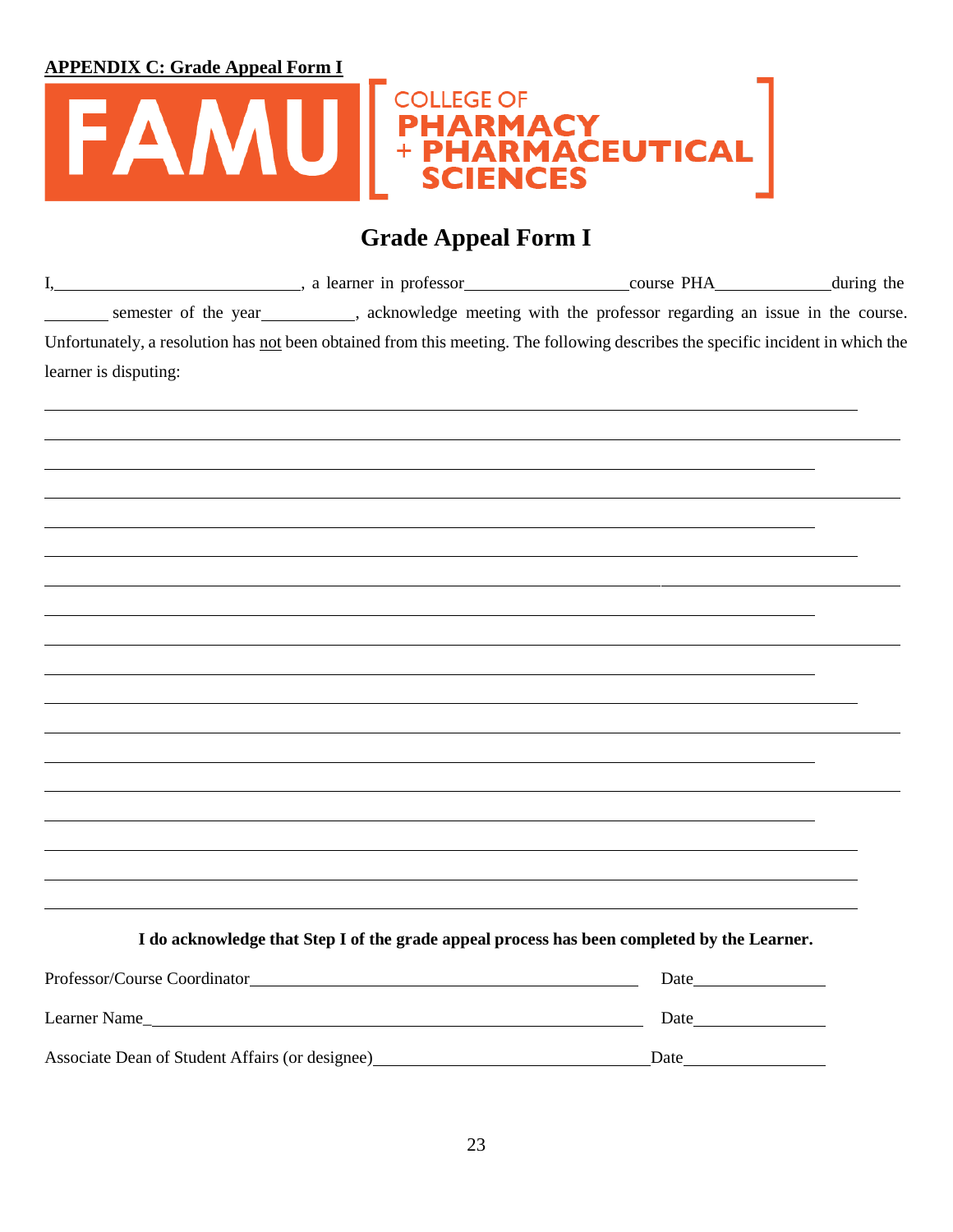**APPENDIX C: Grade Appeal Form I**

FAMU COLLEGE OF PHARMACY + PHARMACEUTICAL SCIENCES

## Grade Appeal Form I

I,\_\_\_\_\_\_\_\_\_\_\_\_\_\_\_\_\_\_\_\_\_\_\_\_\_\_\_\_, a learner in professor\_\_\_\_\_\_\_\_\_\_\_\_\_\_\_\_\_\_\_course PHA\_\_\_\_\_\_\_\_\_\_\_\_\_during the \_\_\_\_\_\_\_ semester of the year\_\_\_\_\_\_\_\_\_\_\_, acknowledge meeting with the professor regarding an issue in the course. Unfortunately, a resolution has <u>not</u> been obtained from this meeting. The following describes the specific incident in which the learner is disputing:

\_\_\_\_\_\_\_\_\_\_\_\_\_\_\_\_\_\_\_\_\_\_\_\_\_\_\_\_\_\_\_\_\_\_\_\_\_\_\_\_\_\_\_\_\_\_\_\_\_\_\_\_\_\_\_\_\_\_\_\_\_\_\_\_\_\_\_\_\_\_\_\_\_\_\_\_

\_\_\_\_\_\_\_\_\_\_\_\_\_\_\_\_\_\_\_\_\_\_\_\_\_\_\_\_\_\_\_\_\_\_\_\_\_\_\_\_\_\_\_\_\_\_\_\_\_\_\_\_\_\_\_\_\_\_\_\_\_\_\_\_\_\_\_\_\_\_\_\_\_\_\_\_

\_\_\_\_\_\_\_\_\_\_\_\_\_\_\_\_\_\_\_\_\_\_\_\_\_\_\_\_\_\_\_\_\_\_\_\_\_\_\_\_\_\_\_\_\_\_\_\_\_\_\_\_\_\_\_\_\_\_\_\_\_\_\_\_\_\_\_\_\_\_\_\_\_\_\_\_

\_\_\_\_\_\_\_\_\_\_\_\_\_\_\_\_\_\_\_\_\_\_\_\_\_\_\_\_\_\_\_\_\_\_\_\_\_\_\_\_\_\_\_\_\_\_\_\_\_\_\_\_\_\_\_\_\_\_\_\_\_\_\_\_\_\_\_\_\_\_\_\_\_\_\_\_

\_\_\_\_\_\_\_\_\_\_\_\_\_\_\_\_\_\_\_\_\_\_\_\_\_\_\_\_\_\_\_\_\_\_\_\_\_\_\_\_\_\_\_\_\_\_\_\_\_\_\_\_\_\_\_\_\_\_\_\_\_\_\_\_\_\_\_\_\_\_\_\_\_\_\_\_

\_\_\_\_\_\_\_\_\_\_\_\_\_\_\_\_\_\_\_\_\_\_\_\_\_\_\_\_\_\_\_\_\_\_\_\_\_\_\_\_\_\_\_\_\_\_\_\_\_\_\_\_\_\_\_\_\_\_\_\_\_\_\_\_\_\_\_\_\_\_\_\_\_\_\_\_

\_\_\_\_\_\_\_\_\_\_\_\_\_\_\_\_\_\_\_\_\_\_\_\_\_\_\_\_\_\_\_\_\_\_\_\_\_\_\_\_\_\_\_\_\_\_\_\_\_\_\_\_\_\_\_\_\_\_\_\_\_\_\_\_\_\_\_\_\_\_\_\_\_\_\_\_

\_\_\_\_\_\_\_\_\_\_\_\_\_\_\_\_\_\_\_\_\_\_\_\_\_\_\_\_\_\_\_\_\_\_\_\_\_\_\_\_\_\_\_\_\_\_\_\_\_\_\_\_\_\_\_\_\_\_\_\_\_\_\_\_\_\_\_\_\_\_\_\_\_\_\_\_

\_\_\_\_\_\_\_\_\_\_\_\_\_\_\_\_\_\_\_\_\_\_\_\_\_\_\_\_\_\_\_\_\_\_\_\_\_\_\_\_\_\_\_\_\_\_\_\_\_\_\_\_\_\_\_\_\_\_\_\_\_\_\_\_\_\_\_\_\_\_\_\_\_\_\_\_

\_\_\_\_\_\_\_\_\_\_\_\_\_\_\_\_\_\_\_\_\_\_\_\_\_\_\_\_\_\_\_\_\_\_\_\_\_\_\_\_\_\_\_\_\_\_\_\_\_\_\_\_\_\_\_\_\_\_\_\_\_\_\_\_\_\_\_\_\_\_\_\_\_\_\_\_

\_\_\_\_\_\_\_\_\_\_\_\_\_\_\_\_\_\_\_\_\_\_\_\_\_\_\_\_\_\_\_\_\_\_\_\_\_\_\_\_\_\_\_\_\_\_\_\_\_\_\_\_\_\_\_\_\_\_\_\_\_\_\_\_\_\_\_\_\_\_\_\_\_\_\_\_

\_\_\_\_\_\_\_\_\_\_\_\_\_\_\_\_\_\_\_\_\_\_\_\_\_\_\_\_\_\_\_\_\_\_\_\_\_\_\_\_\_\_\_\_\_\_\_\_\_\_\_\_\_\_\_\_\_\_\_\_\_\_\_\_\_\_\_\_\_\_\_\_\_\_\_\_

\_\_\_\_\_\_\_\_\_\_\_\_\_\_\_\_\_\_\_\_\_\_\_\_\_\_\_\_\_\_\_\_\_\_\_\_\_\_\_\_\_\_\_\_\_\_\_\_\_\_\_\_\_\_\_\_\_\_\_\_\_\_\_\_\_\_\_\_\_\_\_\_\_\_\_\_

\_\_\_\_\_\_\_\_\_\_\_\_\_\_\_\_\_\_\_\_\_\_\_\_\_\_\_\_\_\_\_\_\_\_\_\_\_\_\_\_\_\_\_\_\_\_\_\_\_\_\_\_\_\_\_\_\_\_\_\_\_\_\_\_\_\_\_\_\_\_\_\_\_\_\_\_

\_\_\_\_\_\_\_\_\_\_\_\_\_\_\_\_\_\_\_\_\_\_\_\_\_\_\_\_\_\_\_\_\_\_\_\_\_\_\_\_\_\_\_\_\_\_\_\_\_\_\_\_\_\_\_\_\_\_\_\_\_\_\_\_\_\_\_\_\_\_\_\_\_\_\_\_

\_\_\_\_\_\_\_\_\_\_\_\_\_\_\_\_\_\_\_\_\_\_\_\_\_\_\_\_\_\_\_\_\_\_\_\_\_\_\_\_\_\_\_\_\_\_\_\_\_\_\_\_\_\_\_\_\_\_\_\_\_\_\_\_\_\_\_\_\_\_\_\_\_\_\_\_

\_\_\_\_\_\_\_\_\_\_\_\_\_\_\_\_\_\_\_\_\_\_\_\_\_\_\_\_\_\_\_\_\_\_\_\_\_\_\_\_\_\_\_\_\_\_\_\_\_\_\_\_\_\_\_\_\_\_\_\_\_\_\_\_\_\_\_\_\_\_\_\_\_\_\_\_

\_\_\_\_\_\_\_\_\_\_\_\_\_\_\_\_\_\_\_\_\_\_\_\_\_\_\_\_\_\_\_\_\_\_\_\_\_\_\_\_\_\_\_\_\_\_\_\_\_\_\_\_\_\_\_\_\_\_\_\_\_\_\_\_\_\_\_\_\_\_\_\_\_\_\_\_

**I do acknowledge that Step I of the grade appeal process has been completed by the Learner.**

Professor/Course Coordinator\_\_\_\_\_\_\_\_\_\_\_\_\_\_\_\_\_\_\_\_\_\_\_\_\_\_\_\_\_\_\_\_\_\_\_\_\_\_\_\_\_\_\_\_ Date\_\_\_\_\_\_\_\_\_\_\_\_\_\_\_

Learner Name\_\_\_\_\_\_\_\_\_\_\_\_\_\_\_\_\_\_\_\_\_\_\_\_\_\_\_\_\_\_\_\_\_\_\_\_\_\_\_\_\_\_\_\_\_\_\_\_\_\_\_\_\_\_ Date\_\_\_\_\_\_\_\_\_\_\_\_\_\_\_

Associate Dean of Student Affairs (or designee)\_\_\_\_\_\_\_\_\_\_\_\_\_\_\_\_\_\_\_\_\_\_\_\_\_\_\_\_\_\_\_Date\_\_\_\_\_\_\_\_\_\_\_\_\_\_\_\_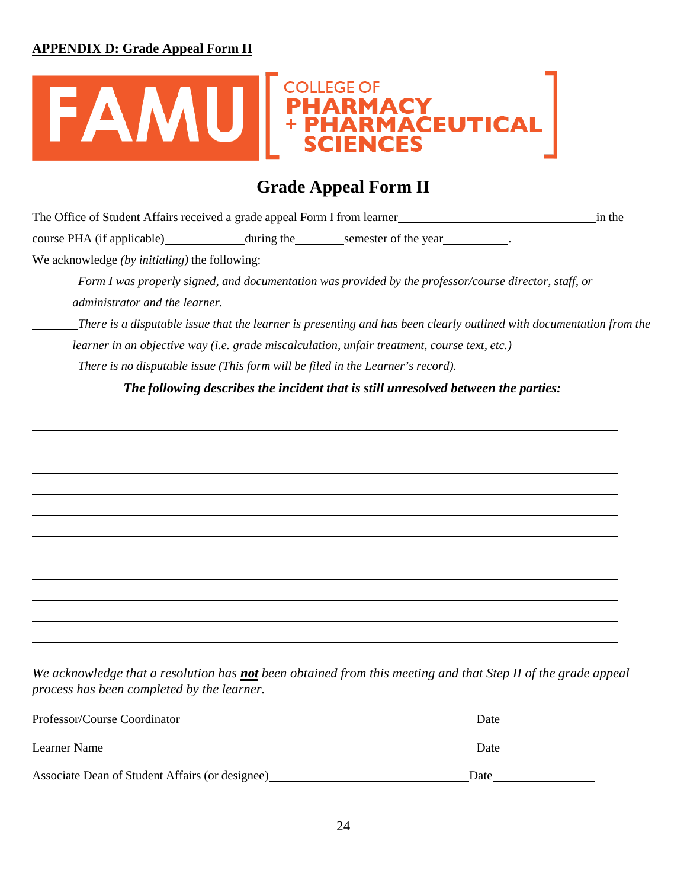**APPENDIX D: Grade Appeal Form II**

FAMU COLLEGE OF PHARMACY + PHARMACEUTICAL SCIENCES

# Grade Appeal Form II

The Office of Student Affairs received a grade appeal Form I from learner_______________________________ in the course PHA (if applicable)_____________ during the________ semester of the year__________.

We acknowledge *(by initialing)* the following:

________*Form I was properly signed, and documentation was provided by the professor/course director, staff, or administrator and the learner.*

________*There is a disputable issue that the learner is presenting and has been clearly outlined with documentation from the learner in an objective way (i.e. grade miscalculation, unfair treatment, course text, etc.)*

________*There is no disputable issue (This form will be filed in the Learner's record).*

***The following describes the incident that is still unresolved between the parties:***

______________________________________________________________________________

______________________________________________________________________________

______________________________________________________________________________

______________________________________________________________________________

______________________________________________________________________________

______________________________________________________________________________

______________________________________________________________________________

______________________________________________________________________________

______________________________________________________________________________

______________________________________________________________________________

______________________________________________________________________________

______________________________________________________________________________

*We acknowledge that a resolution has* ***not*** *been obtained from this meeting and that Step II of the grade appeal process has been completed by the learner.*

Professor/Course Coordinator_____________________________________________ Date_______________

Learner Name_________________________________________________________ Date_______________

Associate Dean of Student Affairs (or designee)_____________________________Date_______________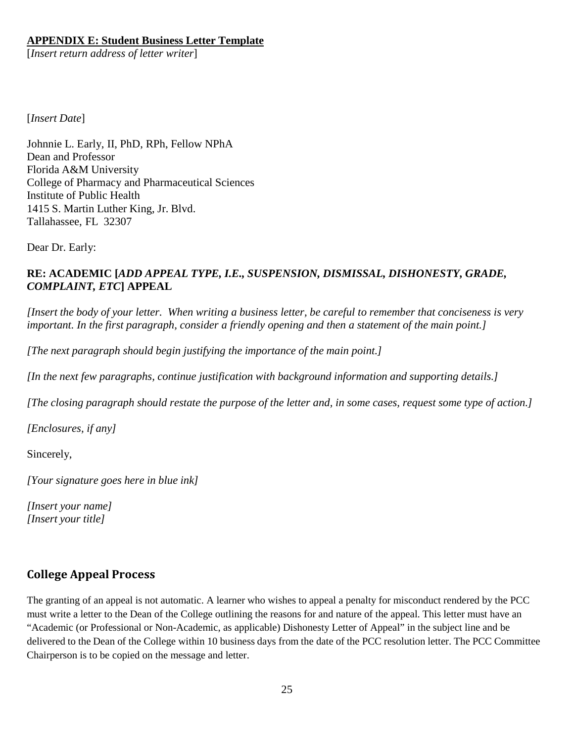**APPENDIX E: Student Business Letter Template**

[*Insert return address of letter writer*]

[*Insert Date*]

Johnnie L. Early, II, PhD, RPh, Fellow NPhA
Dean and Professor
Florida A&M University
College of Pharmacy and Pharmaceutical Sciences
Institute of Public Health
1415 S. Martin Luther King, Jr. Blvd.
Tallahassee, FL 32307

Dear Dr. Early:

**RE: ACADEMIC [*ADD APPEAL TYPE, I.E., SUSPENSION, DISMISSAL, DISHONESTY, GRADE, COMPLAINT, ETC*] APPEAL**

*[Insert the body of your letter. When writing a business letter, be careful to remember that conciseness is very important. In the first paragraph, consider a friendly opening and then a statement of the main point.]*

*[The next paragraph should begin justifying the importance of the main point.]*

*[In the next few paragraphs, continue justification with background information and supporting details.]*

*[The closing paragraph should restate the purpose of the letter and, in some cases, request some type of action.]*

*[Enclosures, if any]*

Sincerely,

*[Your signature goes here in blue ink]*

*[Insert your name]*
*[Insert your title]*

## College Appeal Process

The granting of an appeal is not automatic. A learner who wishes to appeal a penalty for misconduct rendered by the PCC must write a letter to the Dean of the College outlining the reasons for and nature of the appeal. This letter must have an "Academic (or Professional or Non-Academic, as applicable) Dishonesty Letter of Appeal" in the subject line and be delivered to the Dean of the College within 10 business days from the date of the PCC resolution letter. The PCC Committee Chairperson is to be copied on the message and letter.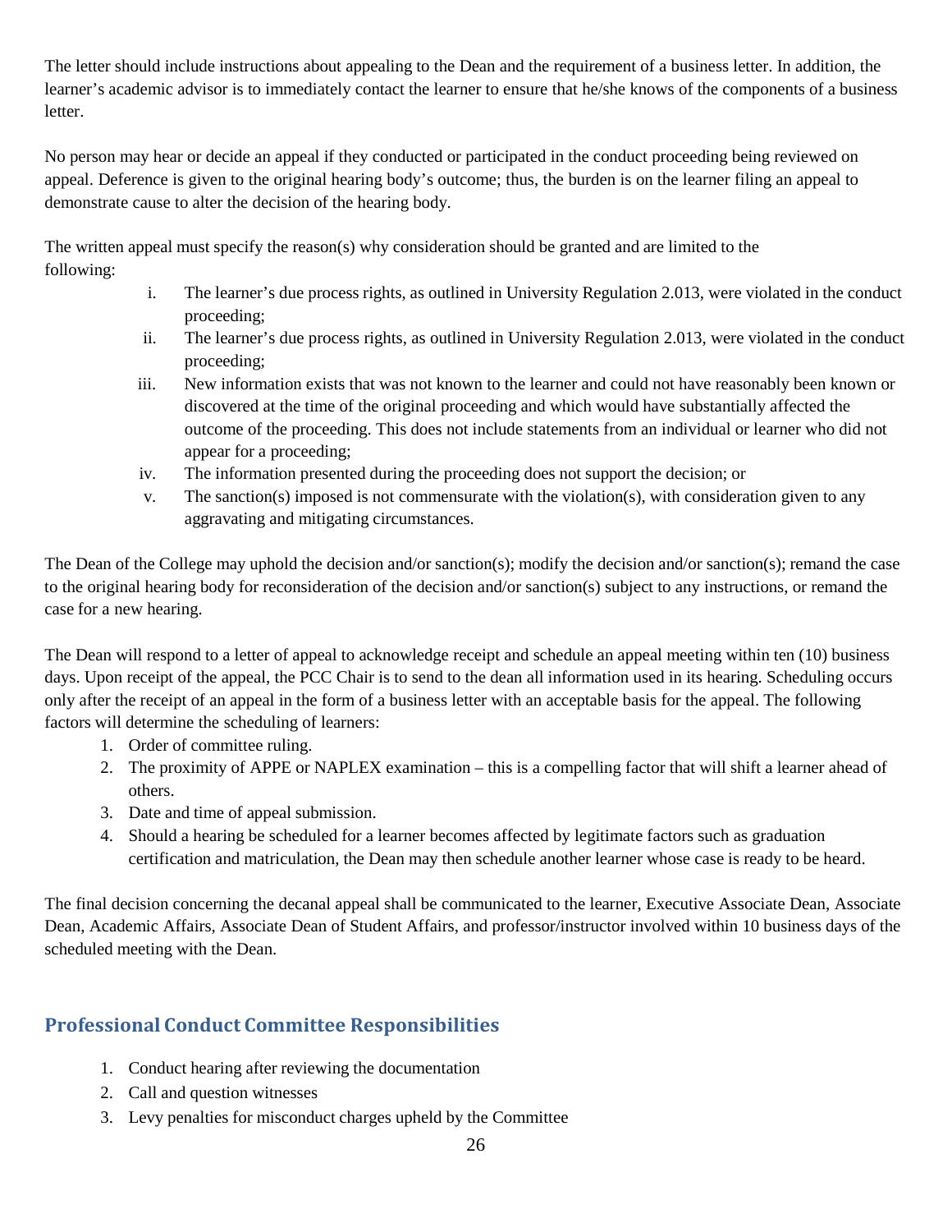The letter should include instructions about appealing to the Dean and the requirement of a business letter. In addition, the learner's academic advisor is to immediately contact the learner to ensure that he/she knows of the components of a business letter.

No person may hear or decide an appeal if they conducted or participated in the conduct proceeding being reviewed on appeal. Deference is given to the original hearing body's outcome; thus, the burden is on the learner filing an appeal to demonstrate cause to alter the decision of the hearing body.

The written appeal must specify the reason(s) why consideration should be granted and are limited to the following:

i. The learner's due process rights, as outlined in University Regulation 2.013, were violated in the conduct proceeding;
ii. The learner's due process rights, as outlined in University Regulation 2.013, were violated in the conduct proceeding;
iii. New information exists that was not known to the learner and could not have reasonably been known or discovered at the time of the original proceeding and which would have substantially affected the outcome of the proceeding. This does not include statements from an individual or learner who did not appear for a proceeding;
iv. The information presented during the proceeding does not support the decision; or
v. The sanction(s) imposed is not commensurate with the violation(s), with consideration given to any aggravating and mitigating circumstances.

The Dean of the College may uphold the decision and/or sanction(s); modify the decision and/or sanction(s); remand the case to the original hearing body for reconsideration of the decision and/or sanction(s) subject to any instructions, or remand the case for a new hearing.

The Dean will respond to a letter of appeal to acknowledge receipt and schedule an appeal meeting within ten (10) business days. Upon receipt of the appeal, the PCC Chair is to send to the dean all information used in its hearing. Scheduling occurs only after the receipt of an appeal in the form of a business letter with an acceptable basis for the appeal. The following factors will determine the scheduling of learners:

1. Order of committee ruling.
2. The proximity of APPE or NAPLEX examination – this is a compelling factor that will shift a learner ahead of others.
3. Date and time of appeal submission.
4. Should a hearing be scheduled for a learner becomes affected by legitimate factors such as graduation certification and matriculation, the Dean may then schedule another learner whose case is ready to be heard.

The final decision concerning the decanal appeal shall be communicated to the learner, Executive Associate Dean, Associate Dean, Academic Affairs, Associate Dean of Student Affairs, and professor/instructor involved within 10 business days of the scheduled meeting with the Dean.

## Professional Conduct Committee Responsibilities

1. Conduct hearing after reviewing the documentation
2. Call and question witnesses
3. Levy penalties for misconduct charges upheld by the Committee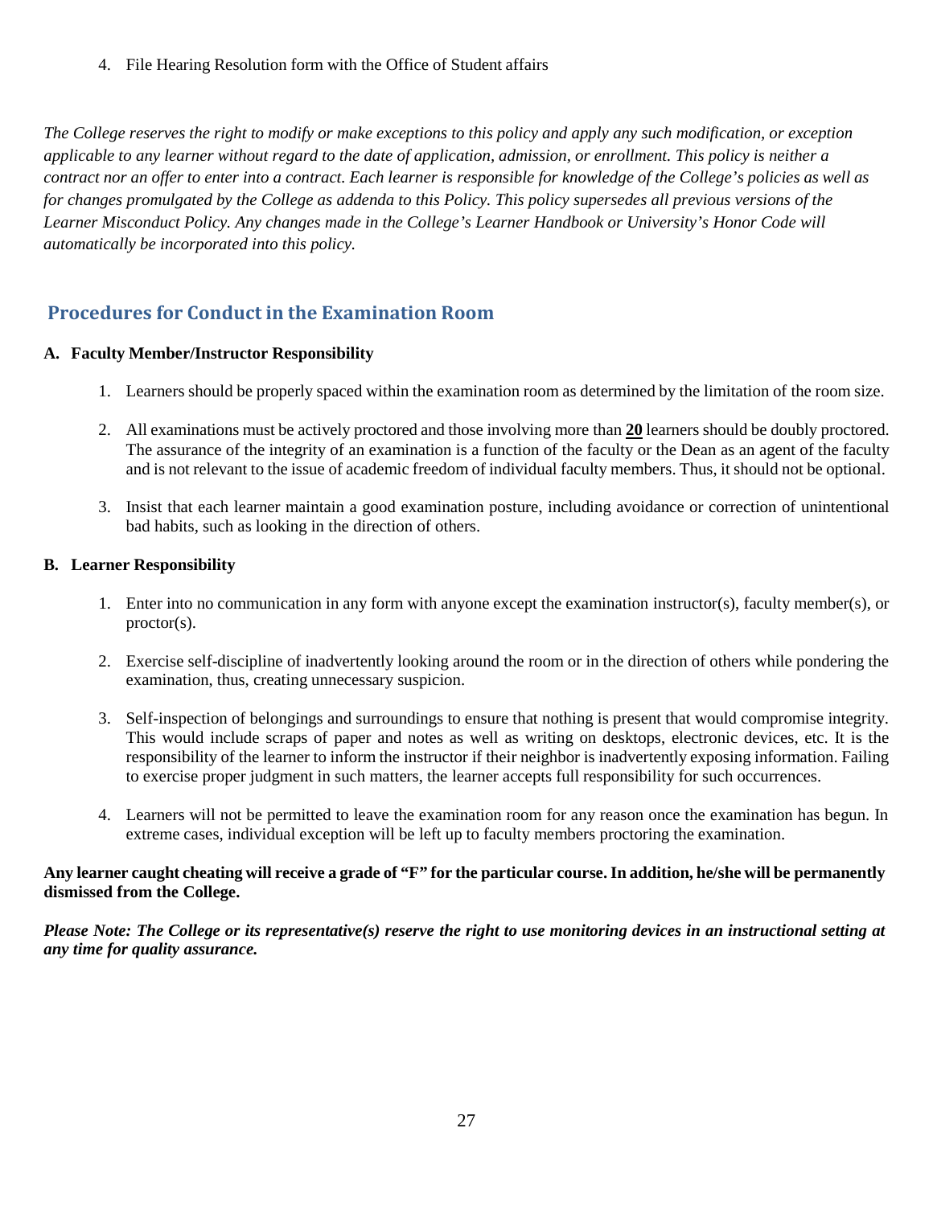4. File Hearing Resolution form with the Office of Student affairs

*The College reserves the right to modify or make exceptions to this policy and apply any such modification, or exception applicable to any learner without regard to the date of application, admission, or enrollment. This policy is neither a contract nor an offer to enter into a contract. Each learner is responsible for knowledge of the College's policies as well as for changes promulgated by the College as addenda to this Policy. This policy supersedes all previous versions of the Learner Misconduct Policy. Any changes made in the College's Learner Handbook or University's Honor Code will automatically be incorporated into this policy.*

## Procedures for Conduct in the Examination Room

**A. Faculty Member/Instructor Responsibility**

1. Learners should be properly spaced within the examination room as determined by the limitation of the room size.

2. All examinations must be actively proctored and those involving more than **20** learners should be doubly proctored. The assurance of the integrity of an examination is a function of the faculty or the Dean as an agent of the faculty and is not relevant to the issue of academic freedom of individual faculty members. Thus, it should not be optional.

3. Insist that each learner maintain a good examination posture, including avoidance or correction of unintentional bad habits, such as looking in the direction of others.

**B. Learner Responsibility**

1. Enter into no communication in any form with anyone except the examination instructor(s), faculty member(s), or proctor(s).

2. Exercise self-discipline of inadvertently looking around the room or in the direction of others while pondering the examination, thus, creating unnecessary suspicion.

3. Self-inspection of belongings and surroundings to ensure that nothing is present that would compromise integrity. This would include scraps of paper and notes as well as writing on desktops, electronic devices, etc. It is the responsibility of the learner to inform the instructor if their neighbor is inadvertently exposing information. Failing to exercise proper judgment in such matters, the learner accepts full responsibility for such occurrences.

4. Learners will not be permitted to leave the examination room for any reason once the examination has begun. In extreme cases, individual exception will be left up to faculty members proctoring the examination.

**Any learner caught cheating will receive a grade of "F" for the particular course. In addition, he/she will be permanently dismissed from the College.**

***Please Note: The College or its representative(s) reserve the right to use monitoring devices in an instructional setting at any time for quality assurance.***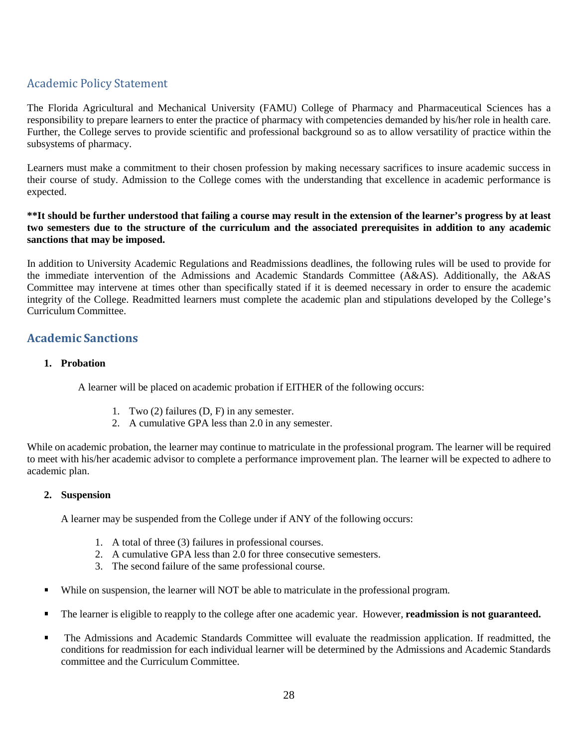## Academic Policy Statement

The Florida Agricultural and Mechanical University (FAMU) College of Pharmacy and Pharmaceutical Sciences has a responsibility to prepare learners to enter the practice of pharmacy with competencies demanded by his/her role in health care. Further, the College serves to provide scientific and professional background so as to allow versatility of practice within the subsystems of pharmacy.

Learners must make a commitment to their chosen profession by making necessary sacrifices to insure academic success in their course of study. Admission to the College comes with the understanding that excellence in academic performance is expected.

**\*\*It should be further understood that failing a course may result in the extension of the learner's progress by at least two semesters due to the structure of the curriculum and the associated prerequisites in addition to any academic sanctions that may be imposed.**

In addition to University Academic Regulations and Readmissions deadlines, the following rules will be used to provide for the immediate intervention of the Admissions and Academic Standards Committee (A&AS). Additionally, the A&AS Committee may intervene at times other than specifically stated if it is deemed necessary in order to ensure the academic integrity of the College. Readmitted learners must complete the academic plan and stipulations developed by the College's Curriculum Committee.

## Academic Sanctions

1. **Probation**

   A learner will be placed on academic probation if EITHER of the following occurs:

   1. Two (2) failures (D, F) in any semester.
   2. A cumulative GPA less than 2.0 in any semester.

While on academic probation, the learner may continue to matriculate in the professional program. The learner will be required to meet with his/her academic advisor to complete a performance improvement plan. The learner will be expected to adhere to academic plan.

2. **Suspension**

   A learner may be suspended from the College under if ANY of the following occurs:

   1. A total of three (3) failures in professional courses.
   2. A cumulative GPA less than 2.0 for three consecutive semesters.
   3. The second failure of the same professional course.

- While on suspension, the learner will NOT be able to matriculate in the professional program.
- The learner is eligible to reapply to the college after one academic year. However, **readmission is not guaranteed.**
- The Admissions and Academic Standards Committee will evaluate the readmission application. If readmitted, the conditions for readmission for each individual learner will be determined by the Admissions and Academic Standards committee and the Curriculum Committee.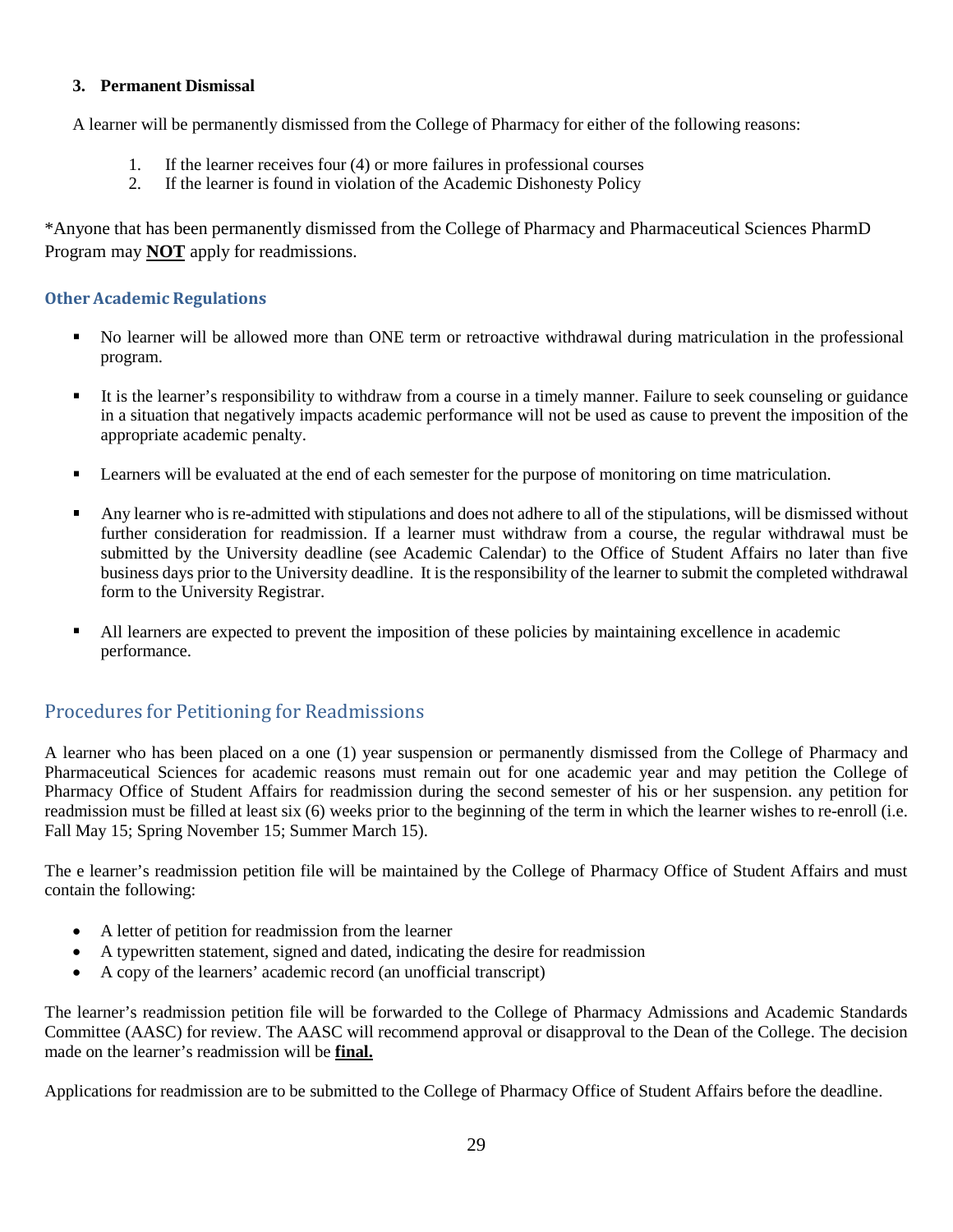### 3. Permanent Dismissal

A learner will be permanently dismissed from the College of Pharmacy for either of the following reasons:

1. If the learner receives four (4) or more failures in professional courses
2. If the learner is found in violation of the Academic Dishonesty Policy

*Anyone that has been permanently dismissed from the College of Pharmacy and Pharmaceutical Sciences PharmD Program may **NOT** apply for readmissions.

### Other Academic Regulations

- No learner will be allowed more than ONE term or retroactive withdrawal during matriculation in the professional program.
- It is the learner's responsibility to withdraw from a course in a timely manner. Failure to seek counseling or guidance in a situation that negatively impacts academic performance will not be used as cause to prevent the imposition of the appropriate academic penalty.
- Learners will be evaluated at the end of each semester for the purpose of monitoring on time matriculation.
- Any learner who is re-admitted with stipulations and does not adhere to all of the stipulations, will be dismissed without further consideration for readmission. If a learner must withdraw from a course, the regular withdrawal must be submitted by the University deadline (see Academic Calendar) to the Office of Student Affairs no later than five business days prior to the University deadline. It is the responsibility of the learner to submit the completed withdrawal form to the University Registrar.
- All learners are expected to prevent the imposition of these policies by maintaining excellence in academic performance.

## Procedures for Petitioning for Readmissions

A learner who has been placed on a one (1) year suspension or permanently dismissed from the College of Pharmacy and Pharmaceutical Sciences for academic reasons must remain out for one academic year and may petition the College of Pharmacy Office of Student Affairs for readmission during the second semester of his or her suspension. any petition for readmission must be filled at least six (6) weeks prior to the beginning of the term in which the learner wishes to re-enroll (i.e. Fall May 15; Spring November 15; Summer March 15).

The e learner's readmission petition file will be maintained by the College of Pharmacy Office of Student Affairs and must contain the following:

- A letter of petition for readmission from the learner
- A typewritten statement, signed and dated, indicating the desire for readmission
- A copy of the learners' academic record (an unofficial transcript)

The learner's readmission petition file will be forwarded to the College of Pharmacy Admissions and Academic Standards Committee (AASC) for review. The AASC will recommend approval or disapproval to the Dean of the College. The decision made on the learner's readmission will be **final.**

Applications for readmission are to be submitted to the College of Pharmacy Office of Student Affairs before the deadline.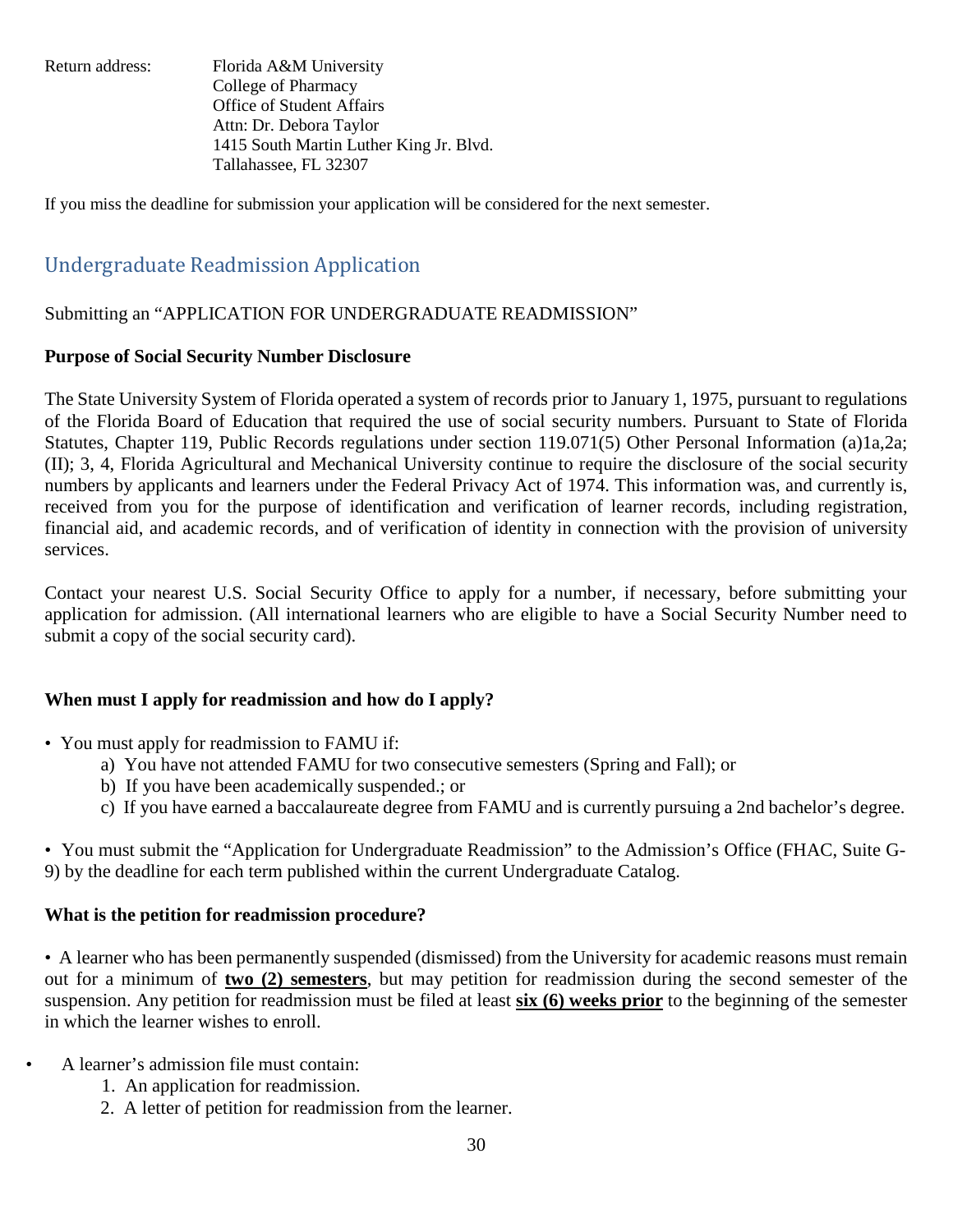Return address: Florida A&M University
College of Pharmacy
Office of Student Affairs
Attn: Dr. Debora Taylor
1415 South Martin Luther King Jr. Blvd.
Tallahassee, FL 32307

If you miss the deadline for submission your application will be considered for the next semester.

## Undergraduate Readmission Application

Submitting an "APPLICATION FOR UNDERGRADUATE READMISSION"

**Purpose of Social Security Number Disclosure**

The State University System of Florida operated a system of records prior to January 1, 1975, pursuant to regulations of the Florida Board of Education that required the use of social security numbers. Pursuant to State of Florida Statutes, Chapter 119, Public Records regulations under section 119.071(5) Other Personal Information (a)1a,2a; (II); 3, 4, Florida Agricultural and Mechanical University continue to require the disclosure of the social security numbers by applicants and learners under the Federal Privacy Act of 1974. This information was, and currently is, received from you for the purpose of identification and verification of learner records, including registration, financial aid, and academic records, and of verification of identity in connection with the provision of university services.

Contact your nearest U.S. Social Security Office to apply for a number, if necessary, before submitting your application for admission. (All international learners who are eligible to have a Social Security Number need to submit a copy of the social security card).

**When must I apply for readmission and how do I apply?**

- You must apply for readmission to FAMU if:
  a) You have not attended FAMU for two consecutive semesters (Spring and Fall); or
  b) If you have been academically suspended.; or
  c) If you have earned a baccalaureate degree from FAMU and is currently pursuing a 2nd bachelor's degree.

- You must submit the "Application for Undergraduate Readmission" to the Admission's Office (FHAC, Suite G-9) by the deadline for each term published within the current Undergraduate Catalog.

**What is the petition for readmission procedure?**

- A learner who has been permanently suspended (dismissed) from the University for academic reasons must remain out for a minimum of **two (2) semesters**, but may petition for readmission during the second semester of the suspension. Any petition for readmission must be filed at least **six (6) weeks prior** to the beginning of the semester in which the learner wishes to enroll.

- A learner's admission file must contain:
  1. An application for readmission.
  2. A letter of petition for readmission from the learner.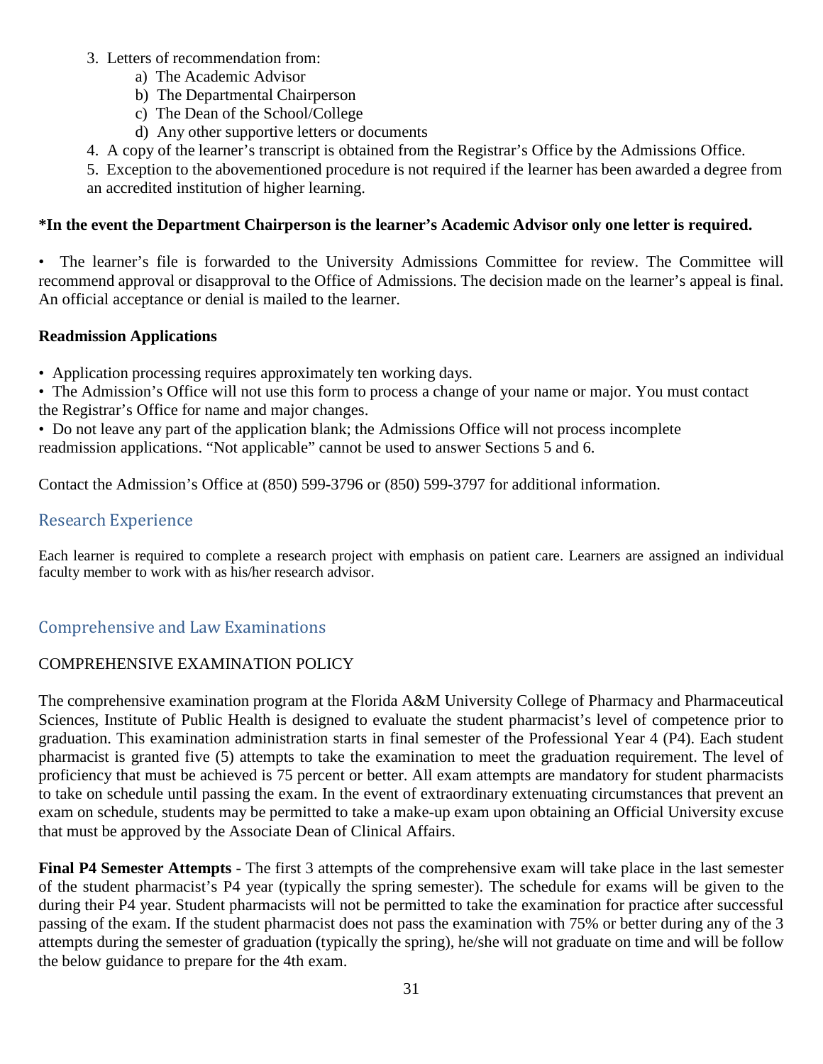3. Letters of recommendation from:
    a) The Academic Advisor
    b) The Departmental Chairperson
    c) The Dean of the School/College
    d) Any other supportive letters or documents
4. A copy of the learner's transcript is obtained from the Registrar's Office by the Admissions Office.
5. Exception to the abovementioned procedure is not required if the learner has been awarded a degree from an accredited institution of higher learning.

**\*In the event the Department Chairperson is the learner's Academic Advisor only one letter is required.**

- The learner's file is forwarded to the University Admissions Committee for review. The Committee will recommend approval or disapproval to the Office of Admissions. The decision made on the learner's appeal is final. An official acceptance or denial is mailed to the learner.

**Readmission Applications**

- Application processing requires approximately ten working days.
- The Admission's Office will not use this form to process a change of your name or major. You must contact the Registrar's Office for name and major changes.
- Do not leave any part of the application blank; the Admissions Office will not process incomplete readmission applications. "Not applicable" cannot be used to answer Sections 5 and 6.

Contact the Admission's Office at (850) 599-3796 or (850) 599-3797 for additional information.

## Research Experience

Each learner is required to complete a research project with emphasis on patient care. Learners are assigned an individual faculty member to work with as his/her research advisor.

## Comprehensive and Law Examinations

COMPREHENSIVE EXAMINATION POLICY

The comprehensive examination program at the Florida A&M University College of Pharmacy and Pharmaceutical Sciences, Institute of Public Health is designed to evaluate the student pharmacist's level of competence prior to graduation. This examination administration starts in final semester of the Professional Year 4 (P4). Each student pharmacist is granted five (5) attempts to take the examination to meet the graduation requirement. The level of proficiency that must be achieved is 75 percent or better. All exam attempts are mandatory for student pharmacists to take on schedule until passing the exam. In the event of extraordinary extenuating circumstances that prevent an exam on schedule, students may be permitted to take a make-up exam upon obtaining an Official University excuse that must be approved by the Associate Dean of Clinical Affairs.

**Final P4 Semester Attempts** - The first 3 attempts of the comprehensive exam will take place in the last semester of the student pharmacist's P4 year (typically the spring semester). The schedule for exams will be given to the during their P4 year. Student pharmacists will not be permitted to take the examination for practice after successful passing of the exam. If the student pharmacist does not pass the examination with 75% or better during any of the 3 attempts during the semester of graduation (typically the spring), he/she will not graduate on time and will be follow the below guidance to prepare for the 4th exam.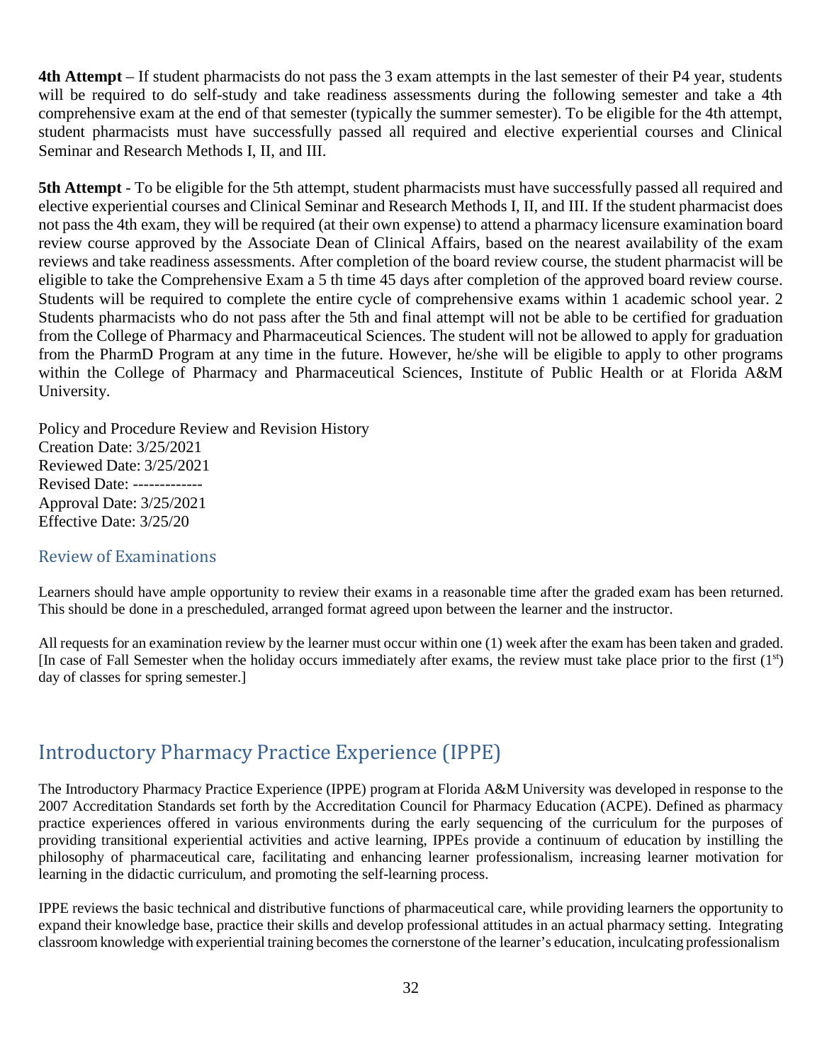**4th Attempt** – If student pharmacists do not pass the 3 exam attempts in the last semester of their P4 year, students will be required to do self-study and take readiness assessments during the following semester and take a 4th comprehensive exam at the end of that semester (typically the summer semester). To be eligible for the 4th attempt, student pharmacists must have successfully passed all required and elective experiential courses and Clinical Seminar and Research Methods I, II, and III.

**5th Attempt** - To be eligible for the 5th attempt, student pharmacists must have successfully passed all required and elective experiential courses and Clinical Seminar and Research Methods I, II, and III. If the student pharmacist does not pass the 4th exam, they will be required (at their own expense) to attend a pharmacy licensure examination board review course approved by the Associate Dean of Clinical Affairs, based on the nearest availability of the exam reviews and take readiness assessments. After completion of the board review course, the student pharmacist will be eligible to take the Comprehensive Exam a 5 th time 45 days after completion of the approved board review course. Students will be required to complete the entire cycle of comprehensive exams within 1 academic school year. 2 Students pharmacists who do not pass after the 5th and final attempt will not be able to be certified for graduation from the College of Pharmacy and Pharmaceutical Sciences. The student will not be allowed to apply for graduation from the PharmD Program at any time in the future. However, he/she will be eligible to apply to other programs within the College of Pharmacy and Pharmaceutical Sciences, Institute of Public Health or at Florida A&M University.

Policy and Procedure Review and Revision History
Creation Date: 3/25/2021
Reviewed Date: 3/25/2021
Revised Date: -------------
Approval Date: 3/25/2021
Effective Date: 3/25/20

### Review of Examinations

Learners should have ample opportunity to review their exams in a reasonable time after the graded exam has been returned. This should be done in a prescheduled, arranged format agreed upon between the learner and the instructor.

All requests for an examination review by the learner must occur within one (1) week after the exam has been taken and graded. [In case of Fall Semester when the holiday occurs immediately after exams, the review must take place prior to the first (1st) day of classes for spring semester.]

## Introductory Pharmacy Practice Experience (IPPE)

The Introductory Pharmacy Practice Experience (IPPE) program at Florida A&M University was developed in response to the 2007 Accreditation Standards set forth by the Accreditation Council for Pharmacy Education (ACPE). Defined as pharmacy practice experiences offered in various environments during the early sequencing of the curriculum for the purposes of providing transitional experiential activities and active learning, IPPEs provide a continuum of education by instilling the philosophy of pharmaceutical care, facilitating and enhancing learner professionalism, increasing learner motivation for learning in the didactic curriculum, and promoting the self-learning process.

IPPE reviews the basic technical and distributive functions of pharmaceutical care, while providing learners the opportunity to expand their knowledge base, practice their skills and develop professional attitudes in an actual pharmacy setting. Integrating classroom knowledge with experiential training becomes the cornerstone of the learner's education, inculcating professionalism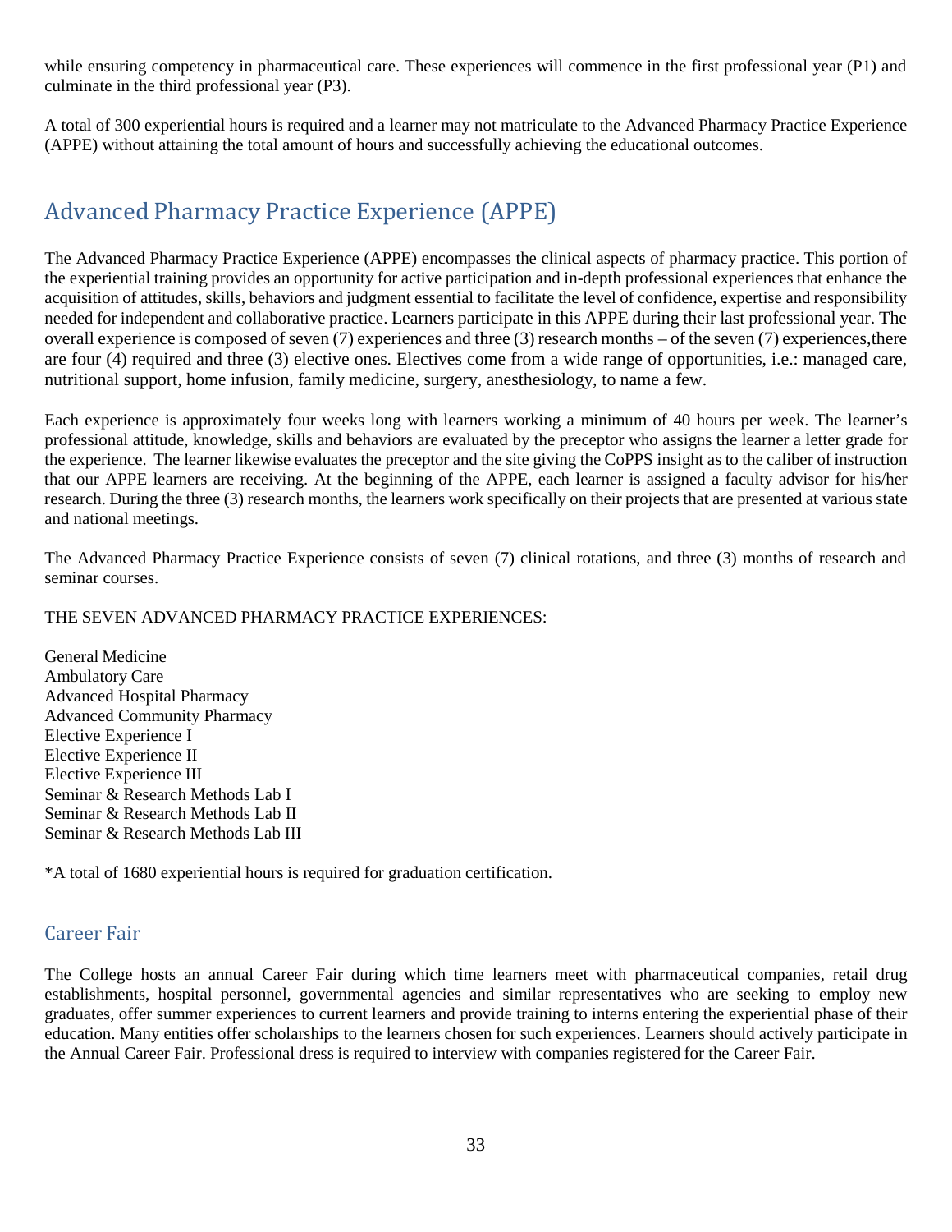while ensuring competency in pharmaceutical care. These experiences will commence in the first professional year (P1) and culminate in the third professional year (P3).

A total of 300 experiential hours is required and a learner may not matriculate to the Advanced Pharmacy Practice Experience (APPE) without attaining the total amount of hours and successfully achieving the educational outcomes.

## Advanced Pharmacy Practice Experience (APPE)

The Advanced Pharmacy Practice Experience (APPE) encompasses the clinical aspects of pharmacy practice. This portion of the experiential training provides an opportunity for active participation and in-depth professional experiences that enhance the acquisition of attitudes, skills, behaviors and judgment essential to facilitate the level of confidence, expertise and responsibility needed for independent and collaborative practice. Learners participate in this APPE during their last professional year. The overall experience is composed of seven (7) experiences and three (3) research months – of the seven (7) experiences,there are four (4) required and three (3) elective ones. Electives come from a wide range of opportunities, i.e.: managed care, nutritional support, home infusion, family medicine, surgery, anesthesiology, to name a few.

Each experience is approximately four weeks long with learners working a minimum of 40 hours per week. The learner's professional attitude, knowledge, skills and behaviors are evaluated by the preceptor who assigns the learner a letter grade for the experience. The learner likewise evaluates the preceptor and the site giving the CoPPS insight as to the caliber of instruction that our APPE learners are receiving. At the beginning of the APPE, each learner is assigned a faculty advisor for his/her research. During the three (3) research months, the learners work specifically on their projects that are presented at various state and national meetings.

The Advanced Pharmacy Practice Experience consists of seven (7) clinical rotations, and three (3) months of research and seminar courses.

THE SEVEN ADVANCED PHARMACY PRACTICE EXPERIENCES:

General Medicine
Ambulatory Care
Advanced Hospital Pharmacy
Advanced Community Pharmacy
Elective Experience I
Elective Experience II
Elective Experience III
Seminar & Research Methods Lab I
Seminar & Research Methods Lab II
Seminar & Research Methods Lab III

*A total of 1680 experiential hours is required for graduation certification.

### Career Fair

The College hosts an annual Career Fair during which time learners meet with pharmaceutical companies, retail drug establishments, hospital personnel, governmental agencies and similar representatives who are seeking to employ new graduates, offer summer experiences to current learners and provide training to interns entering the experiential phase of their education. Many entities offer scholarships to the learners chosen for such experiences. Learners should actively participate in the Annual Career Fair. Professional dress is required to interview with companies registered for the Career Fair.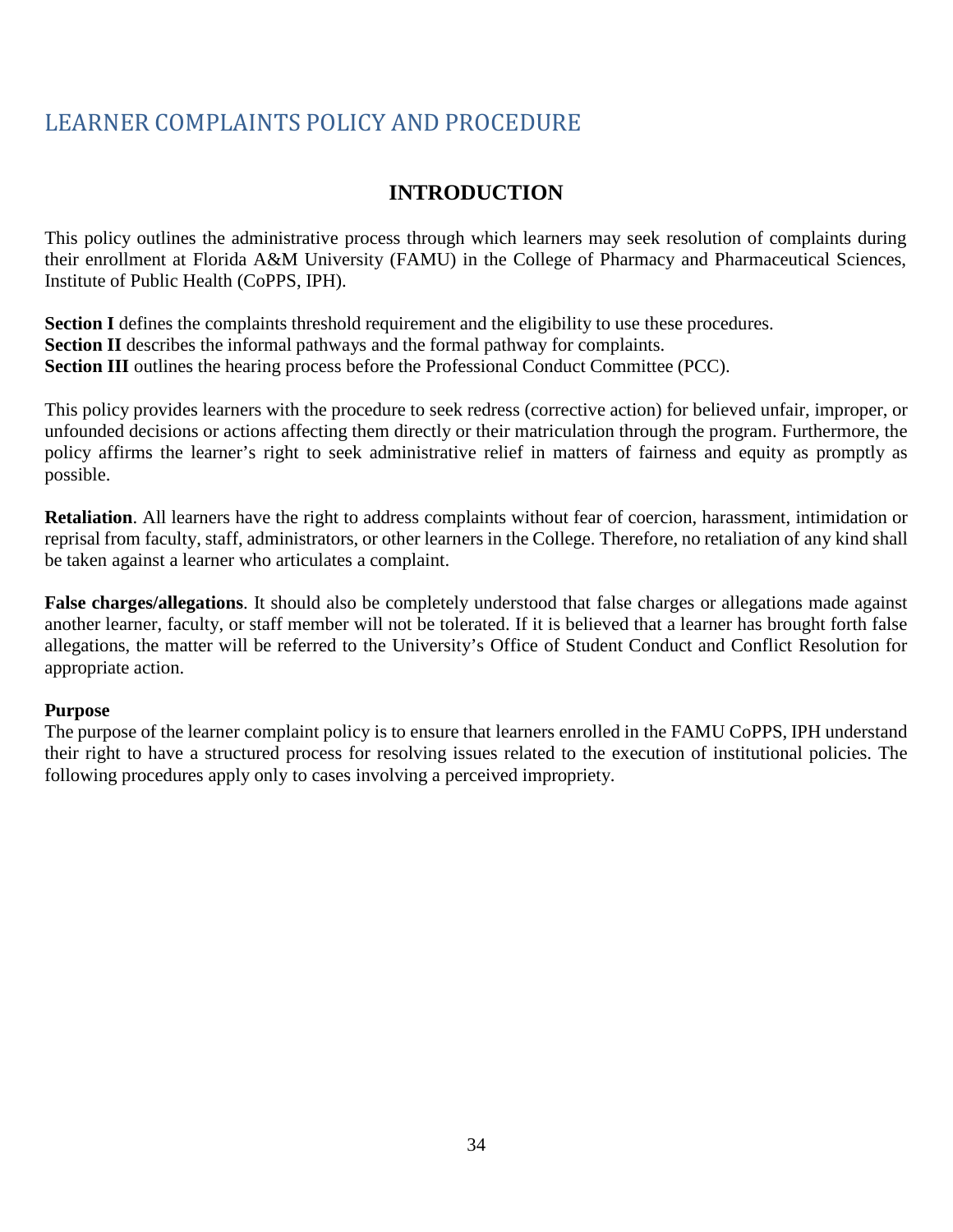# LEARNER COMPLAINTS POLICY AND PROCEDURE

## INTRODUCTION

This policy outlines the administrative process through which learners may seek resolution of complaints during their enrollment at Florida A&M University (FAMU) in the College of Pharmacy and Pharmaceutical Sciences, Institute of Public Health (CoPPS, IPH).

**Section I** defines the complaints threshold requirement and the eligibility to use these procedures.
**Section II** describes the informal pathways and the formal pathway for complaints.
**Section III** outlines the hearing process before the Professional Conduct Committee (PCC).

This policy provides learners with the procedure to seek redress (corrective action) for believed unfair, improper, or unfounded decisions or actions affecting them directly or their matriculation through the program. Furthermore, the policy affirms the learner's right to seek administrative relief in matters of fairness and equity as promptly as possible.

**Retaliation**. All learners have the right to address complaints without fear of coercion, harassment, intimidation or reprisal from faculty, staff, administrators, or other learners in the College. Therefore, no retaliation of any kind shall be taken against a learner who articulates a complaint.

**False charges/allegations**. It should also be completely understood that false charges or allegations made against another learner, faculty, or staff member will not be tolerated. If it is believed that a learner has brought forth false allegations, the matter will be referred to the University's Office of Student Conduct and Conflict Resolution for appropriate action.

**Purpose**
The purpose of the learner complaint policy is to ensure that learners enrolled in the FAMU CoPPS, IPH understand their right to have a structured process for resolving issues related to the execution of institutional policies. The following procedures apply only to cases involving a perceived impropriety.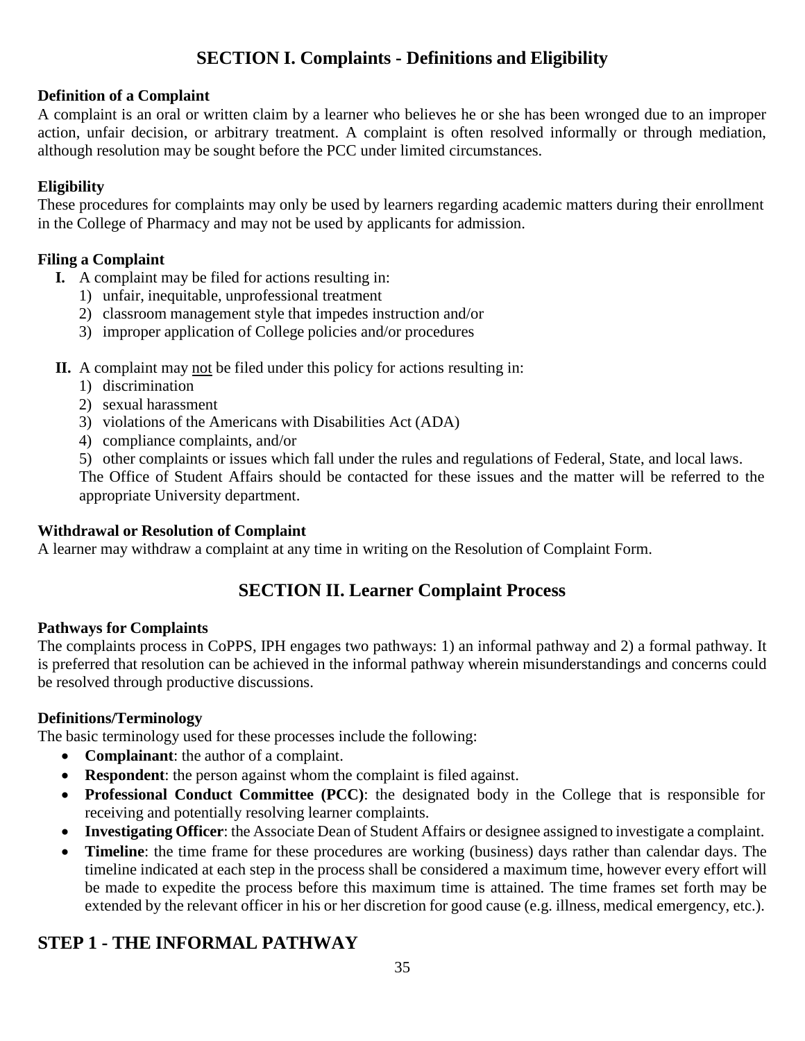## SECTION I. Complaints - Definitions and Eligibility

**Definition of a Complaint**

A complaint is an oral or written claim by a learner who believes he or she has been wronged due to an improper action, unfair decision, or arbitrary treatment. A complaint is often resolved informally or through mediation, although resolution may be sought before the PCC under limited circumstances.

**Eligibility**

These procedures for complaints may only be used by learners regarding academic matters during their enrollment in the College of Pharmacy and may not be used by applicants for admission.

**Filing a Complaint**

- **I.** A complaint may be filed for actions resulting in:
  1) unfair, inequitable, unprofessional treatment
  2) classroom management style that impedes instruction and/or
  3) improper application of College policies and/or procedures

- **II.** A complaint may not be filed under this policy for actions resulting in:
  1) discrimination
  2) sexual harassment
  3) violations of the Americans with Disabilities Act (ADA)
  4) compliance complaints, and/or
  5) other complaints or issues which fall under the rules and regulations of Federal, State, and local laws.

  The Office of Student Affairs should be contacted for these issues and the matter will be referred to the appropriate University department.

**Withdrawal or Resolution of Complaint**

A learner may withdraw a complaint at any time in writing on the Resolution of Complaint Form.

## SECTION II. Learner Complaint Process

**Pathways for Complaints**

The complaints process in CoPPS, IPH engages two pathways: 1) an informal pathway and 2) a formal pathway. It is preferred that resolution can be achieved in the informal pathway wherein misunderstandings and concerns could be resolved through productive discussions.

**Definitions/Terminology**

The basic terminology used for these processes include the following:

- **Complainant**: the author of a complaint.
- **Respondent**: the person against whom the complaint is filed against.
- **Professional Conduct Committee (PCC)**: the designated body in the College that is responsible for receiving and potentially resolving learner complaints.
- **Investigating Officer**: the Associate Dean of Student Affairs or designee assigned to investigate a complaint.
- **Timeline**: the time frame for these procedures are working (business) days rather than calendar days. The timeline indicated at each step in the process shall be considered a maximum time, however every effort will be made to expedite the process before this maximum time is attained. The time frames set forth may be extended by the relevant officer in his or her discretion for good cause (e.g. illness, medical emergency, etc.).

## STEP 1 - THE INFORMAL PATHWAY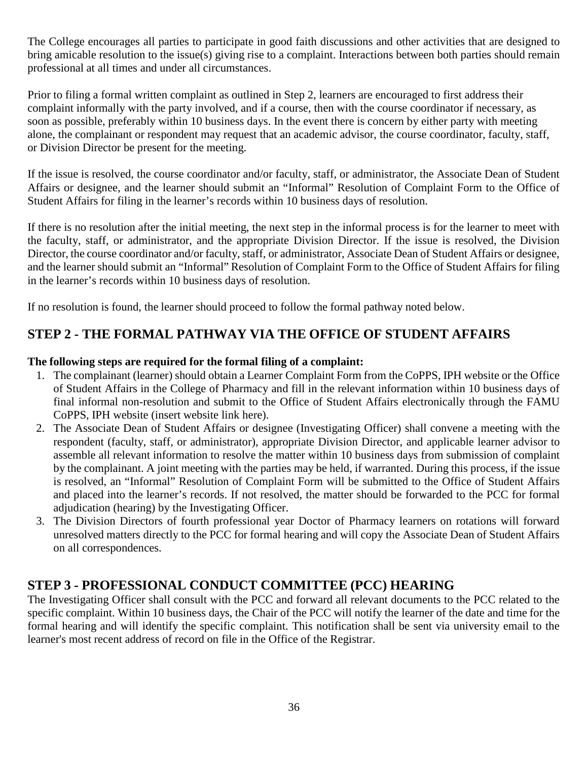The College encourages all parties to participate in good faith discussions and other activities that are designed to bring amicable resolution to the issue(s) giving rise to a complaint. Interactions between both parties should remain professional at all times and under all circumstances.

Prior to filing a formal written complaint as outlined in Step 2, learners are encouraged to first address their complaint informally with the party involved, and if a course, then with the course coordinator if necessary, as soon as possible, preferably within 10 business days. In the event there is concern by either party with meeting alone, the complainant or respondent may request that an academic advisor, the course coordinator, faculty, staff, or Division Director be present for the meeting.

If the issue is resolved, the course coordinator and/or faculty, staff, or administrator, the Associate Dean of Student Affairs or designee, and the learner should submit an "Informal" Resolution of Complaint Form to the Office of Student Affairs for filing in the learner's records within 10 business days of resolution.

If there is no resolution after the initial meeting, the next step in the informal process is for the learner to meet with the faculty, staff, or administrator, and the appropriate Division Director. If the issue is resolved, the Division Director, the course coordinator and/or faculty, staff, or administrator, Associate Dean of Student Affairs or designee, and the learner should submit an "Informal" Resolution of Complaint Form to the Office of Student Affairs for filing in the learner's records within 10 business days of resolution.

If no resolution is found, the learner should proceed to follow the formal pathway noted below.

## STEP 2 - THE FORMAL PATHWAY VIA THE OFFICE OF STUDENT AFFAIRS

**The following steps are required for the formal filing of a complaint:**

1. The complainant (learner) should obtain a Learner Complaint Form from the CoPPS, IPH website or the Office of Student Affairs in the College of Pharmacy and fill in the relevant information within 10 business days of final informal non-resolution and submit to the Office of Student Affairs electronically through the FAMU CoPPS, IPH website (insert website link here).
2. The Associate Dean of Student Affairs or designee (Investigating Officer) shall convene a meeting with the respondent (faculty, staff, or administrator), appropriate Division Director, and applicable learner advisor to assemble all relevant information to resolve the matter within 10 business days from submission of complaint by the complainant. A joint meeting with the parties may be held, if warranted. During this process, if the issue is resolved, an "Informal" Resolution of Complaint Form will be submitted to the Office of Student Affairs and placed into the learner's records. If not resolved, the matter should be forwarded to the PCC for formal adjudication (hearing) by the Investigating Officer.
3. The Division Directors of fourth professional year Doctor of Pharmacy learners on rotations will forward unresolved matters directly to the PCC for formal hearing and will copy the Associate Dean of Student Affairs on all correspondences.

## STEP 3 - PROFESSIONAL CONDUCT COMMITTEE (PCC) HEARING

The Investigating Officer shall consult with the PCC and forward all relevant documents to the PCC related to the specific complaint. Within 10 business days, the Chair of the PCC will notify the learner of the date and time for the formal hearing and will identify the specific complaint. This notification shall be sent via university email to the learner's most recent address of record on file in the Office of the Registrar.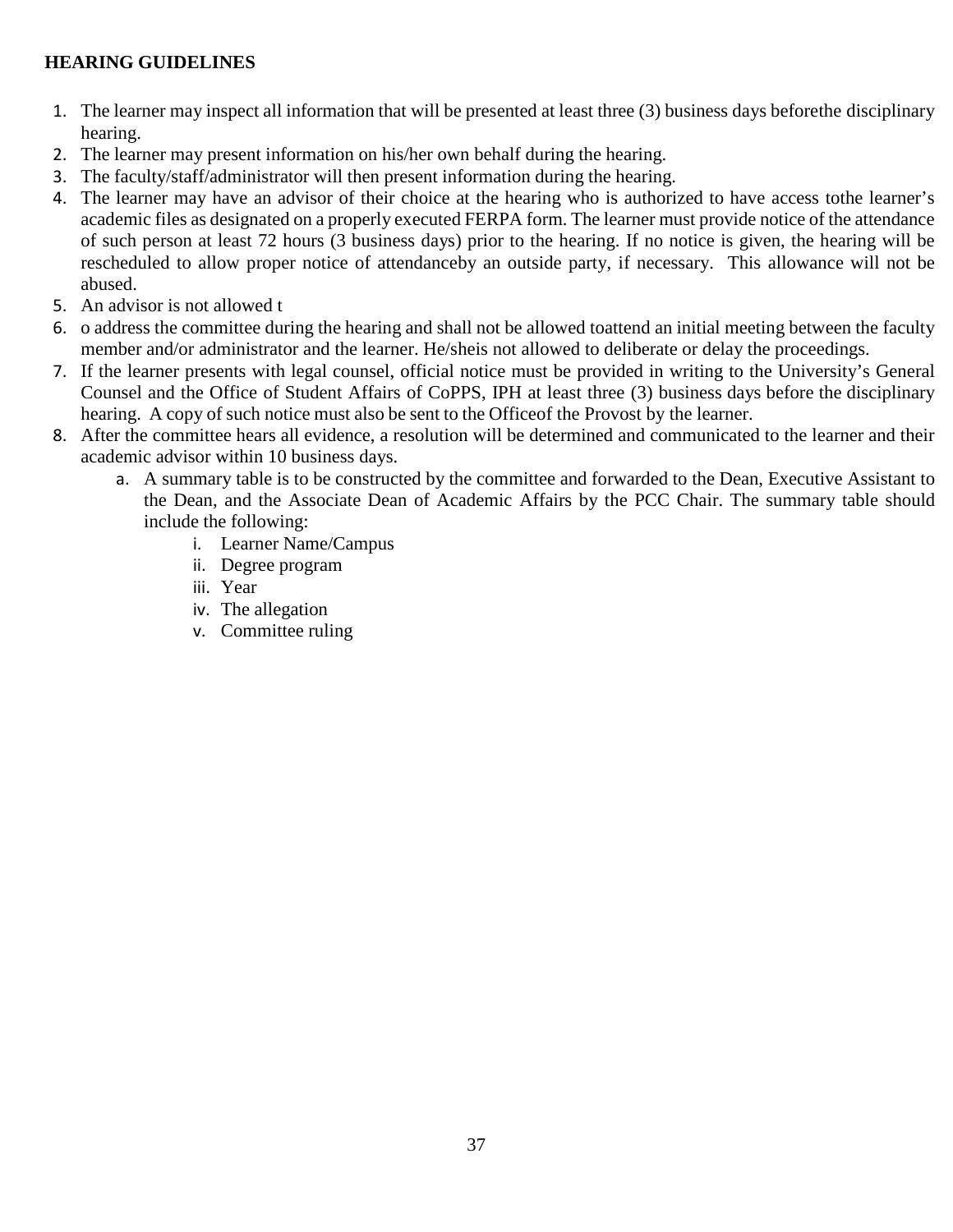**HEARING GUIDELINES**

1. The learner may inspect all information that will be presented at least three (3) business days beforethe disciplinary hearing.
2. The learner may present information on his/her own behalf during the hearing.
3. The faculty/staff/administrator will then present information during the hearing.
4. The learner may have an advisor of their choice at the hearing who is authorized to have access tothe learner's academic files as designated on a properly executed FERPA form. The learner must provide notice of the attendance of such person at least 72 hours (3 business days) prior to the hearing. If no notice is given, the hearing will be rescheduled to allow proper notice of attendanceby an outside party, if necessary. This allowance will not be abused.
5. An advisor is not allowed t
6. o address the committee during the hearing and shall not be allowed toattend an initial meeting between the faculty member and/or administrator and the learner. He/sheis not allowed to deliberate or delay the proceedings.
7. If the learner presents with legal counsel, official notice must be provided in writing to the University's General Counsel and the Office of Student Affairs of CoPPS, IPH at least three (3) business days before the disciplinary hearing. A copy of such notice must also be sent to the Officeof the Provost by the learner.
8. After the committee hears all evidence, a resolution will be determined and communicated to the learner and their academic advisor within 10 business days.
    a. A summary table is to be constructed by the committee and forwarded to the Dean, Executive Assistant to the Dean, and the Associate Dean of Academic Affairs by the PCC Chair. The summary table should include the following:
        i. Learner Name/Campus
        ii. Degree program
        iii. Year
        iv. The allegation
        v. Committee ruling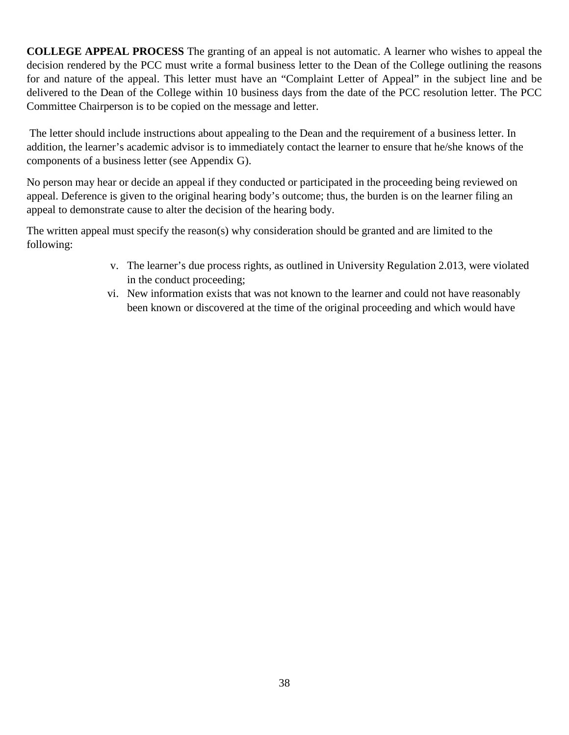**COLLEGE APPEAL PROCESS** The granting of an appeal is not automatic. A learner who wishes to appeal the decision rendered by the PCC must write a formal business letter to the Dean of the College outlining the reasons for and nature of the appeal. This letter must have an "Complaint Letter of Appeal" in the subject line and be delivered to the Dean of the College within 10 business days from the date of the PCC resolution letter. The PCC Committee Chairperson is to be copied on the message and letter.

The letter should include instructions about appealing to the Dean and the requirement of a business letter. In addition, the learner's academic advisor is to immediately contact the learner to ensure that he/she knows of the components of a business letter (see Appendix G).

No person may hear or decide an appeal if they conducted or participated in the proceeding being reviewed on appeal. Deference is given to the original hearing body's outcome; thus, the burden is on the learner filing an appeal to demonstrate cause to alter the decision of the hearing body.

The written appeal must specify the reason(s) why consideration should be granted and are limited to the following:

v. The learner's due process rights, as outlined in University Regulation 2.013, were violated in the conduct proceeding;

vi. New information exists that was not known to the learner and could not have reasonably been known or discovered at the time of the original proceeding and which would have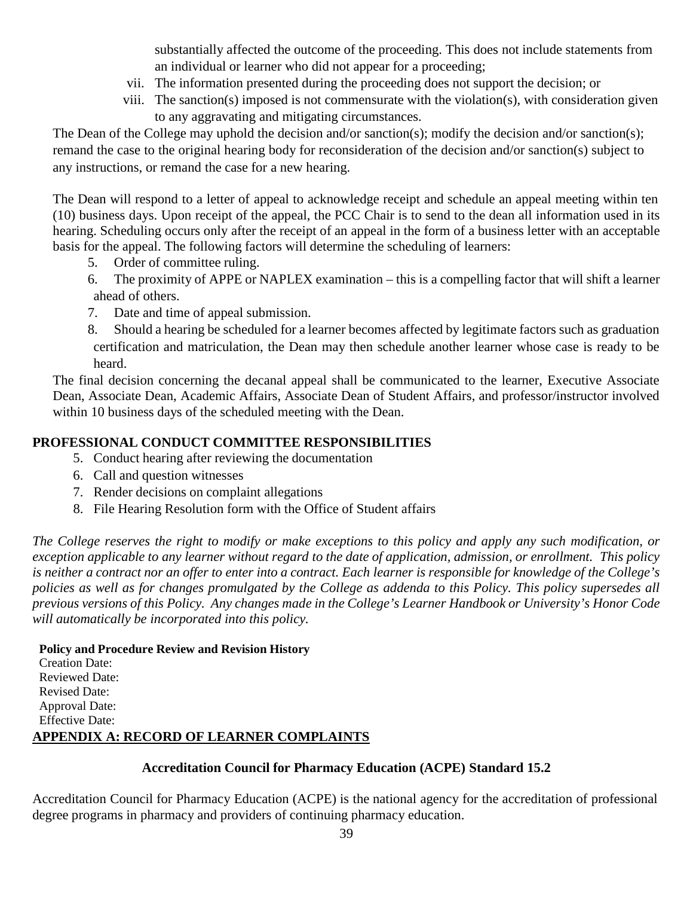substantially affected the outcome of the proceeding. This does not include statements from an individual or learner who did not appear for a proceeding;

vii. The information presented during the proceeding does not support the decision; or

viii. The sanction(s) imposed is not commensurate with the violation(s), with consideration given to any aggravating and mitigating circumstances.

The Dean of the College may uphold the decision and/or sanction(s); modify the decision and/or sanction(s); remand the case to the original hearing body for reconsideration of the decision and/or sanction(s) subject to any instructions, or remand the case for a new hearing.

The Dean will respond to a letter of appeal to acknowledge receipt and schedule an appeal meeting within ten (10) business days. Upon receipt of the appeal, the PCC Chair is to send to the dean all information used in its hearing. Scheduling occurs only after the receipt of an appeal in the form of a business letter with an acceptable basis for the appeal. The following factors will determine the scheduling of learners:

5. Order of committee ruling.
6. The proximity of APPE or NAPLEX examination – this is a compelling factor that will shift a learner ahead of others.
7. Date and time of appeal submission.
8. Should a hearing be scheduled for a learner becomes affected by legitimate factors such as graduation certification and matriculation, the Dean may then schedule another learner whose case is ready to be heard.

The final decision concerning the decanal appeal shall be communicated to the learner, Executive Associate Dean, Associate Dean, Academic Affairs, Associate Dean of Student Affairs, and professor/instructor involved within 10 business days of the scheduled meeting with the Dean.

## PROFESSIONAL CONDUCT COMMITTEE RESPONSIBILITIES

5. Conduct hearing after reviewing the documentation
6. Call and question witnesses
7. Render decisions on complaint allegations
8. File Hearing Resolution form with the Office of Student affairs

*The College reserves the right to modify or make exceptions to this policy and apply any such modification, or exception applicable to any learner without regard to the date of application, admission, or enrollment. This policy is neither a contract nor an offer to enter into a contract. Each learner is responsible for knowledge of the College's policies as well as for changes promulgated by the College as addenda to this Policy. This policy supersedes all previous versions of this Policy. Any changes made in the College's Learner Handbook or University's Honor Code will automatically be incorporated into this policy.*

**Policy and Procedure Review and Revision History**

Creation Date:
Reviewed Date:
Revised Date:
Approval Date:
Effective Date:

## APPENDIX A: RECORD OF LEARNER COMPLAINTS

### Accreditation Council for Pharmacy Education (ACPE) Standard 15.2

Accreditation Council for Pharmacy Education (ACPE) is the national agency for the accreditation of professional degree programs in pharmacy and providers of continuing pharmacy education.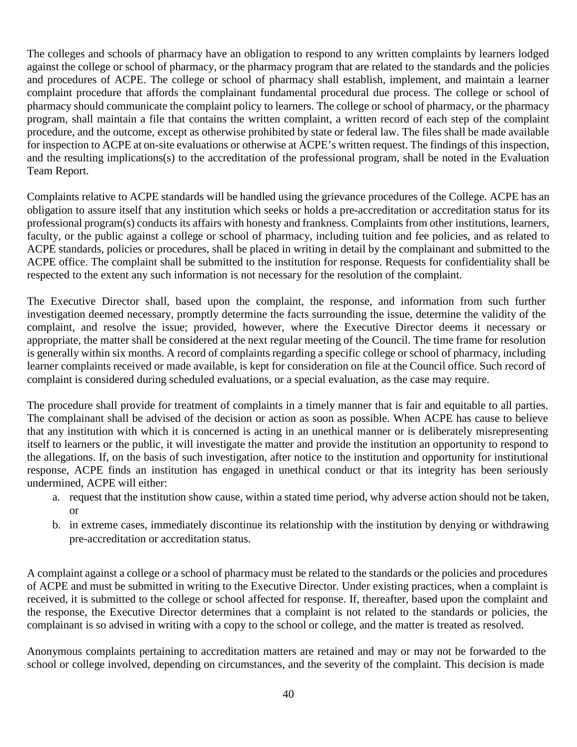The colleges and schools of pharmacy have an obligation to respond to any written complaints by learners lodged against the college or school of pharmacy, or the pharmacy program that are related to the standards and the policies and procedures of ACPE. The college or school of pharmacy shall establish, implement, and maintain a learner complaint procedure that affords the complainant fundamental procedural due process. The college or school of pharmacy should communicate the complaint policy to learners. The college or school of pharmacy, or the pharmacy program, shall maintain a file that contains the written complaint, a written record of each step of the complaint procedure, and the outcome, except as otherwise prohibited by state or federal law. The files shall be made available for inspection to ACPE at on-site evaluations or otherwise at ACPE's written request. The findings of this inspection, and the resulting implications(s) to the accreditation of the professional program, shall be noted in the Evaluation Team Report.

Complaints relative to ACPE standards will be handled using the grievance procedures of the College. ACPE has an obligation to assure itself that any institution which seeks or holds a pre-accreditation or accreditation status for its professional program(s) conducts its affairs with honesty and frankness. Complaints from other institutions, learners, faculty, or the public against a college or school of pharmacy, including tuition and fee policies, and as related to ACPE standards, policies or procedures, shall be placed in writing in detail by the complainant and submitted to the ACPE office. The complaint shall be submitted to the institution for response. Requests for confidentiality shall be respected to the extent any such information is not necessary for the resolution of the complaint.

The Executive Director shall, based upon the complaint, the response, and information from such further investigation deemed necessary, promptly determine the facts surrounding the issue, determine the validity of the complaint, and resolve the issue; provided, however, where the Executive Director deems it necessary or appropriate, the matter shall be considered at the next regular meeting of the Council. The time frame for resolution is generally within six months. A record of complaints regarding a specific college or school of pharmacy, including learner complaints received or made available, is kept for consideration on file at the Council office. Such record of complaint is considered during scheduled evaluations, or a special evaluation, as the case may require.

The procedure shall provide for treatment of complaints in a timely manner that is fair and equitable to all parties. The complainant shall be advised of the decision or action as soon as possible. When ACPE has cause to believe that any institution with which it is concerned is acting in an unethical manner or is deliberately misrepresenting itself to learners or the public, it will investigate the matter and provide the institution an opportunity to respond to the allegations. If, on the basis of such investigation, after notice to the institution and opportunity for institutional response, ACPE finds an institution has engaged in unethical conduct or that its integrity has been seriously undermined, ACPE will either:

a. request that the institution show cause, within a stated time period, why adverse action should not be taken, or
b. in extreme cases, immediately discontinue its relationship with the institution by denying or withdrawing pre-accreditation or accreditation status.

A complaint against a college or a school of pharmacy must be related to the standards or the policies and procedures of ACPE and must be submitted in writing to the Executive Director. Under existing practices, when a complaint is received, it is submitted to the college or school affected for response. If, thereafter, based upon the complaint and the response, the Executive Director determines that a complaint is not related to the standards or policies, the complainant is so advised in writing with a copy to the school or college, and the matter is treated as resolved.

Anonymous complaints pertaining to accreditation matters are retained and may or may not be forwarded to the school or college involved, depending on circumstances, and the severity of the complaint. This decision is made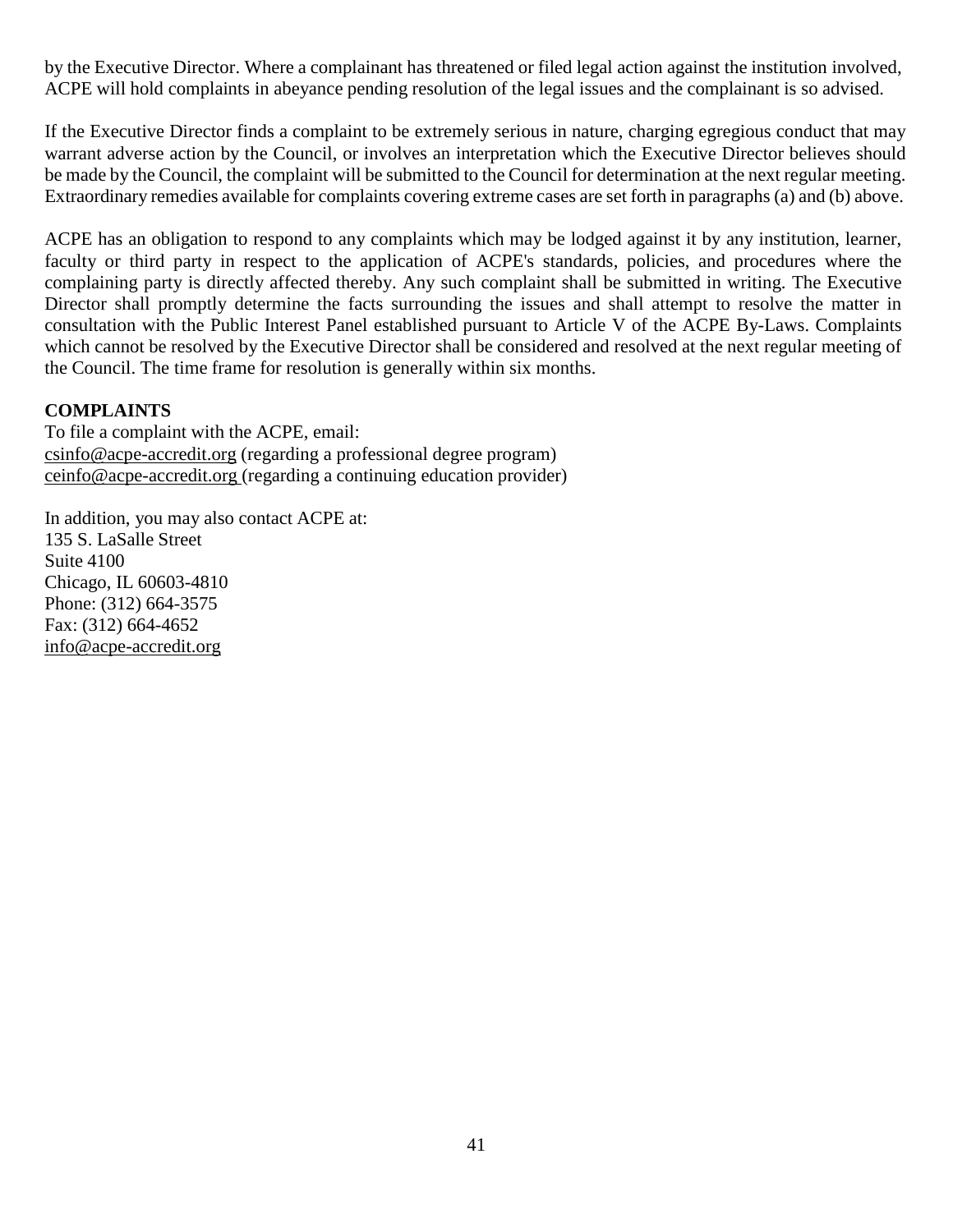by the Executive Director. Where a complainant has threatened or filed legal action against the institution involved, ACPE will hold complaints in abeyance pending resolution of the legal issues and the complainant is so advised.

If the Executive Director finds a complaint to be extremely serious in nature, charging egregious conduct that may warrant adverse action by the Council, or involves an interpretation which the Executive Director believes should be made by the Council, the complaint will be submitted to the Council for determination at the next regular meeting. Extraordinary remedies available for complaints covering extreme cases are set forth in paragraphs (a) and (b) above.

ACPE has an obligation to respond to any complaints which may be lodged against it by any institution, learner, faculty or third party in respect to the application of ACPE's standards, policies, and procedures where the complaining party is directly affected thereby. Any such complaint shall be submitted in writing. The Executive Director shall promptly determine the facts surrounding the issues and shall attempt to resolve the matter in consultation with the Public Interest Panel established pursuant to Article V of the ACPE By-Laws. Complaints which cannot be resolved by the Executive Director shall be considered and resolved at the next regular meeting of the Council. The time frame for resolution is generally within six months.

**COMPLAINTS**

To file a complaint with the ACPE, email:
csinfo@acpe-accredit.org (regarding a professional degree program)
ceinfo@acpe-accredit.org (regarding a continuing education provider)

In addition, you may also contact ACPE at:
135 S. LaSalle Street
Suite 4100
Chicago, IL 60603-4810
Phone: (312) 664-3575
Fax: (312) 664-4652
info@acpe-accredit.org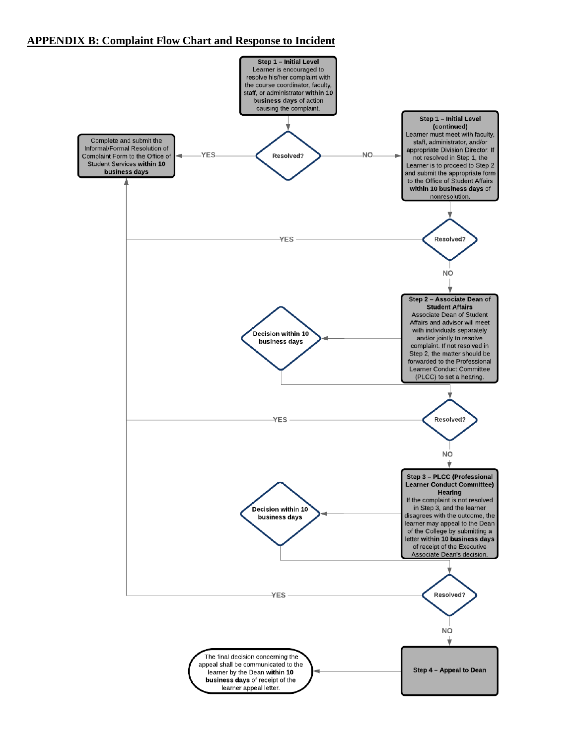## APPENDIX B: Complaint Flow Chart and Response to Incident

**Step 1 – Initial Level**
Learner is encouraged to resolve his/her complaint with the course coordinator, faculty, staff, or administrator **within 10 business days** of action causing the complaint.

Resolved?

YES

Complete and submit the Informal/Formal Resolution of Complaint Form to the Office of Student Services **within 10 business days**

NO

**Step 1 – Initial Level (continued)**
Learner must meet with faculty, staff, administrator, and/or appropriate Division Director. If not resolved in Step 1, the Learner is to proceed to Step 2 and submit the appropriate form to the Office of Student Affairs **within 10 business days** of nonresolution.

Resolved?

YES

NO

**Step 2 – Associate Dean of Student Affairs**
Associate Dean of Student Affairs and advisor will meet with individuals separately and/or jointly to resolve complaint. If not resolved in Step 2, the matter should be forwarded to the Professional Learner Conduct Committee (PLCC) to set a hearing.

**Decision within 10 business days**

Resolved?

YES

NO

**Step 3 – PLCC (Professional Learner Conduct Committee) Hearing**
If the complaint is not resolved in Step 3, and the learner disagrees with the outcome, the learner may appeal to the Dean of the College by submitting a letter **within 10 business days** of receipt of the Executive Associate Dean's decision.

**Decision within 10 business days**

Resolved?

YES

NO

**Step 4 – Appeal to Dean**

The final decision concerning the appeal shall be communicated to the learner by the Dean **within 10 business days** of receipt of the learner appeal letter.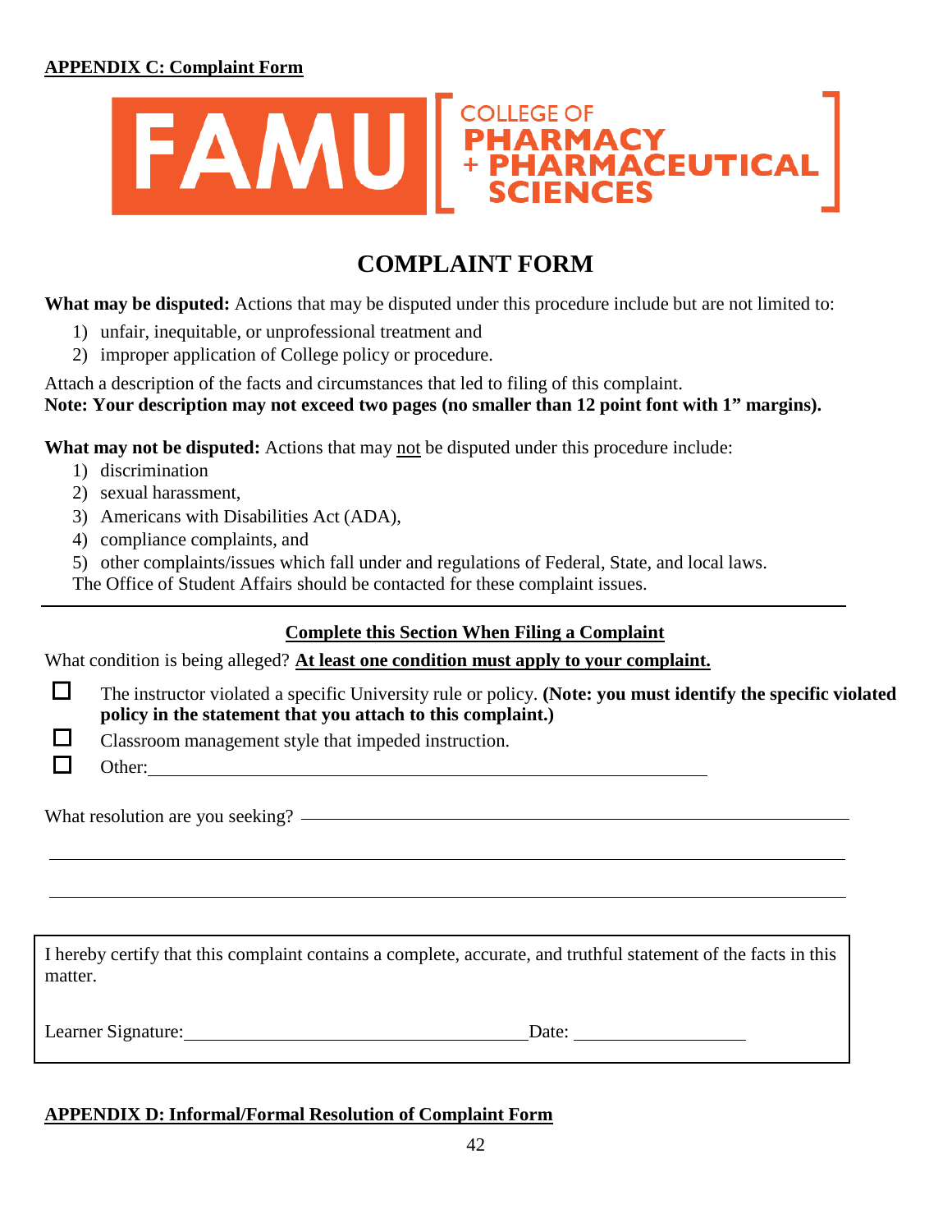**APPENDIX C: Complaint Form**

FAMU | COLLEGE OF PHARMACY + PHARMACEUTICAL SCIENCES

# COMPLAINT FORM

**What may be disputed:** Actions that may be disputed under this procedure include but are not limited to:

1) unfair, inequitable, or unprofessional treatment and
2) improper application of College policy or procedure.

Attach a description of the facts and circumstances that led to filing of this complaint.
**Note: Your description may not exceed two pages (no smaller than 12 point font with 1" margins).**

**What may not be disputed:** Actions that may not be disputed under this procedure include:

1) discrimination
2) sexual harassment,
3) Americans with Disabilities Act (ADA),
4) compliance complaints, and
5) other complaints/issues which fall under and regulations of Federal, State, and local laws.

The Office of Student Affairs should be contacted for these complaint issues.

---

**Complete this Section When Filing a Complaint**

What condition is being alleged? **At least one condition must apply to your complaint.**

- ☐ The instructor violated a specific University rule or policy. **(Note: you must identify the specific violated policy in the statement that you attach to this complaint.)**
- ☐ Classroom management style that impeded instruction.
- ☐ Other: ____________________________________________

What resolution are you seeking? ____________________________________________

______________________________________________________________

______________________________________________________________

I hereby certify that this complaint contains a complete, accurate, and truthful statement of the facts in this matter.

Learner Signature: ______________________________ Date: ________________

**APPENDIX D: Informal/Formal Resolution of Complaint Form**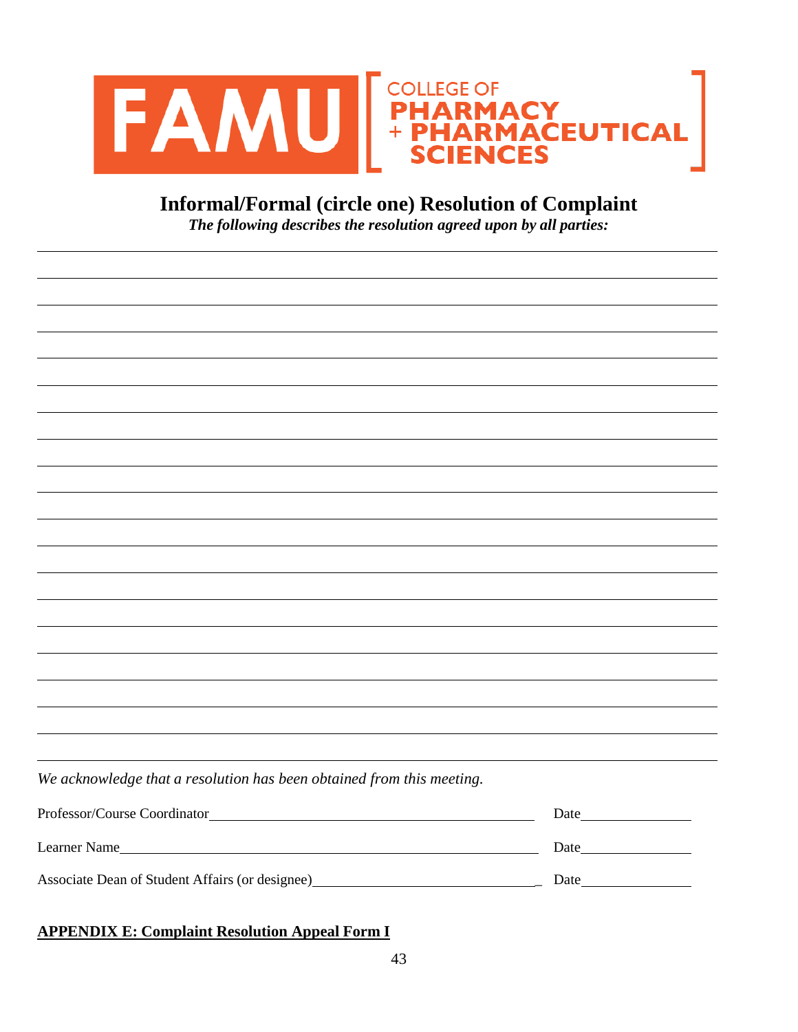FAMU COLLEGE OF PHARMACY + PHARMACEUTICAL SCIENCES

## Informal/Formal (circle one) Resolution of Complaint

***The following describes the resolution agreed upon by all parties:***

______________________________________________________________________________

______________________________________________________________________________

______________________________________________________________________________

______________________________________________________________________________

______________________________________________________________________________

______________________________________________________________________________

______________________________________________________________________________

______________________________________________________________________________

______________________________________________________________________________

______________________________________________________________________________

______________________________________________________________________________

______________________________________________________________________________

______________________________________________________________________________

______________________________________________________________________________

______________________________________________________________________________

______________________________________________________________________________

______________________________________________________________________________

______________________________________________________________________________

______________________________________________________________________________

*We acknowledge that a resolution has been obtained from this meeting.*

Professor/Course Coordinator________________________________________ Date______________

Learner Name_____________________________________________________ Date______________

Associate Dean of Student Affairs (or designee)_________________________ Date______________

**APPENDIX E: Complaint Resolution Appeal Form I**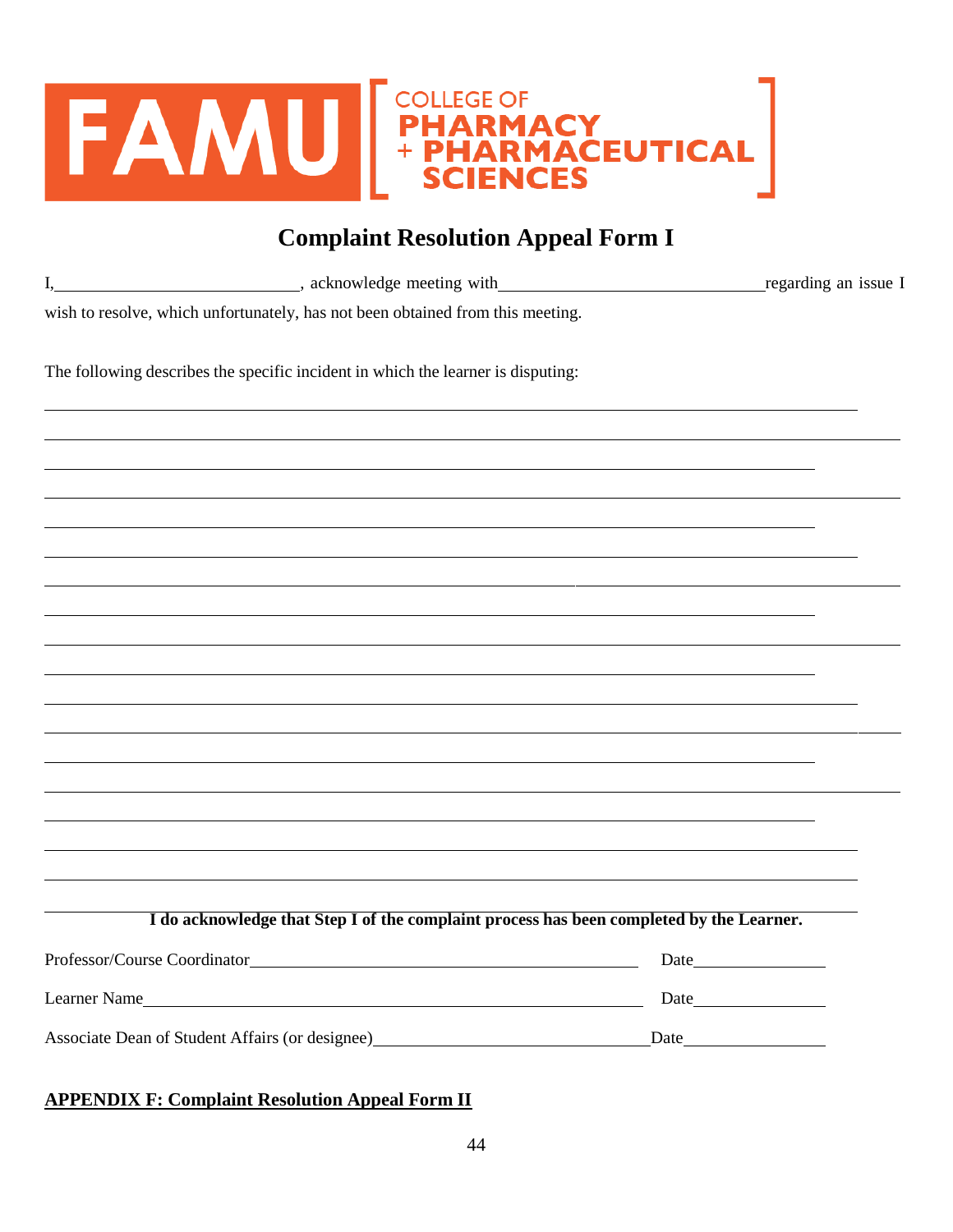FAMU [ COLLEGE OF PHARMACY + PHARMACEUTICAL SCIENCES ]

## Complaint Resolution Appeal Form I

I,____________________________, acknowledge meeting with______________________________regarding an issue I wish to resolve, which unfortunately, has not been obtained from this meeting.

The following describes the specific incident in which the learner is disputing:

______________________________________________________________________________

______________________________________________________________________________

______________________________________________________________________________

______________________________________________________________________________

______________________________________________________________________________

______________________________________________________________________________

______________________________________________________________________________

______________________________________________________________________________

______________________________________________________________________________

______________________________________________________________________________

______________________________________________________________________________

______________________________________________________________________________

______________________________________________________________________________

______________________________________________________________________________

______________________________________________________________________________

______________________________________________________________________________

______________________________________________________________________________

______________________________________________________________________________

**I do acknowledge that Step I of the complaint process has been completed by the Learner.**

Professor/Course Coordinator____________________________________________ Date________________

Learner Name_________________________________________________________ Date________________

Associate Dean of Student Affairs (or designee)______________________________Date________________

**APPENDIX F: Complaint Resolution Appeal Form II**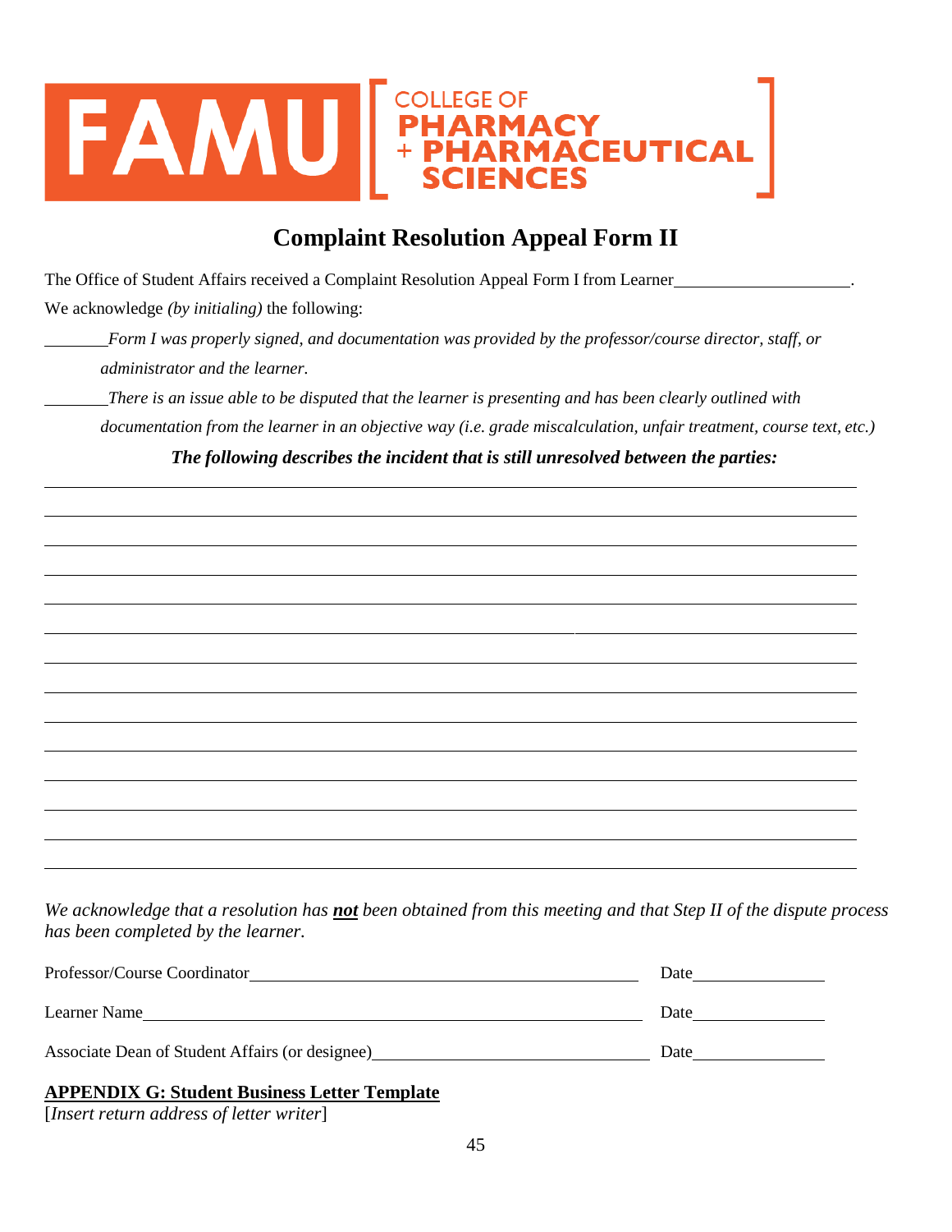FAMU [ COLLEGE OF PHARMACY + PHARMACEUTICAL SCIENCES ]

# Complaint Resolution Appeal Form II

The Office of Student Affairs received a Complaint Resolution Appeal Form I from Learner____________________.

We acknowledge *(by initialing)* the following:

________*Form I was properly signed, and documentation was provided by the professor/course director, staff, or administrator and the learner.*

________*There is an issue able to be disputed that the learner is presenting and has been clearly outlined with documentation from the learner in an objective way (i.e. grade miscalculation, unfair treatment, course text, etc.)*

***The following describes the incident that is still unresolved between the parties:***

______________________________________________________________________________

______________________________________________________________________________

______________________________________________________________________________

______________________________________________________________________________

______________________________________________________________________________

______________________________________________________________________________

______________________________________________________________________________

______________________________________________________________________________

______________________________________________________________________________

______________________________________________________________________________

______________________________________________________________________________

______________________________________________________________________________

______________________________________________________________________________

______________________________________________________________________________

*We acknowledge that a resolution has* ***not*** *been obtained from this meeting and that Step II of the dispute process has been completed by the learner.*

Professor/Course Coordinator_____________________________________________ Date_______________

Learner Name_______________________________________________________ Date_______________

Associate Dean of Student Affairs (or designee)______________________________ Date_______________

**APPENDIX G: Student Business Letter Template**

[*Insert return address of letter writer*]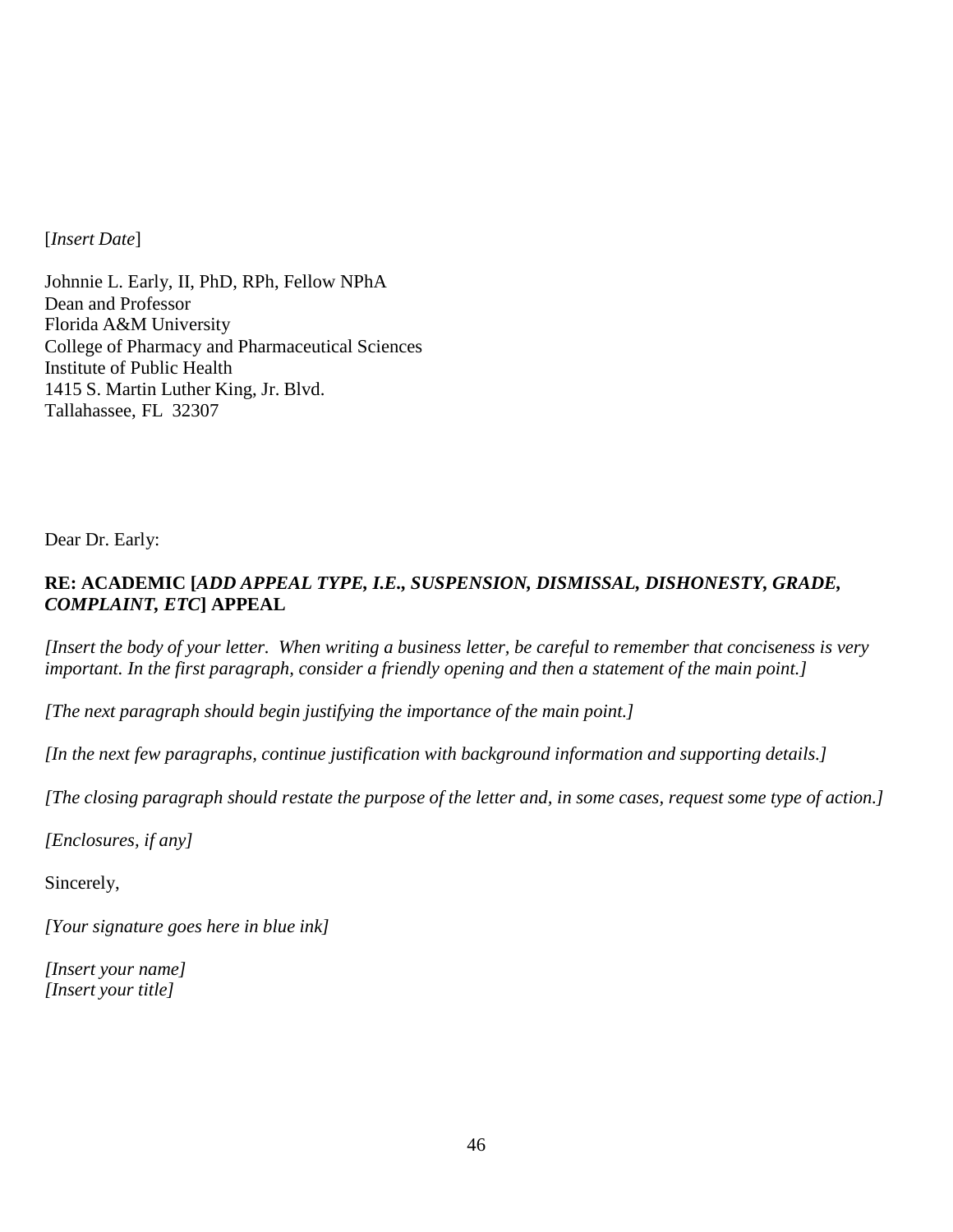[*Insert Date*]

Johnnie L. Early, II, PhD, RPh, Fellow NPhA
Dean and Professor
Florida A&M University
College of Pharmacy and Pharmaceutical Sciences
Institute of Public Health
1415 S. Martin Luther King, Jr. Blvd.
Tallahassee, FL 32307

Dear Dr. Early:

**RE: ACADEMIC [*ADD APPEAL TYPE, I.E., SUSPENSION, DISMISSAL, DISHONESTY, GRADE, COMPLAINT, ETC*] APPEAL**

*[Insert the body of your letter. When writing a business letter, be careful to remember that conciseness is very important. In the first paragraph, consider a friendly opening and then a statement of the main point.]*

*[The next paragraph should begin justifying the importance of the main point.]*

*[In the next few paragraphs, continue justification with background information and supporting details.]*

*[The closing paragraph should restate the purpose of the letter and, in some cases, request some type of action.]*

*[Enclosures, if any]*

Sincerely,

*[Your signature goes here in blue ink]*

*[Insert your name]*
*[Insert your title]*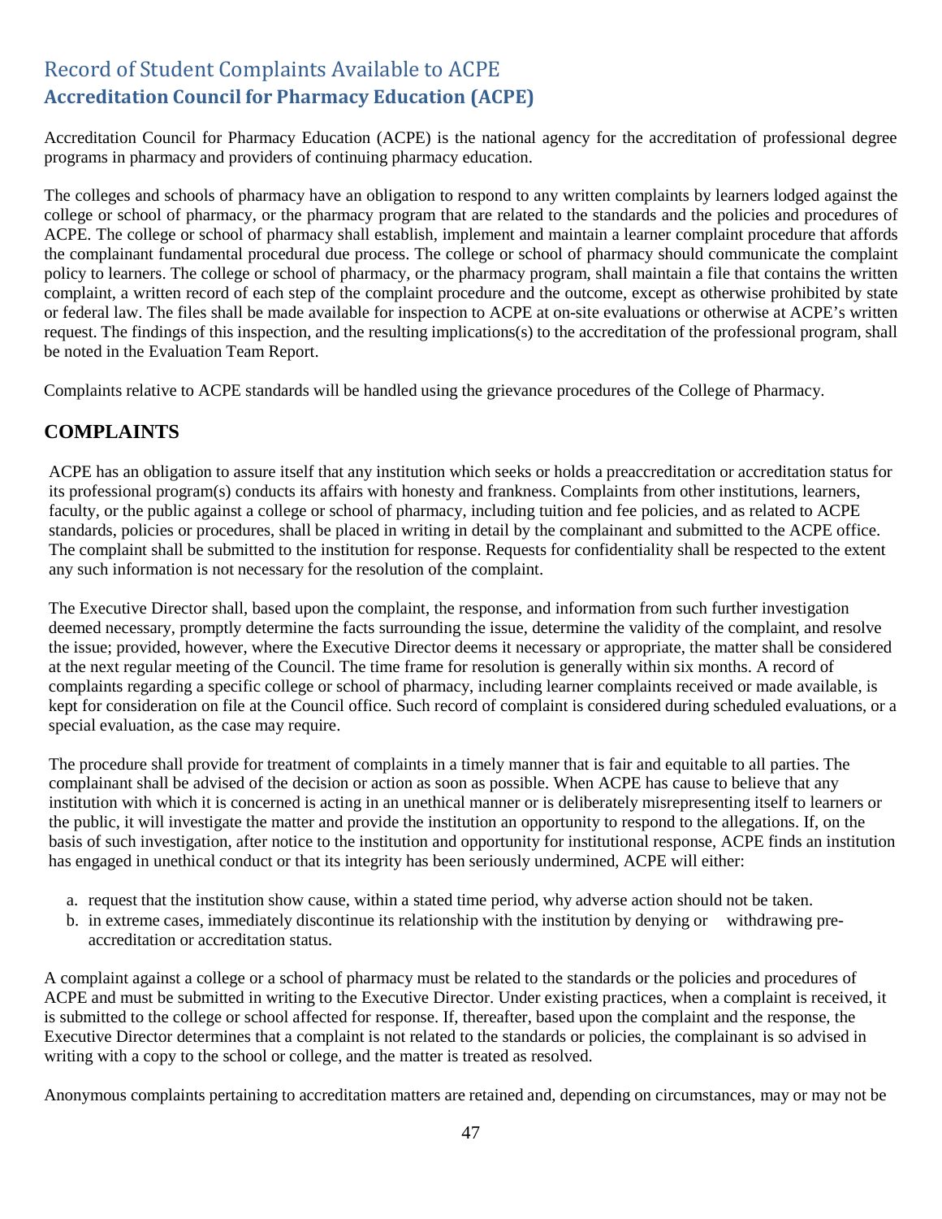## Record of Student Complaints Available to ACPE

### Accreditation Council for Pharmacy Education (ACPE)

Accreditation Council for Pharmacy Education (ACPE) is the national agency for the accreditation of professional degree programs in pharmacy and providers of continuing pharmacy education.

The colleges and schools of pharmacy have an obligation to respond to any written complaints by learners lodged against the college or school of pharmacy, or the pharmacy program that are related to the standards and the policies and procedures of ACPE. The college or school of pharmacy shall establish, implement and maintain a learner complaint procedure that affords the complainant fundamental procedural due process. The college or school of pharmacy should communicate the complaint policy to learners. The college or school of pharmacy, or the pharmacy program, shall maintain a file that contains the written complaint, a written record of each step of the complaint procedure and the outcome, except as otherwise prohibited by state or federal law. The files shall be made available for inspection to ACPE at on-site evaluations or otherwise at ACPE's written request. The findings of this inspection, and the resulting implications(s) to the accreditation of the professional program, shall be noted in the Evaluation Team Report.

Complaints relative to ACPE standards will be handled using the grievance procedures of the College of Pharmacy.

## COMPLAINTS

ACPE has an obligation to assure itself that any institution which seeks or holds a preaccreditation or accreditation status for its professional program(s) conducts its affairs with honesty and frankness. Complaints from other institutions, learners, faculty, or the public against a college or school of pharmacy, including tuition and fee policies, and as related to ACPE standards, policies or procedures, shall be placed in writing in detail by the complainant and submitted to the ACPE office. The complaint shall be submitted to the institution for response. Requests for confidentiality shall be respected to the extent any such information is not necessary for the resolution of the complaint.

The Executive Director shall, based upon the complaint, the response, and information from such further investigation deemed necessary, promptly determine the facts surrounding the issue, determine the validity of the complaint, and resolve the issue; provided, however, where the Executive Director deems it necessary or appropriate, the matter shall be considered at the next regular meeting of the Council. The time frame for resolution is generally within six months. A record of complaints regarding a specific college or school of pharmacy, including learner complaints received or made available, is kept for consideration on file at the Council office. Such record of complaint is considered during scheduled evaluations, or a special evaluation, as the case may require.

The procedure shall provide for treatment of complaints in a timely manner that is fair and equitable to all parties. The complainant shall be advised of the decision or action as soon as possible. When ACPE has cause to believe that any institution with which it is concerned is acting in an unethical manner or is deliberately misrepresenting itself to learners or the public, it will investigate the matter and provide the institution an opportunity to respond to the allegations. If, on the basis of such investigation, after notice to the institution and opportunity for institutional response, ACPE finds an institution has engaged in unethical conduct or that its integrity has been seriously undermined, ACPE will either:

a. request that the institution show cause, within a stated time period, why adverse action should not be taken.
b. in extreme cases, immediately discontinue its relationship with the institution by denying or withdrawing pre-accreditation or accreditation status.

A complaint against a college or a school of pharmacy must be related to the standards or the policies and procedures of ACPE and must be submitted in writing to the Executive Director. Under existing practices, when a complaint is received, it is submitted to the college or school affected for response. If, thereafter, based upon the complaint and the response, the Executive Director determines that a complaint is not related to the standards or policies, the complainant is so advised in writing with a copy to the school or college, and the matter is treated as resolved.

Anonymous complaints pertaining to accreditation matters are retained and, depending on circumstances, may or may not be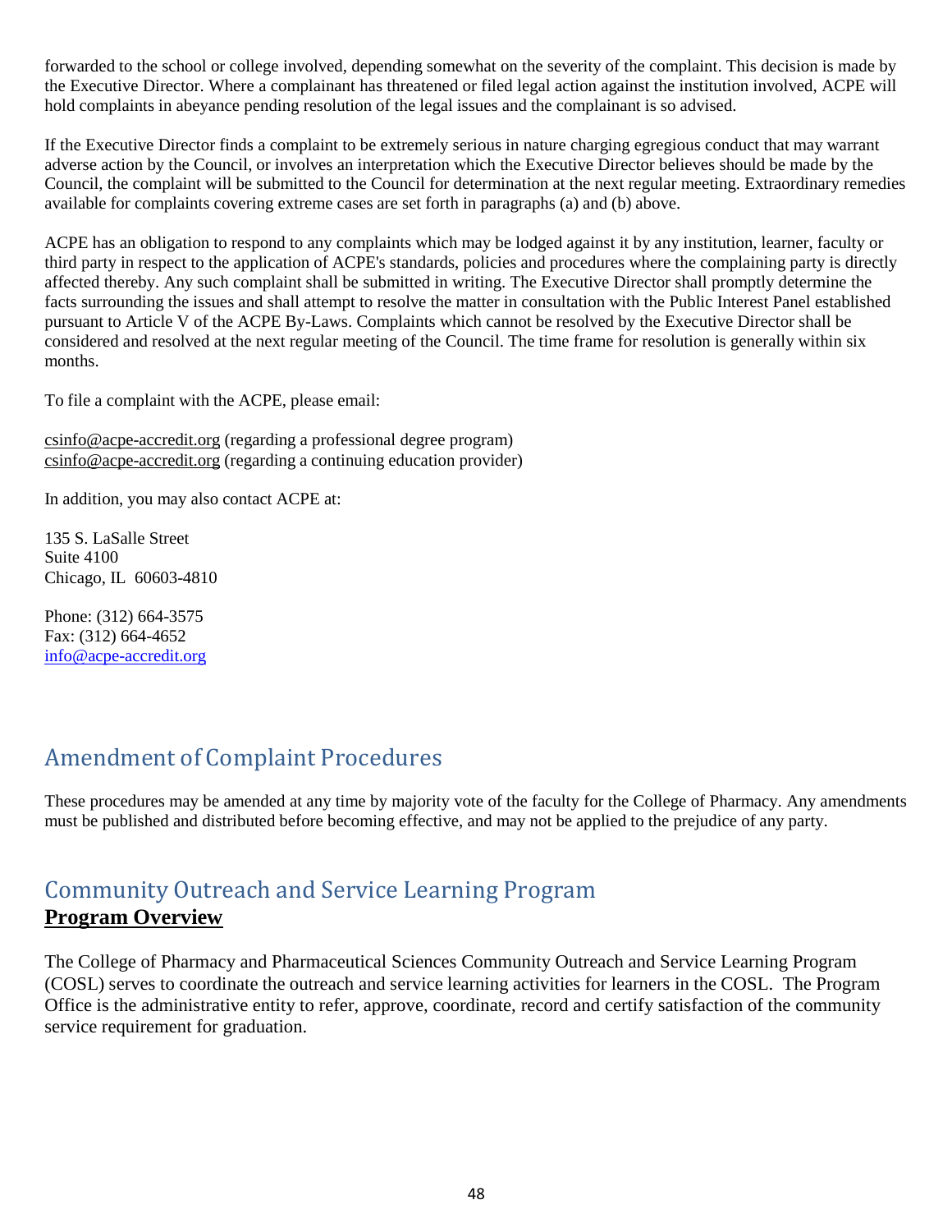forwarded to the school or college involved, depending somewhat on the severity of the complaint. This decision is made by the Executive Director. Where a complainant has threatened or filed legal action against the institution involved, ACPE will hold complaints in abeyance pending resolution of the legal issues and the complainant is so advised.

If the Executive Director finds a complaint to be extremely serious in nature charging egregious conduct that may warrant adverse action by the Council, or involves an interpretation which the Executive Director believes should be made by the Council, the complaint will be submitted to the Council for determination at the next regular meeting. Extraordinary remedies available for complaints covering extreme cases are set forth in paragraphs (a) and (b) above.

ACPE has an obligation to respond to any complaints which may be lodged against it by any institution, learner, faculty or third party in respect to the application of ACPE's standards, policies and procedures where the complaining party is directly affected thereby. Any such complaint shall be submitted in writing. The Executive Director shall promptly determine the facts surrounding the issues and shall attempt to resolve the matter in consultation with the Public Interest Panel established pursuant to Article V of the ACPE By-Laws. Complaints which cannot be resolved by the Executive Director shall be considered and resolved at the next regular meeting of the Council. The time frame for resolution is generally within six months.

To file a complaint with the ACPE, please email:

csinfo@acpe-accredit.org (regarding a professional degree program)
csinfo@acpe-accredit.org (regarding a continuing education provider)

In addition, you may also contact ACPE at:

135 S. LaSalle Street
Suite 4100
Chicago, IL 60603-4810

Phone: (312) 664-3575
Fax: (312) 664-4652
info@acpe-accredit.org

## Amendment of Complaint Procedures

These procedures may be amended at any time by majority vote of the faculty for the College of Pharmacy. Any amendments must be published and distributed before becoming effective, and may not be applied to the prejudice of any party.

## Community Outreach and Service Learning Program

### Program Overview

The College of Pharmacy and Pharmaceutical Sciences Community Outreach and Service Learning Program (COSL) serves to coordinate the outreach and service learning activities for learners in the COSL. The Program Office is the administrative entity to refer, approve, coordinate, record and certify satisfaction of the community service requirement for graduation.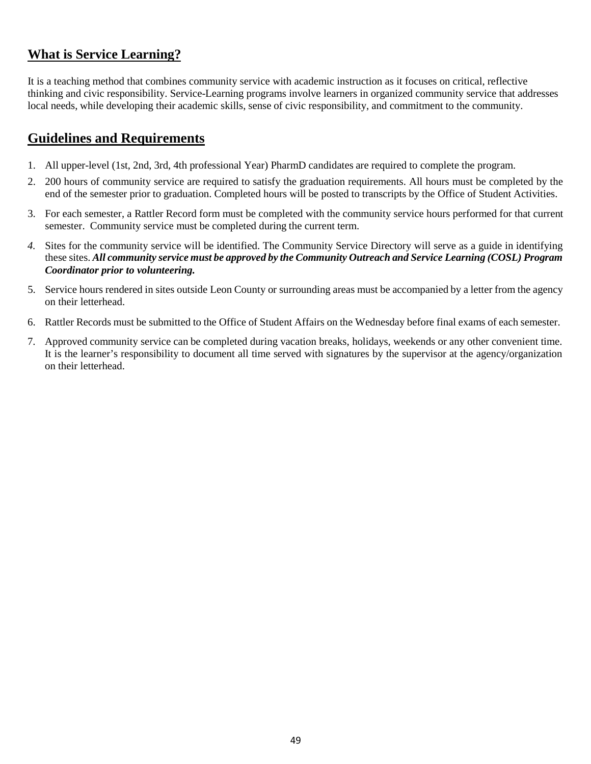## What is Service Learning?

It is a teaching method that combines community service with academic instruction as it focuses on critical, reflective thinking and civic responsibility. Service-Learning programs involve learners in organized community service that addresses local needs, while developing their academic skills, sense of civic responsibility, and commitment to the community.

## Guidelines and Requirements

1. All upper-level (1st, 2nd, 3rd, 4th professional Year) PharmD candidates are required to complete the program.
2. 200 hours of community service are required to satisfy the graduation requirements. All hours must be completed by the end of the semester prior to graduation. Completed hours will be posted to transcripts by the Office of Student Activities.
3. For each semester, a Rattler Record form must be completed with the community service hours performed for that current semester. Community service must be completed during the current term.
4. Sites for the community service will be identified. The Community Service Directory will serve as a guide in identifying these sites. ***All community service must be approved by the Community Outreach and Service Learning (COSL) Program Coordinator prior to volunteering.***
5. Service hours rendered in sites outside Leon County or surrounding areas must be accompanied by a letter from the agency on their letterhead.
6. Rattler Records must be submitted to the Office of Student Affairs on the Wednesday before final exams of each semester.
7. Approved community service can be completed during vacation breaks, holidays, weekends or any other convenient time. It is the learner's responsibility to document all time served with signatures by the supervisor at the agency/organization on their letterhead.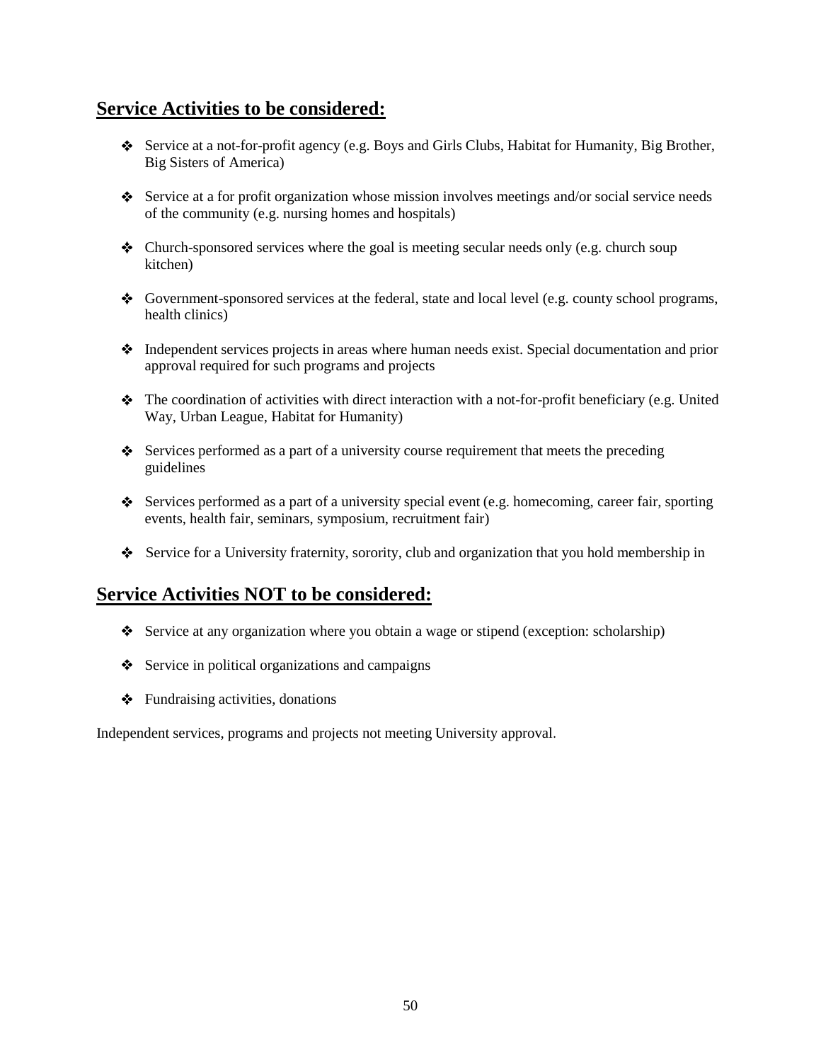## Service Activities to be considered:

- Service at a not-for-profit agency (e.g. Boys and Girls Clubs, Habitat for Humanity, Big Brother, Big Sisters of America)
- Service at a for profit organization whose mission involves meetings and/or social service needs of the community (e.g. nursing homes and hospitals)
- Church-sponsored services where the goal is meeting secular needs only (e.g. church soup kitchen)
- Government-sponsored services at the federal, state and local level (e.g. county school programs, health clinics)
- Independent services projects in areas where human needs exist. Special documentation and prior approval required for such programs and projects
- The coordination of activities with direct interaction with a not-for-profit beneficiary (e.g. United Way, Urban League, Habitat for Humanity)
- Services performed as a part of a university course requirement that meets the preceding guidelines
- Services performed as a part of a university special event (e.g. homecoming, career fair, sporting events, health fair, seminars, symposium, recruitment fair)
- Service for a University fraternity, sorority, club and organization that you hold membership in

## Service Activities NOT to be considered:

- Service at any organization where you obtain a wage or stipend (exception: scholarship)
- Service in political organizations and campaigns
- Fundraising activities, donations

Independent services, programs and projects not meeting University approval.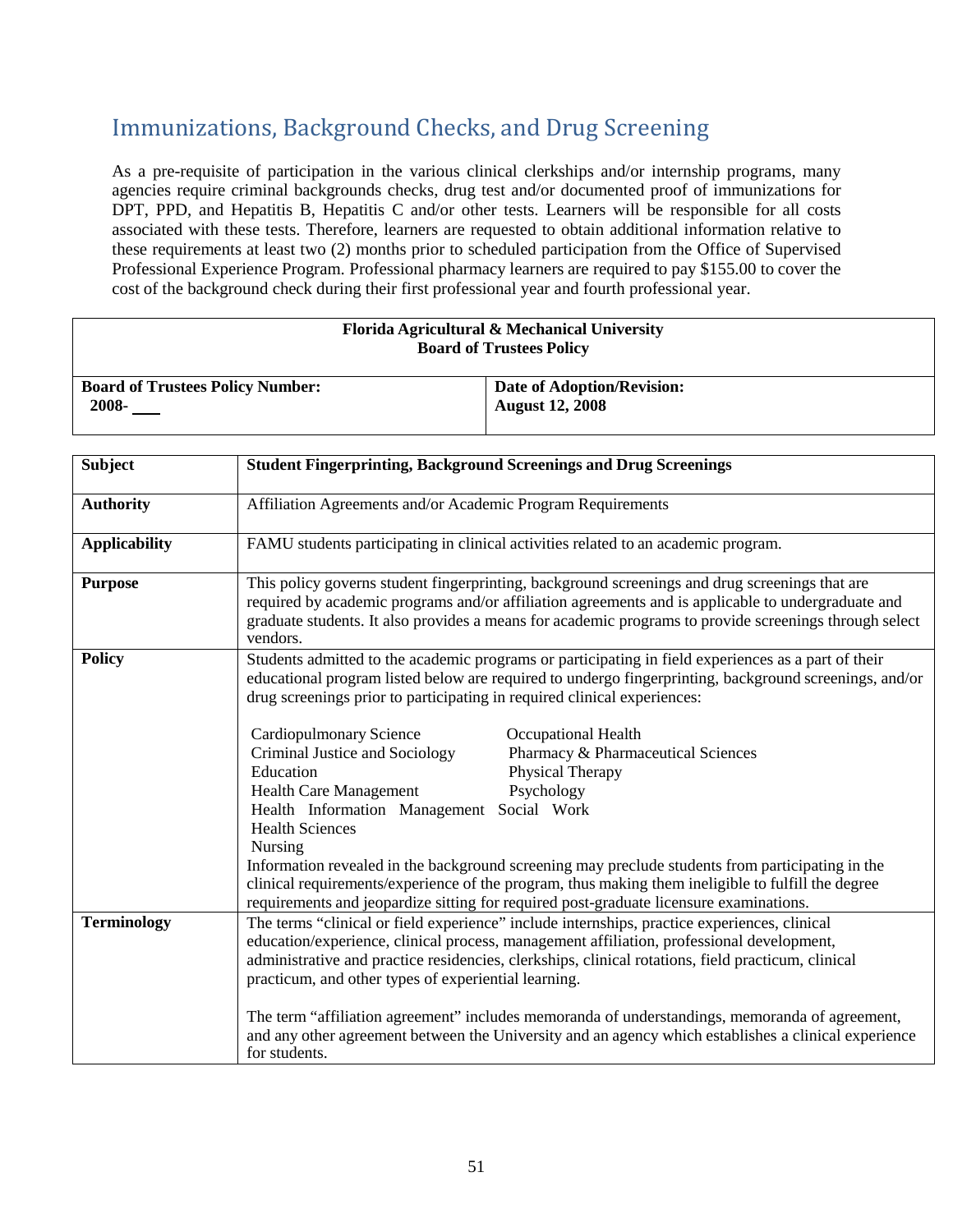## Immunizations, Background Checks, and Drug Screening

As a pre-requisite of participation in the various clinical clerkships and/or internship programs, many agencies require criminal backgrounds checks, drug test and/or documented proof of immunizations for DPT, PPD, and Hepatitis B, Hepatitis C and/or other tests. Learners will be responsible for all costs associated with these tests. Therefore, learners are requested to obtain additional information relative to these requirements at least two (2) months prior to scheduled participation from the Office of Supervised Professional Experience Program. Professional pharmacy learners are required to pay $155.00 to cover the cost of the background check during their first professional year and fourth professional year.

| **Florida Agricultural & Mechanical University**<br>**Board of Trustees Policy** | |
|---|---|
| **Board of Trustees Policy Number:**<br>**2008- ___** | **Date of Adoption/Revision:**<br>**August 12, 2008** |

| **Subject** | **Student Fingerprinting, Background Screenings and Drug Screenings** |
|---|---|
| **Authority** | Affiliation Agreements and/or Academic Program Requirements |
| **Applicability** | FAMU students participating in clinical activities related to an academic program. |
| **Purpose** | This policy governs student fingerprinting, background screenings and drug screenings that are required by academic programs and/or affiliation agreements and is applicable to undergraduate and graduate students. It also provides a means for academic programs to provide screenings through select vendors. |
| **Policy** | Students admitted to the academic programs or participating in field experiences as a part of their educational program listed below are required to undergo fingerprinting, background screenings, and/or drug screenings prior to participating in required clinical experiences:<br><br>Cardiopulmonary Science<br>Criminal Justice and Sociology<br>Education<br>Health Care Management<br>Health Information Management<br>Health Sciences<br>Nursing<br>Occupational Health<br>Pharmacy & Pharmaceutical Sciences<br>Physical Therapy<br>Psychology<br>Social Work<br><br>Information revealed in the background screening may preclude students from participating in the clinical requirements/experience of the program, thus making them ineligible to fulfill the degree requirements and jeopardize sitting for required post-graduate licensure examinations. |
| **Terminology** | The terms "clinical or field experience" include internships, practice experiences, clinical education/experience, clinical process, management affiliation, professional development, administrative and practice residencies, clerkships, clinical rotations, field practicum, clinical practicum, and other types of experiential learning.<br><br>The term "affiliation agreement" includes memoranda of understandings, memoranda of agreement, and any other agreement between the University and an agency which establishes a clinical experience for students. |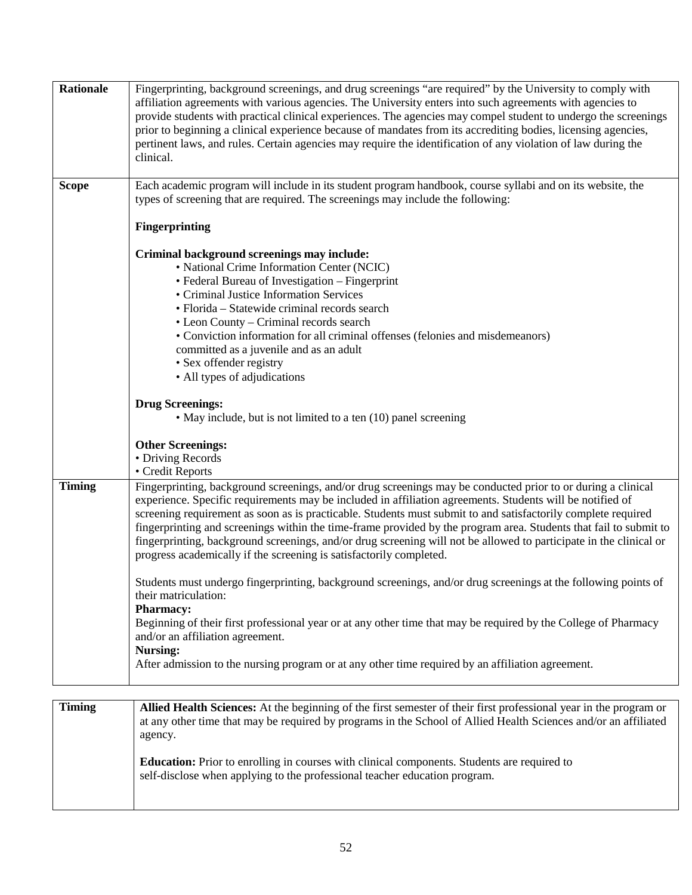| | |
|---|---|
| **Rationale** | Fingerprinting, background screenings, and drug screenings "are required" by the University to comply with affiliation agreements with various agencies. The University enters into such agreements with agencies to provide students with practical clinical experiences. The agencies may compel student to undergo the screenings prior to beginning a clinical experience because of mandates from its accrediting bodies, licensing agencies, pertinent laws, and rules. Certain agencies may require the identification of any violation of law during the clinical. |
| **Scope** | Each academic program will include in its student program handbook, course syllabi and on its website, the types of screening that are required. The screenings may include the following:<br><br>**Fingerprinting**<br><br>**Criminal background screenings may include:**<br>• National Crime Information Center (NCIC)<br>• Federal Bureau of Investigation – Fingerprint<br>• Criminal Justice Information Services<br>• Florida – Statewide criminal records search<br>• Leon County – Criminal records search<br>• Conviction information for all criminal offenses (felonies and misdemeanors) committed as a juvenile and as an adult<br>• Sex offender registry<br>• All types of adjudications<br><br>**Drug Screenings:**<br>• May include, but is not limited to a ten (10) panel screening<br><br>**Other Screenings:**<br>• Driving Records<br>• Credit Reports |
| **Timing** | Fingerprinting, background screenings, and/or drug screenings may be conducted prior to or during a clinical experience. Specific requirements may be included in affiliation agreements. Students will be notified of screening requirement as soon as is practicable. Students must submit to and satisfactorily complete required fingerprinting and screenings within the time-frame provided by the program area. Students that fail to submit to fingerprinting, background screenings, and/or drug screening will not be allowed to participate in the clinical or progress academically if the screening is satisfactorily completed.<br><br>Students must undergo fingerprinting, background screenings, and/or drug screenings at the following points of their matriculation:<br>**Pharmacy:**<br>Beginning of their first professional year or at any other time that may be required by the College of Pharmacy and/or an affiliation agreement.<br>**Nursing:**<br>After admission to the nursing program or at any other time required by an affiliation agreement.<br><br>**Allied Health Sciences:** At the beginning of the first semester of their first professional year in the program or at any other time that may be required by programs in the School of Allied Health Sciences and/or an affiliated agency.<br><br>**Education:** Prior to enrolling in courses with clinical components. Students are required to self-disclose when applying to the professional teacher education program. |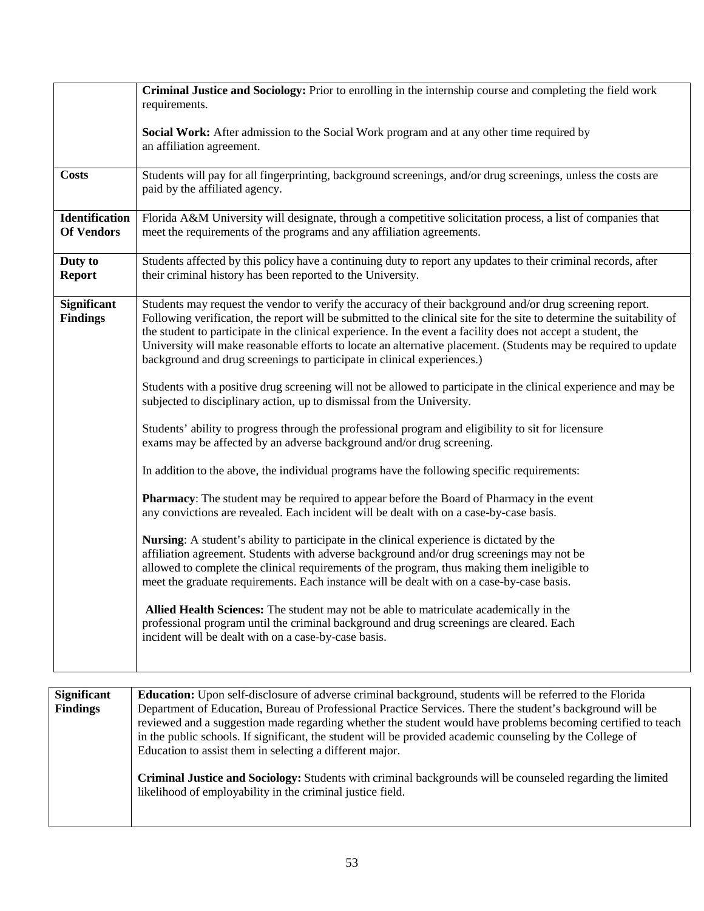| | |
|---|---|
| | **Criminal Justice and Sociology:** Prior to enrolling in the internship course and completing the field work requirements.<br><br>**Social Work:** After admission to the Social Work program and at any other time required by an affiliation agreement. |
| **Costs** | Students will pay for all fingerprinting, background screenings, and/or drug screenings, unless the costs are paid by the affiliated agency. |
| **Identification Of Vendors** | Florida A&M University will designate, through a competitive solicitation process, a list of companies that meet the requirements of the programs and any affiliation agreements. |
| **Duty to Report** | Students affected by this policy have a continuing duty to report any updates to their criminal records, after their criminal history has been reported to the University. |
| **Significant Findings** | Students may request the vendor to verify the accuracy of their background and/or drug screening report. Following verification, the report will be submitted to the clinical site for the site to determine the suitability of the student to participate in the clinical experience. In the event a facility does not accept a student, the University will make reasonable efforts to locate an alternative placement. (Students may be required to update background and drug screenings to participate in clinical experiences.)<br><br>Students with a positive drug screening will not be allowed to participate in the clinical experience and may be subjected to disciplinary action, up to dismissal from the University.<br><br>Students' ability to progress through the professional program and eligibility to sit for licensure exams may be affected by an adverse background and/or drug screening.<br><br>In addition to the above, the individual programs have the following specific requirements:<br><br>**Pharmacy**: The student may be required to appear before the Board of Pharmacy in the event any convictions are revealed. Each incident will be dealt with on a case-by-case basis.<br><br>**Nursing**: A student's ability to participate in the clinical experience is dictated by the affiliation agreement. Students with adverse background and/or drug screenings may not be allowed to complete the clinical requirements of the program, thus making them ineligible to meet the graduate requirements. Each instance will be dealt with on a case-by-case basis.<br><br>**Allied Health Sciences:** The student may not be able to matriculate academically in the professional program until the criminal background and drug screenings are cleared. Each incident will be dealt with on a case-by-case basis. |

| | |
|---|---|
| **Significant Findings** | **Education:** Upon self-disclosure of adverse criminal background, students will be referred to the Florida Department of Education, Bureau of Professional Practice Services. There the student's background will be reviewed and a suggestion made regarding whether the student would have problems becoming certified to teach in the public schools. If significant, the student will be provided academic counseling by the College of Education to assist them in selecting a different major.<br><br>**Criminal Justice and Sociology:** Students with criminal backgrounds will be counseled regarding the limited likelihood of employability in the criminal justice field. |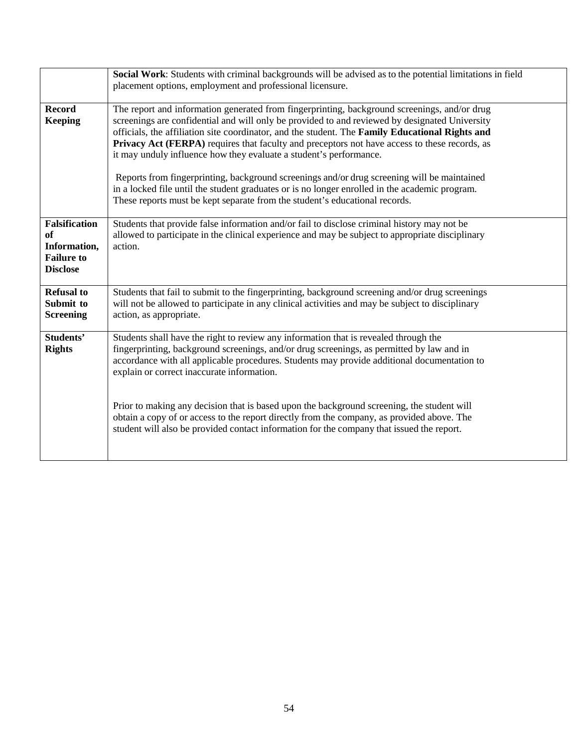| | |
|---|---|
| | **Social Work**: Students with criminal backgrounds will be advised as to the potential limitations in field placement options, employment and professional licensure. |
| **Record Keeping** | The report and information generated from fingerprinting, background screenings, and/or drug screenings are confidential and will only be provided to and reviewed by designated University officials, the affiliation site coordinator, and the student. The **Family Educational Rights and Privacy Act (FERPA)** requires that faculty and preceptors not have access to these records, as it may unduly influence how they evaluate a student's performance.<br><br>Reports from fingerprinting, background screenings and/or drug screening will be maintained in a locked file until the student graduates or is no longer enrolled in the academic program. These reports must be kept separate from the student's educational records. |
| **Falsification of Information, Failure to Disclose** | Students that provide false information and/or fail to disclose criminal history may not be allowed to participate in the clinical experience and may be subject to appropriate disciplinary action. |
| **Refusal to Submit to Screening** | Students that fail to submit to the fingerprinting, background screening and/or drug screenings will not be allowed to participate in any clinical activities and may be subject to disciplinary action, as appropriate. |
| **Students' Rights** | Students shall have the right to review any information that is revealed through the fingerprinting, background screenings, and/or drug screenings, as permitted by law and in accordance with all applicable procedures. Students may provide additional documentation to explain or correct inaccurate information.<br><br>Prior to making any decision that is based upon the background screening, the student will obtain a copy of or access to the report directly from the company, as provided above. The student will also be provided contact information for the company that issued the report. |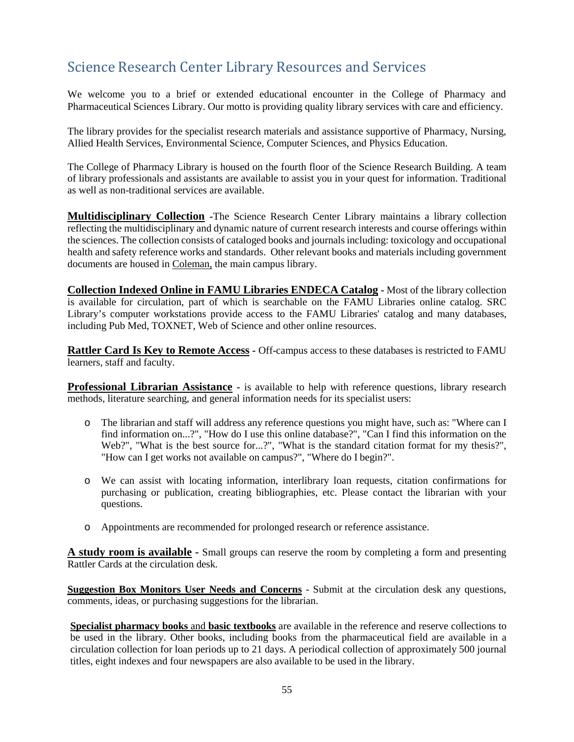## Science Research Center Library Resources and Services

We welcome you to a brief or extended educational encounter in the College of Pharmacy and Pharmaceutical Sciences Library. Our motto is providing quality library services with care and efficiency.

The library provides for the specialist research materials and assistance supportive of Pharmacy, Nursing, Allied Health Services, Environmental Science, Computer Sciences, and Physics Education.

The College of Pharmacy Library is housed on the fourth floor of the Science Research Building. A team of library professionals and assistants are available to assist you in your quest for information. Traditional as well as non-traditional services are available.

**Multidisciplinary Collection** -The Science Research Center Library maintains a library collection reflecting the multidisciplinary and dynamic nature of current research interests and course offerings within the sciences. The collection consists of cataloged books and journals including: toxicology and occupational health and safety reference works and standards. Other relevant books and materials including government documents are housed in Coleman, the main campus library.

**Collection Indexed Online in FAMU Libraries ENDECA Catalog** - Most of the library collection is available for circulation, part of which is searchable on the FAMU Libraries online catalog. SRC Library's computer workstations provide access to the FAMU Libraries' catalog and many databases, including Pub Med, TOXNET, Web of Science and other online resources.

**Rattler Card Is Key to Remote Access** - Off-campus access to these databases is restricted to FAMU learners, staff and faculty.

**Professional Librarian Assistance** - is available to help with reference questions, library research methods, literature searching, and general information needs for its specialist users:

- The librarian and staff will address any reference questions you might have, such as: "Where can I find information on...?", "How do I use this online database?", "Can I find this information on the Web?", "What is the best source for...?", "What is the standard citation format for my thesis?", "How can I get works not available on campus?", "Where do I begin?".
- We can assist with locating information, interlibrary loan requests, citation confirmations for purchasing or publication, creating bibliographies, etc. Please contact the librarian with your questions.
- Appointments are recommended for prolonged research or reference assistance.

**A study room is available** - Small groups can reserve the room by completing a form and presenting Rattler Cards at the circulation desk.

**Suggestion Box Monitors User Needs and Concerns** - Submit at the circulation desk any questions, comments, ideas, or purchasing suggestions for the librarian.

**Specialist pharmacy books** and **basic textbooks** are available in the reference and reserve collections to be used in the library. Other books, including books from the pharmaceutical field are available in a circulation collection for loan periods up to 21 days. A periodical collection of approximately 500 journal titles, eight indexes and four newspapers are also available to be used in the library.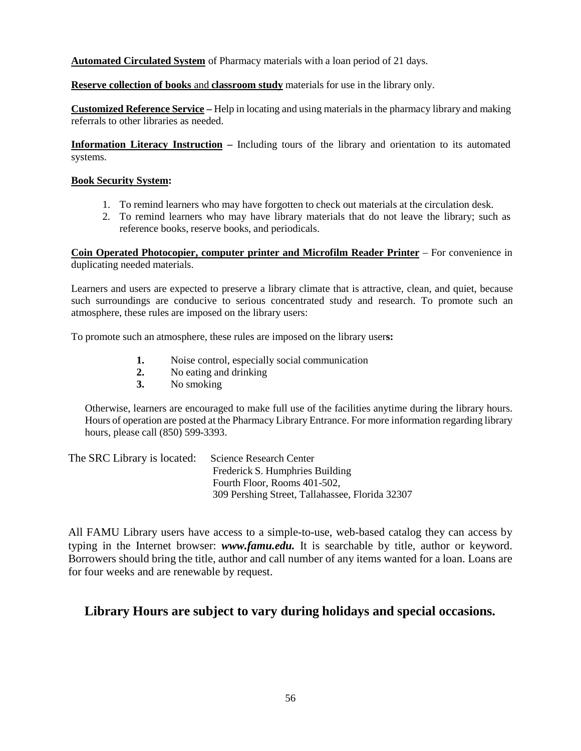**<u>Automated Circulated System</u>** of Pharmacy materials with a loan period of 21 days.

**<u>Reserve collection of books</u>** and **<u>classroom study</u>** materials for use in the library only.

**<u>Customized Reference Service</u> –** Help in locating and using materials in the pharmacy library and making referrals to other libraries as needed.

**<u>Information Literacy Instruction</u> –** Including tours of the library and orientation to its automated systems.

**<u>Book Security System</u>:**

1. To remind learners who may have forgotten to check out materials at the circulation desk.
2. To remind learners who may have library materials that do not leave the library; such as reference books, reserve books, and periodicals.

**<u>Coin Operated Photocopier, computer printer and Microfilm Reader Printer</u>** – For convenience in duplicating needed materials.

Learners and users are expected to preserve a library climate that is attractive, clean, and quiet, because such surroundings are conducive to serious concentrated study and research. To promote such an atmosphere, these rules are imposed on the library users:

To promote such an atmosphere, these rules are imposed on the library users:

1. Noise control, especially social communication
2. No eating and drinking
3. No smoking

Otherwise, learners are encouraged to make full use of the facilities anytime during the library hours. Hours of operation are posted at the Pharmacy Library Entrance. For more information regarding library hours, please call (850) 599-3393.

The SRC Library is located:
Science Research Center
Frederick S. Humphries Building
Fourth Floor, Rooms 401-502,
309 Pershing Street, Tallahassee, Florida 32307

All FAMU Library users have access to a simple-to-use, web-based catalog they can access by typing in the Internet browser: ***www.famu.edu.*** It is searchable by title, author or keyword. Borrowers should bring the title, author and call number of any items wanted for a loan. Loans are for four weeks and are renewable by request.

## Library Hours are subject to vary during holidays and special occasions.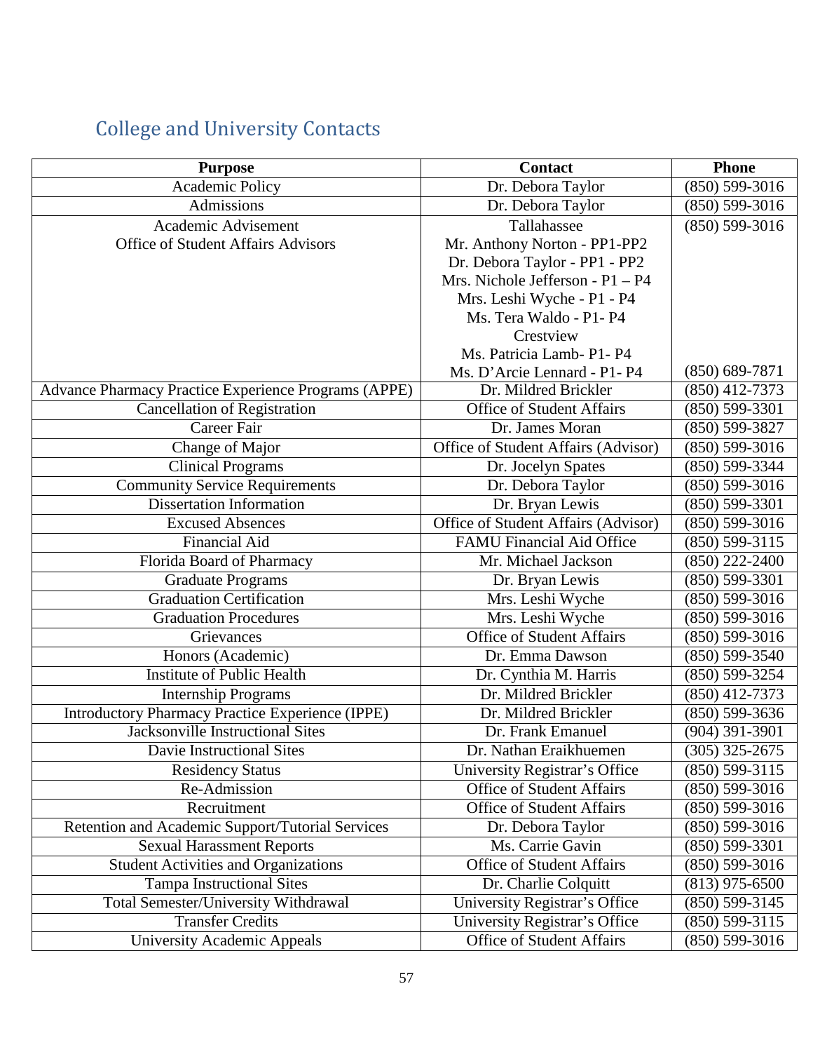## College and University Contacts

| Purpose | Contact | Phone |
|---|---|---|
| Academic Policy | Dr. Debora Taylor | (850) 599-3016 |
| Admissions | Dr. Debora Taylor | (850) 599-3016 |
| Academic Advisement<br>Office of Student Affairs Advisors | Tallahassee<br>Mr. Anthony Norton - PP1-PP2<br>Dr. Debora Taylor - PP1 - PP2<br>Mrs. Nichole Jefferson - P1 – P4<br>Mrs. Leshi Wyche - P1 - P4<br>Ms. Tera Waldo - P1- P4<br>Crestview<br>Ms. Patricia Lamb- P1- P4<br>Ms. D'Arcie Lennard - P1- P4 | (850) 599-3016<br><br><br><br><br><br><br><br>(850) 689-7871 |
| Advance Pharmacy Practice Experience Programs (APPE) | Dr. Mildred Brickler | (850) 412-7373 |
| Cancellation of Registration | Office of Student Affairs | (850) 599-3301 |
| Career Fair | Dr. James Moran | (850) 599-3827 |
| Change of Major | Office of Student Affairs (Advisor) | (850) 599-3016 |
| Clinical Programs | Dr. Jocelyn Spates | (850) 599-3344 |
| Community Service Requirements | Dr. Debora Taylor | (850) 599-3016 |
| Dissertation Information | Dr. Bryan Lewis | (850) 599-3301 |
| Excused Absences | Office of Student Affairs (Advisor) | (850) 599-3016 |
| Financial Aid | FAMU Financial Aid Office | (850) 599-3115 |
| Florida Board of Pharmacy | Mr. Michael Jackson | (850) 222-2400 |
| Graduate Programs | Dr. Bryan Lewis | (850) 599-3301 |
| Graduation Certification | Mrs. Leshi Wyche | (850) 599-3016 |
| Graduation Procedures | Mrs. Leshi Wyche | (850) 599-3016 |
| Grievances | Office of Student Affairs | (850) 599-3016 |
| Honors (Academic) | Dr. Emma Dawson | (850) 599-3540 |
| Institute of Public Health | Dr. Cynthia M. Harris | (850) 599-3254 |
| Internship Programs | Dr. Mildred Brickler | (850) 412-7373 |
| Introductory Pharmacy Practice Experience (IPPE) | Dr. Mildred Brickler | (850) 599-3636 |
| Jacksonville Instructional Sites | Dr. Frank Emanuel | (904) 391-3901 |
| Davie Instructional Sites | Dr. Nathan Eraikhuemen | (305) 325-2675 |
| Residency Status | University Registrar's Office | (850) 599-3115 |
| Re-Admission | Office of Student Affairs | (850) 599-3016 |
| Recruitment | Office of Student Affairs | (850) 599-3016 |
| Retention and Academic Support/Tutorial Services | Dr. Debora Taylor | (850) 599-3016 |
| Sexual Harassment Reports | Ms. Carrie Gavin | (850) 599-3301 |
| Student Activities and Organizations | Office of Student Affairs | (850) 599-3016 |
| Tampa Instructional Sites | Dr. Charlie Colquitt | (813) 975-6500 |
| Total Semester/University Withdrawal | University Registrar's Office | (850) 599-3145 |
| Transfer Credits | University Registrar's Office | (850) 599-3115 |
| University Academic Appeals | Office of Student Affairs | (850) 599-3016 |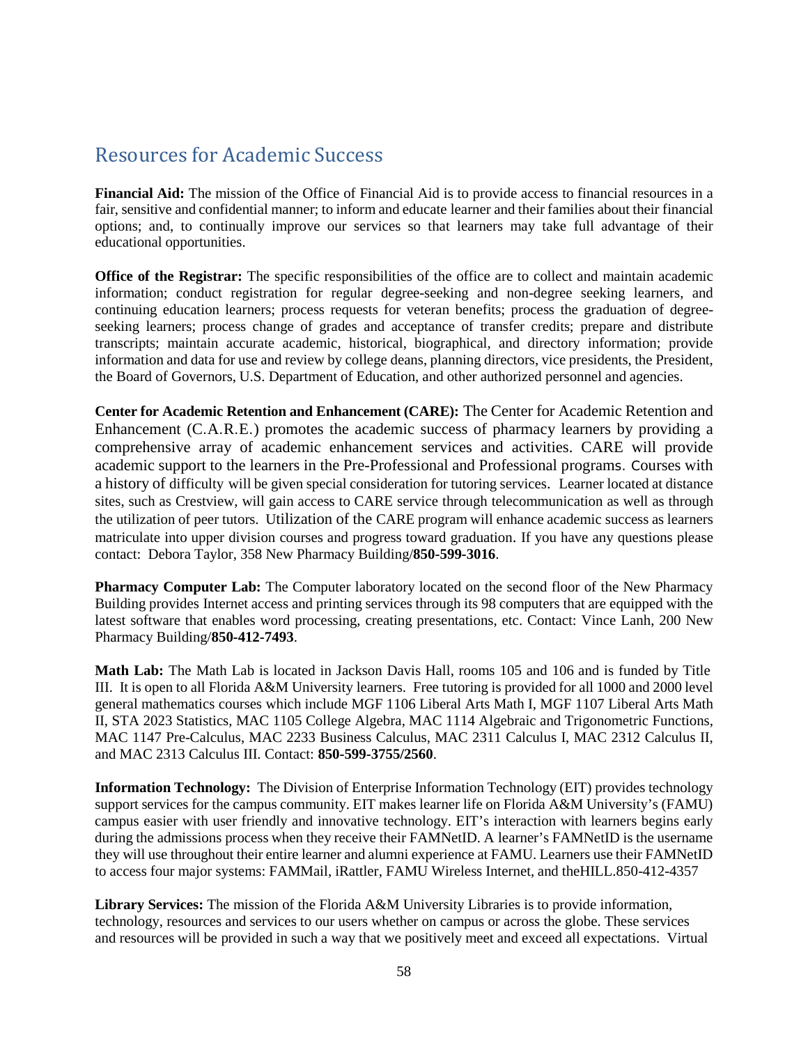## Resources for Academic Success

**Financial Aid:** The mission of the Office of Financial Aid is to provide access to financial resources in a fair, sensitive and confidential manner; to inform and educate learner and their families about their financial options; and, to continually improve our services so that learners may take full advantage of their educational opportunities.

**Office of the Registrar:** The specific responsibilities of the office are to collect and maintain academic information; conduct registration for regular degree-seeking and non-degree seeking learners, and continuing education learners; process requests for veteran benefits; process the graduation of degree-seeking learners; process change of grades and acceptance of transfer credits; prepare and distribute transcripts; maintain accurate academic, historical, biographical, and directory information; provide information and data for use and review by college deans, planning directors, vice presidents, the President, the Board of Governors, U.S. Department of Education, and other authorized personnel and agencies.

**Center for Academic Retention and Enhancement (CARE):** The Center for Academic Retention and Enhancement (C.A.R.E.) promotes the academic success of pharmacy learners by providing a comprehensive array of academic enhancement services and activities. CARE will provide academic support to the learners in the Pre-Professional and Professional programs. Courses with a history of difficulty will be given special consideration for tutoring services. Learner located at distance sites, such as Crestview, will gain access to CARE service through telecommunication as well as through the utilization of peer tutors. Utilization of the CARE program will enhance academic success as learners matriculate into upper division courses and progress toward graduation. If you have any questions please contact: Debora Taylor, 358 New Pharmacy Building/**850-599-3016**.

**Pharmacy Computer Lab:** The Computer laboratory located on the second floor of the New Pharmacy Building provides Internet access and printing services through its 98 computers that are equipped with the latest software that enables word processing, creating presentations, etc. Contact: Vince Lanh, 200 New Pharmacy Building/**850-412-7493**.

**Math Lab:** The Math Lab is located in Jackson Davis Hall, rooms 105 and 106 and is funded by Title III. It is open to all Florida A&M University learners. Free tutoring is provided for all 1000 and 2000 level general mathematics courses which include MGF 1106 Liberal Arts Math I, MGF 1107 Liberal Arts Math II, STA 2023 Statistics, MAC 1105 College Algebra, MAC 1114 Algebraic and Trigonometric Functions, MAC 1147 Pre-Calculus, MAC 2233 Business Calculus, MAC 2311 Calculus I, MAC 2312 Calculus II, and MAC 2313 Calculus III. Contact: **850-599-3755/2560**.

**Information Technology:** The Division of Enterprise Information Technology (EIT) provides technology support services for the campus community. EIT makes learner life on Florida A&M University's (FAMU) campus easier with user friendly and innovative technology. EIT's interaction with learners begins early during the admissions process when they receive their FAMNetID. A learner's FAMNetID is the username they will use throughout their entire learner and alumni experience at FAMU. Learners use their FAMNetID to access four major systems: FAMMail, iRattler, FAMU Wireless Internet, and theHILL.850-412-4357

**Library Services:** The mission of the Florida A&M University Libraries is to provide information, technology, resources and services to our users whether on campus or across the globe. These services and resources will be provided in such a way that we positively meet and exceed all expectations. Virtual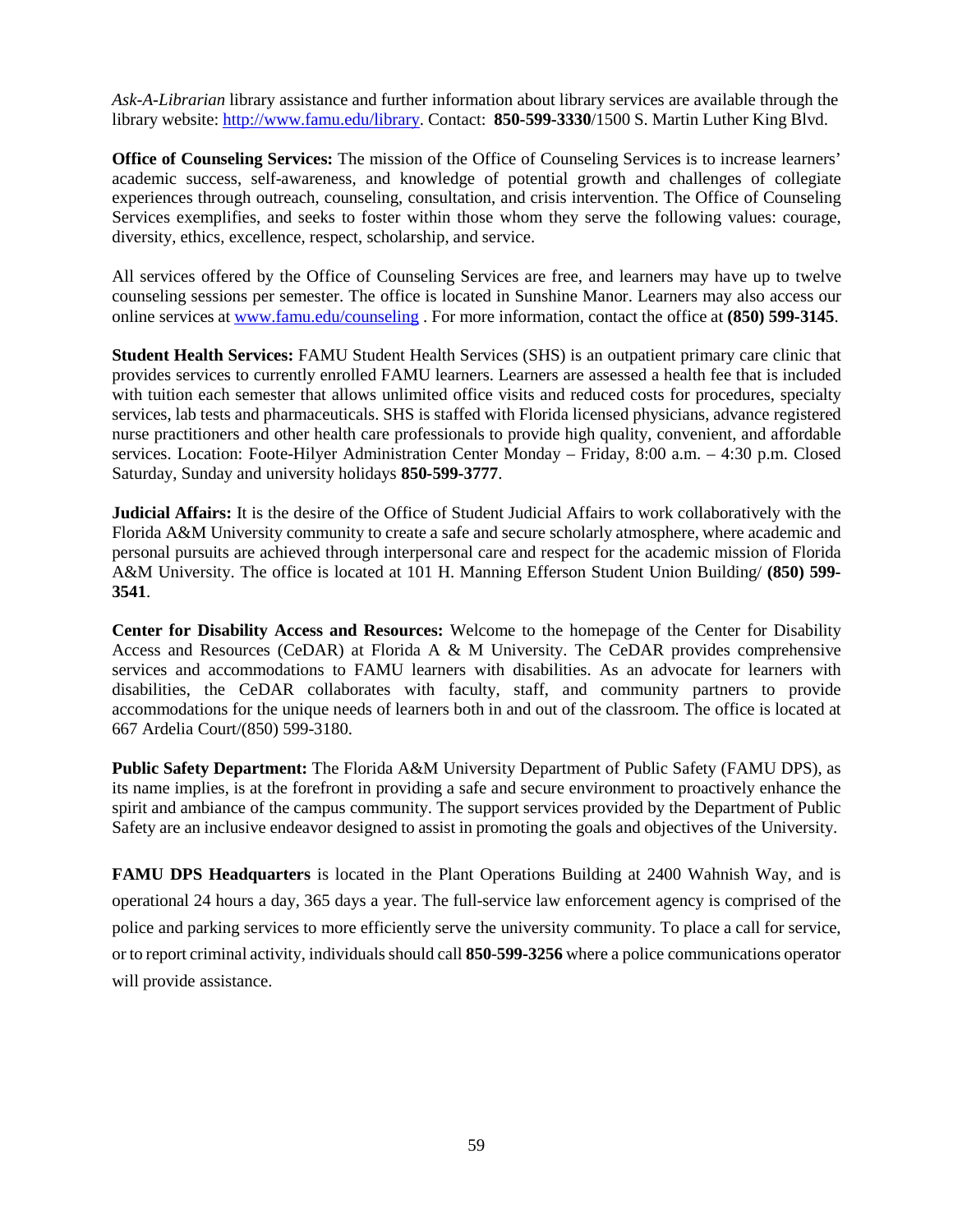*Ask-A-Librarian* library assistance and further information about library services are available through the library website: http://www.famu.edu/library. Contact: **850-599-3330**/1500 S. Martin Luther King Blvd.

**Office of Counseling Services:** The mission of the Office of Counseling Services is to increase learners' academic success, self-awareness, and knowledge of potential growth and challenges of collegiate experiences through outreach, counseling, consultation, and crisis intervention. The Office of Counseling Services exemplifies, and seeks to foster within those whom they serve the following values: courage, diversity, ethics, excellence, respect, scholarship, and service.

All services offered by the Office of Counseling Services are free, and learners may have up to twelve counseling sessions per semester. The office is located in Sunshine Manor. Learners may also access our online services at www.famu.edu/counseling . For more information, contact the office at **(850) 599-3145**.

**Student Health Services:** FAMU Student Health Services (SHS) is an outpatient primary care clinic that provides services to currently enrolled FAMU learners. Learners are assessed a health fee that is included with tuition each semester that allows unlimited office visits and reduced costs for procedures, specialty services, lab tests and pharmaceuticals. SHS is staffed with Florida licensed physicians, advance registered nurse practitioners and other health care professionals to provide high quality, convenient, and affordable services. Location: Foote-Hilyer Administration Center Monday – Friday, 8:00 a.m. – 4:30 p.m. Closed Saturday, Sunday and university holidays **850-599-3777**.

**Judicial Affairs:** It is the desire of the Office of Student Judicial Affairs to work collaboratively with the Florida A&M University community to create a safe and secure scholarly atmosphere, where academic and personal pursuits are achieved through interpersonal care and respect for the academic mission of Florida A&M University. The office is located at 101 H. Manning Efferson Student Union Building/ **(850) 599-3541**.

**Center for Disability Access and Resources:** Welcome to the homepage of the Center for Disability Access and Resources (CeDAR) at Florida A & M University. The CeDAR provides comprehensive services and accommodations to FAMU learners with disabilities. As an advocate for learners with disabilities, the CeDAR collaborates with faculty, staff, and community partners to provide accommodations for the unique needs of learners both in and out of the classroom. The office is located at 667 Ardelia Court/(850) 599-3180.

**Public Safety Department:** The Florida A&M University Department of Public Safety (FAMU DPS), as its name implies, is at the forefront in providing a safe and secure environment to proactively enhance the spirit and ambiance of the campus community. The support services provided by the Department of Public Safety are an inclusive endeavor designed to assist in promoting the goals and objectives of the University.

**FAMU DPS Headquarters** is located in the Plant Operations Building at 2400 Wahnish Way, and is operational 24 hours a day, 365 days a year. The full-service law enforcement agency is comprised of the police and parking services to more efficiently serve the university community. To place a call for service, or to report criminal activity, individuals should call **850-599-3256** where a police communications operator will provide assistance.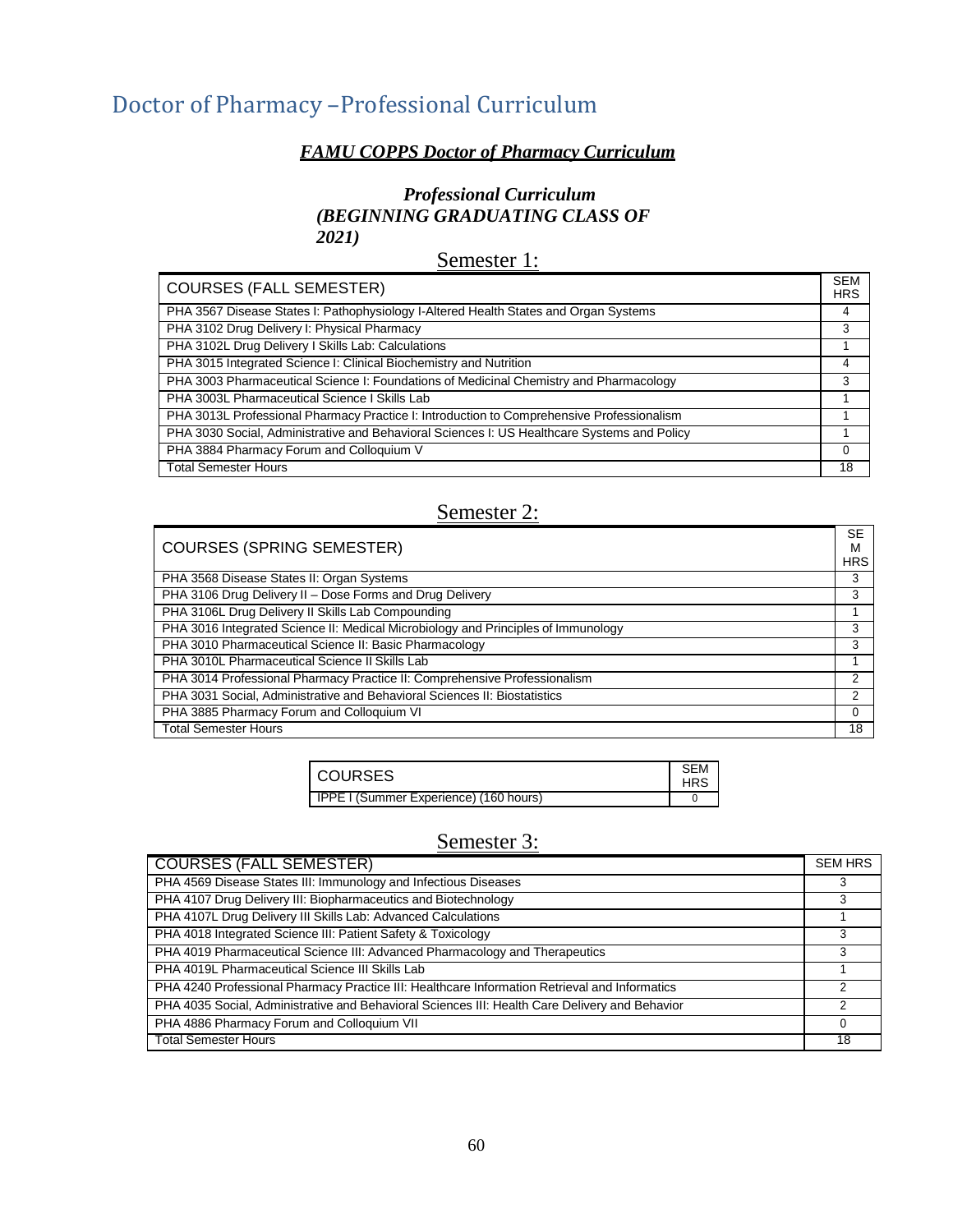# Doctor of Pharmacy –Professional Curriculum

***FAMU COPPS Doctor of Pharmacy Curriculum***

***Professional Curriculum (BEGINNING GRADUATING CLASS OF 2021)***

## Semester 1:

| COURSES (FALL SEMESTER) | SEM HRS |
|---|---|
| PHA 3567 Disease States I: Pathophysiology I-Altered Health States and Organ Systems | 4 |
| PHA 3102 Drug Delivery I: Physical Pharmacy | 3 |
| PHA 3102L Drug Delivery I Skills Lab: Calculations | 1 |
| PHA 3015 Integrated Science I: Clinical Biochemistry and Nutrition | 4 |
| PHA 3003 Pharmaceutical Science I: Foundations of Medicinal Chemistry and Pharmacology | 3 |
| PHA 3003L Pharmaceutical Science I Skills Lab | 1 |
| PHA 3013L Professional Pharmacy Practice I: Introduction to Comprehensive Professionalism | 1 |
| PHA 3030 Social, Administrative and Behavioral Sciences I: US Healthcare Systems and Policy | 1 |
| PHA 3884 Pharmacy Forum and Colloquium V | 0 |
| Total Semester Hours | 18 |

## Semester 2:

| COURSES (SPRING SEMESTER) | SEM HRS |
|---|---|
| PHA 3568 Disease States II: Organ Systems | 3 |
| PHA 3106 Drug Delivery II – Dose Forms and Drug Delivery | 3 |
| PHA 3106L Drug Delivery II Skills Lab Compounding | 1 |
| PHA 3016 Integrated Science II: Medical Microbiology and Principles of Immunology | 3 |
| PHA 3010 Pharmaceutical Science II: Basic Pharmacology | 3 |
| PHA 3010L Pharmaceutical Science II Skills Lab | 1 |
| PHA 3014 Professional Pharmacy Practice II: Comprehensive Professionalism | 2 |
| PHA 3031 Social, Administrative and Behavioral Sciences II: Biostatistics | 2 |
| PHA 3885 Pharmacy Forum and Colloquium VI | 0 |
| Total Semester Hours | 18 |

| COURSES | SEM HRS |
|---|---|
| IPPE I (Summer Experience) (160 hours) | 0 |

## Semester 3:

| COURSES (FALL SEMESTER) | SEM HRS |
|---|---|
| PHA 4569 Disease States III: Immunology and Infectious Diseases | 3 |
| PHA 4107 Drug Delivery III: Biopharmaceutics and Biotechnology | 3 |
| PHA 4107L Drug Delivery III Skills Lab: Advanced Calculations | 1 |
| PHA 4018 Integrated Science III: Patient Safety & Toxicology | 3 |
| PHA 4019 Pharmaceutical Science III: Advanced Pharmacology and Therapeutics | 3 |
| PHA 4019L Pharmaceutical Science III Skills Lab | 1 |
| PHA 4240 Professional Pharmacy Practice III: Healthcare Information Retrieval and Informatics | 2 |
| PHA 4035 Social, Administrative and Behavioral Sciences III: Health Care Delivery and Behavior | 2 |
| PHA 4886 Pharmacy Forum and Colloquium VII | 0 |
| Total Semester Hours | 18 |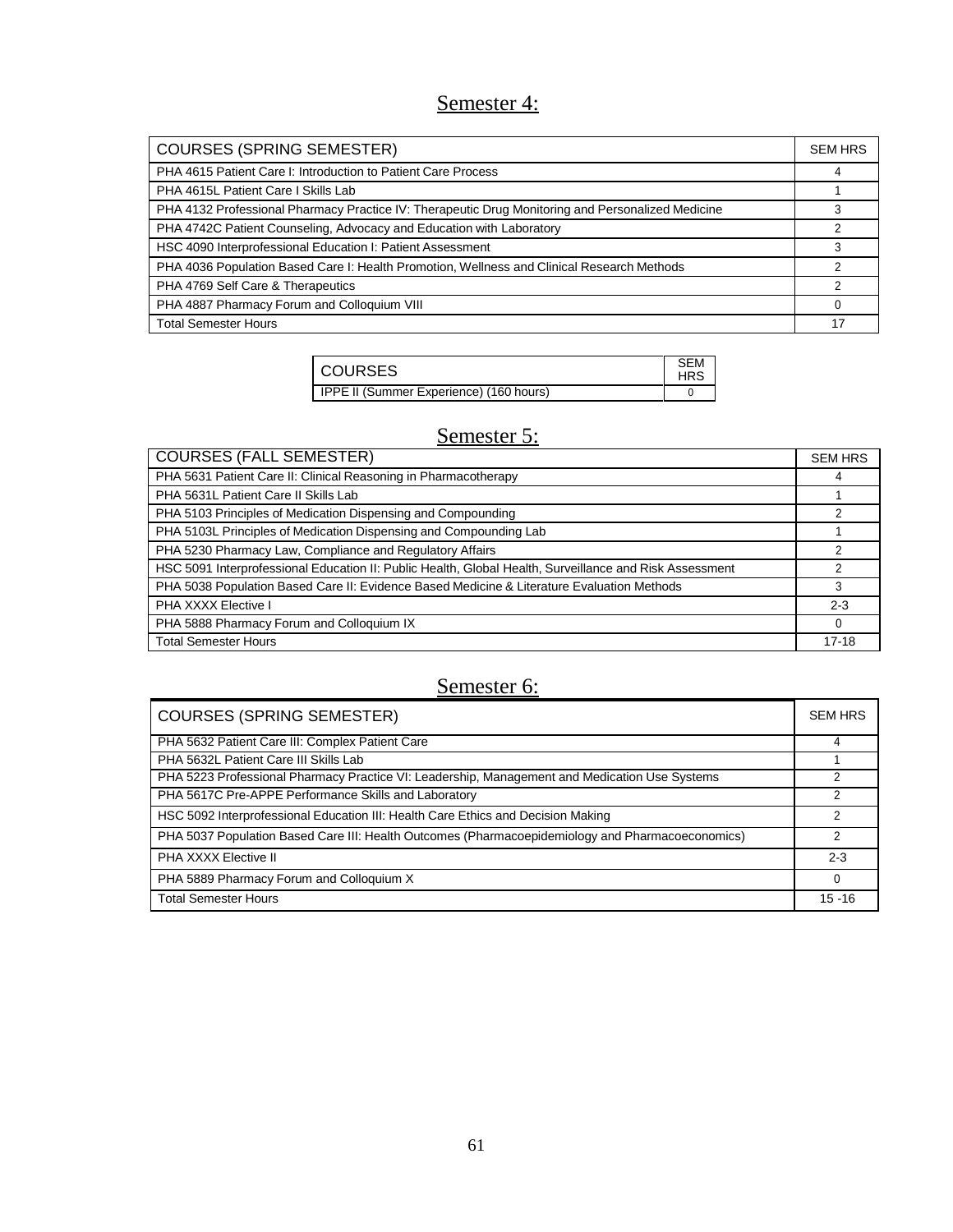## Semester 4:

| COURSES (SPRING SEMESTER) | SEM HRS |
|---|---|
| PHA 4615 Patient Care I: Introduction to Patient Care Process | 4 |
| PHA 4615L Patient Care I Skills Lab | 1 |
| PHA 4132 Professional Pharmacy Practice IV: Therapeutic Drug Monitoring and Personalized Medicine | 3 |
| PHA 4742C Patient Counseling, Advocacy and Education with Laboratory | 2 |
| HSC 4090 Interprofessional Education I: Patient Assessment | 3 |
| PHA 4036 Population Based Care I: Health Promotion, Wellness and Clinical Research Methods | 2 |
| PHA 4769 Self Care & Therapeutics | 2 |
| PHA 4887 Pharmacy Forum and Colloquium VIII | 0 |
| Total Semester Hours | 17 |

| COURSES | SEM HRS |
|---|---|
| IPPE II (Summer Experience) (160 hours) | 0 |

## Semester 5:

| COURSES (FALL SEMESTER) | SEM HRS |
|---|---|
| PHA 5631 Patient Care II: Clinical Reasoning in Pharmacotherapy | 4 |
| PHA 5631L Patient Care II Skills Lab | 1 |
| PHA 5103 Principles of Medication Dispensing and Compounding | 2 |
| PHA 5103L Principles of Medication Dispensing and Compounding Lab | 1 |
| PHA 5230 Pharmacy Law, Compliance and Regulatory Affairs | 2 |
| HSC 5091 Interprofessional Education II: Public Health, Global Health, Surveillance and Risk Assessment | 2 |
| PHA 5038 Population Based Care II: Evidence Based Medicine & Literature Evaluation Methods | 3 |
| PHA XXXX Elective I | 2-3 |
| PHA 5888 Pharmacy Forum and Colloquium IX | 0 |
| Total Semester Hours | 17-18 |

## Semester 6:

| COURSES (SPRING SEMESTER) | SEM HRS |
|---|---|
| PHA 5632 Patient Care III: Complex Patient Care | 4 |
| PHA 5632L Patient Care III Skills Lab | 1 |
| PHA 5223 Professional Pharmacy Practice VI: Leadership, Management and Medication Use Systems | 2 |
| PHA 5617C Pre-APPE Performance Skills and Laboratory | 2 |
| HSC 5092 Interprofessional Education III: Health Care Ethics and Decision Making | 2 |
| PHA 5037 Population Based Care III: Health Outcomes (Pharmacoepidemiology and Pharmacoeconomics) | 2 |
| PHA XXXX Elective II | 2-3 |
| PHA 5889 Pharmacy Forum and Colloquium X | 0 |
| Total Semester Hours | 15 -16 |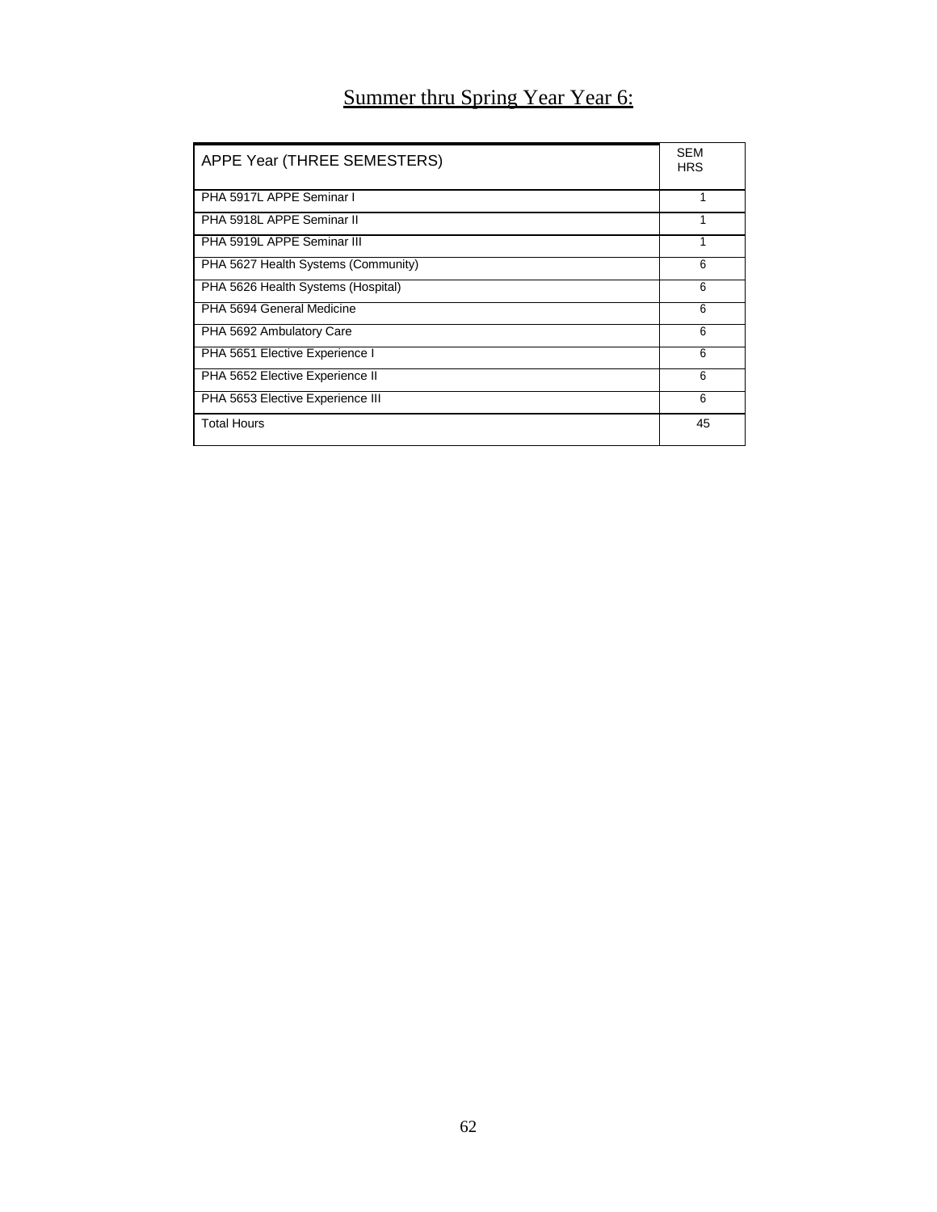<u>Summer thru Spring Year Year 6:</u>

| APPE Year (THREE SEMESTERS) | SEM HRS |
|---|---|
| PHA 5917L APPE Seminar I | 1 |
| PHA 5918L APPE Seminar II | 1 |
| PHA 5919L APPE Seminar III | 1 |
| PHA 5627 Health Systems (Community) | 6 |
| PHA 5626 Health Systems (Hospital) | 6 |
| PHA 5694 General Medicine | 6 |
| PHA 5692 Ambulatory Care | 6 |
| PHA 5651 Elective Experience I | 6 |
| PHA 5652 Elective Experience II | 6 |
| PHA 5653 Elective Experience III | 6 |
| Total Hours | 45 |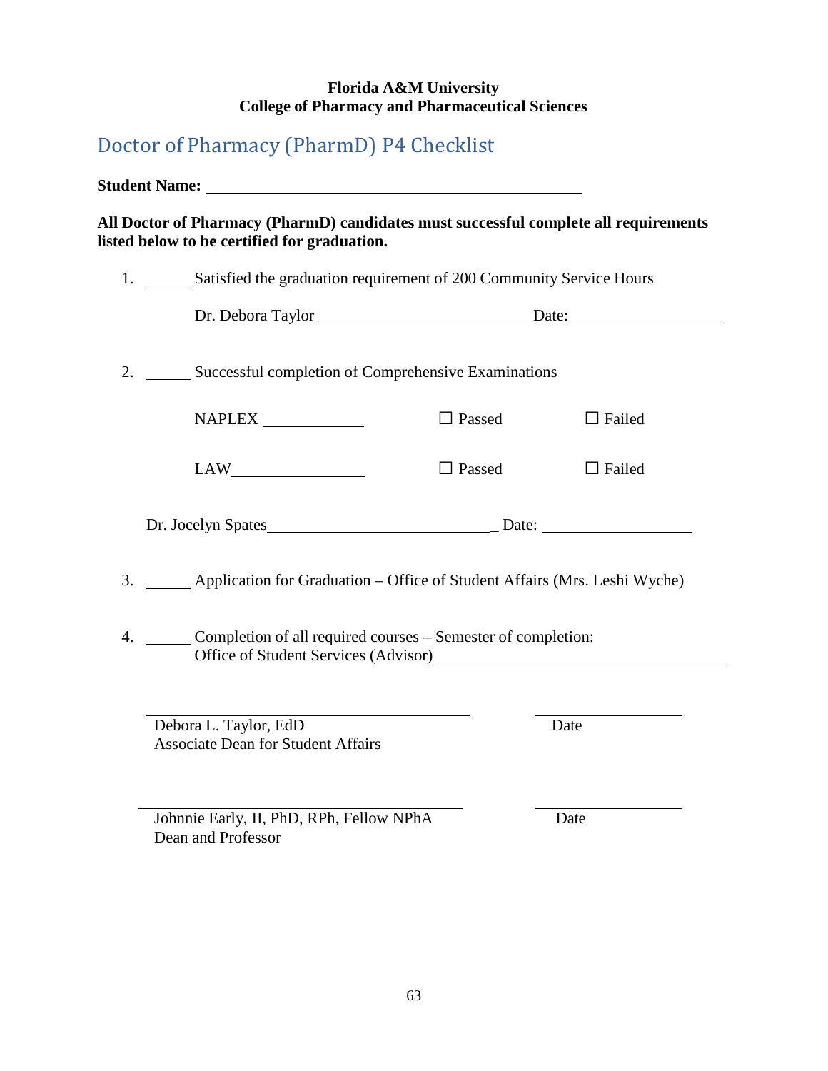**Florida A&M University**
**College of Pharmacy and Pharmaceutical Sciences**

## Doctor of Pharmacy (PharmD) P4 Checklist

**Student Name:** ________________________________________________

**All Doctor of Pharmacy (PharmD) candidates must successful complete all requirements listed below to be certified for graduation.**

1. ______ Satisfied the graduation requirement of 200 Community Service Hours

   Dr. Debora Taylor______________________________Date:____________________

2. ______ Successful completion of Comprehensive Examinations

   NAPLEX _____________ ☐ Passed ☐ Failed

   LAW________________ ☐ Passed ☐ Failed

   Dr. Jocelyn Spates______________________________ Date: ____________________

3. ______ Application for Graduation – Office of Student Affairs (Mrs. Leshi Wyche)

4. ______ Completion of all required courses – Semester of completion:
   Office of Student Services (Advisor)____________________________________

________________________________________ ____________________
Debora L. Taylor, EdD Date
Associate Dean for Student Affairs

________________________________________ ____________________
Johnnie Early, II, PhD, RPh, Fellow NPhA Date
Dean and Professor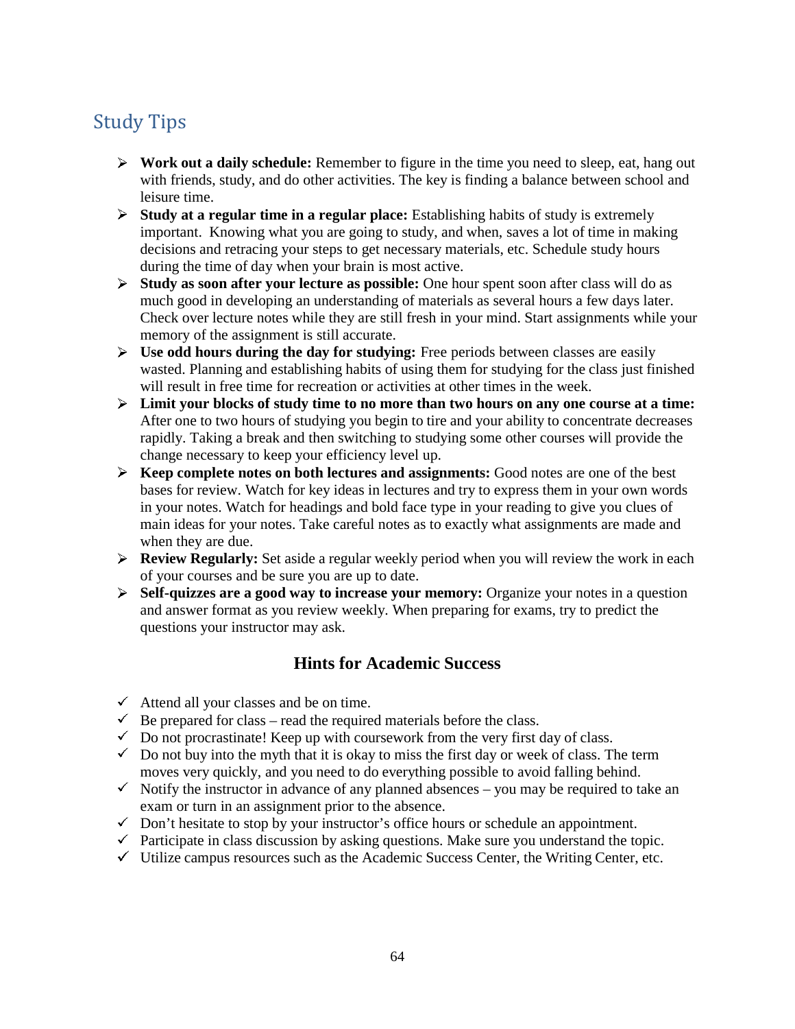## Study Tips

- **Work out a daily schedule:** Remember to figure in the time you need to sleep, eat, hang out with friends, study, and do other activities. The key is finding a balance between school and leisure time.
- **Study at a regular time in a regular place:** Establishing habits of study is extremely important. Knowing what you are going to study, and when, saves a lot of time in making decisions and retracing your steps to get necessary materials, etc. Schedule study hours during the time of day when your brain is most active.
- **Study as soon after your lecture as possible:** One hour spent soon after class will do as much good in developing an understanding of materials as several hours a few days later. Check over lecture notes while they are still fresh in your mind. Start assignments while your memory of the assignment is still accurate.
- **Use odd hours during the day for studying:** Free periods between classes are easily wasted. Planning and establishing habits of using them for studying for the class just finished will result in free time for recreation or activities at other times in the week.
- **Limit your blocks of study time to no more than two hours on any one course at a time:** After one to two hours of studying you begin to tire and your ability to concentrate decreases rapidly. Taking a break and then switching to studying some other courses will provide the change necessary to keep your efficiency level up.
- **Keep complete notes on both lectures and assignments:** Good notes are one of the best bases for review. Watch for key ideas in lectures and try to express them in your own words in your notes. Watch for headings and bold face type in your reading to give you clues of main ideas for your notes. Take careful notes as to exactly what assignments are made and when they are due.
- **Review Regularly:** Set aside a regular weekly period when you will review the work in each of your courses and be sure you are up to date.
- **Self-quizzes are a good way to increase your memory:** Organize your notes in a question and answer format as you review weekly. When preparing for exams, try to predict the questions your instructor may ask.

### Hints for Academic Success

- ✓ Attend all your classes and be on time.
- ✓ Be prepared for class – read the required materials before the class.
- ✓ Do not procrastinate! Keep up with coursework from the very first day of class.
- ✓ Do not buy into the myth that it is okay to miss the first day or week of class. The term moves very quickly, and you need to do everything possible to avoid falling behind.
- ✓ Notify the instructor in advance of any planned absences – you may be required to take an exam or turn in an assignment prior to the absence.
- ✓ Don't hesitate to stop by your instructor's office hours or schedule an appointment.
- ✓ Participate in class discussion by asking questions. Make sure you understand the topic.
- ✓ Utilize campus resources such as the Academic Success Center, the Writing Center, etc.